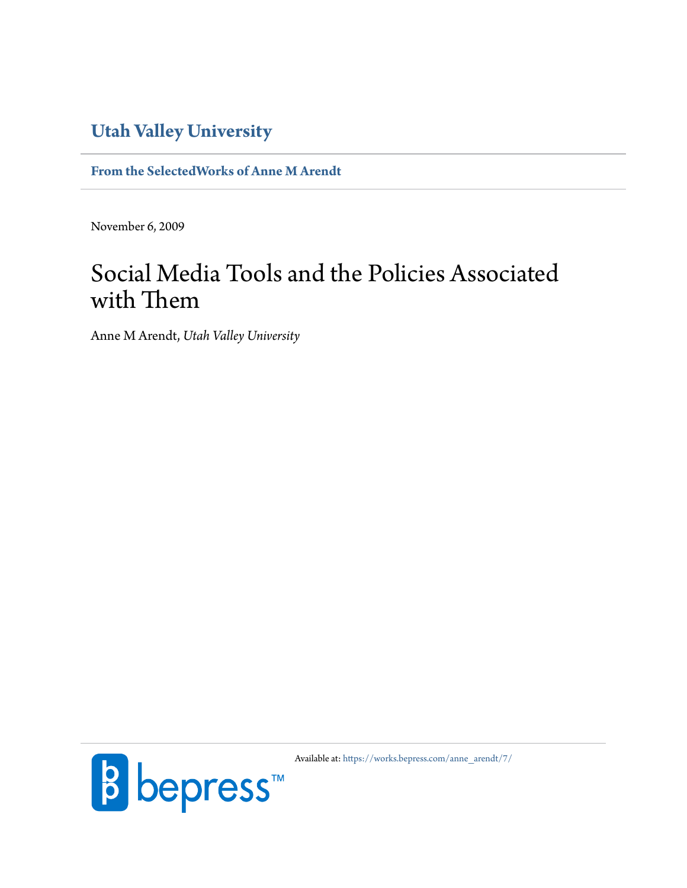**Utah Valley University**

**From the SelectedWorks of Anne M Arendt**

November 6, 2009

# Social Media Tools and the Policies Associated with Them

Anne M Arendt, *Utah Valley University*

Available at: https://works.bepress.com/anne_arendt/7/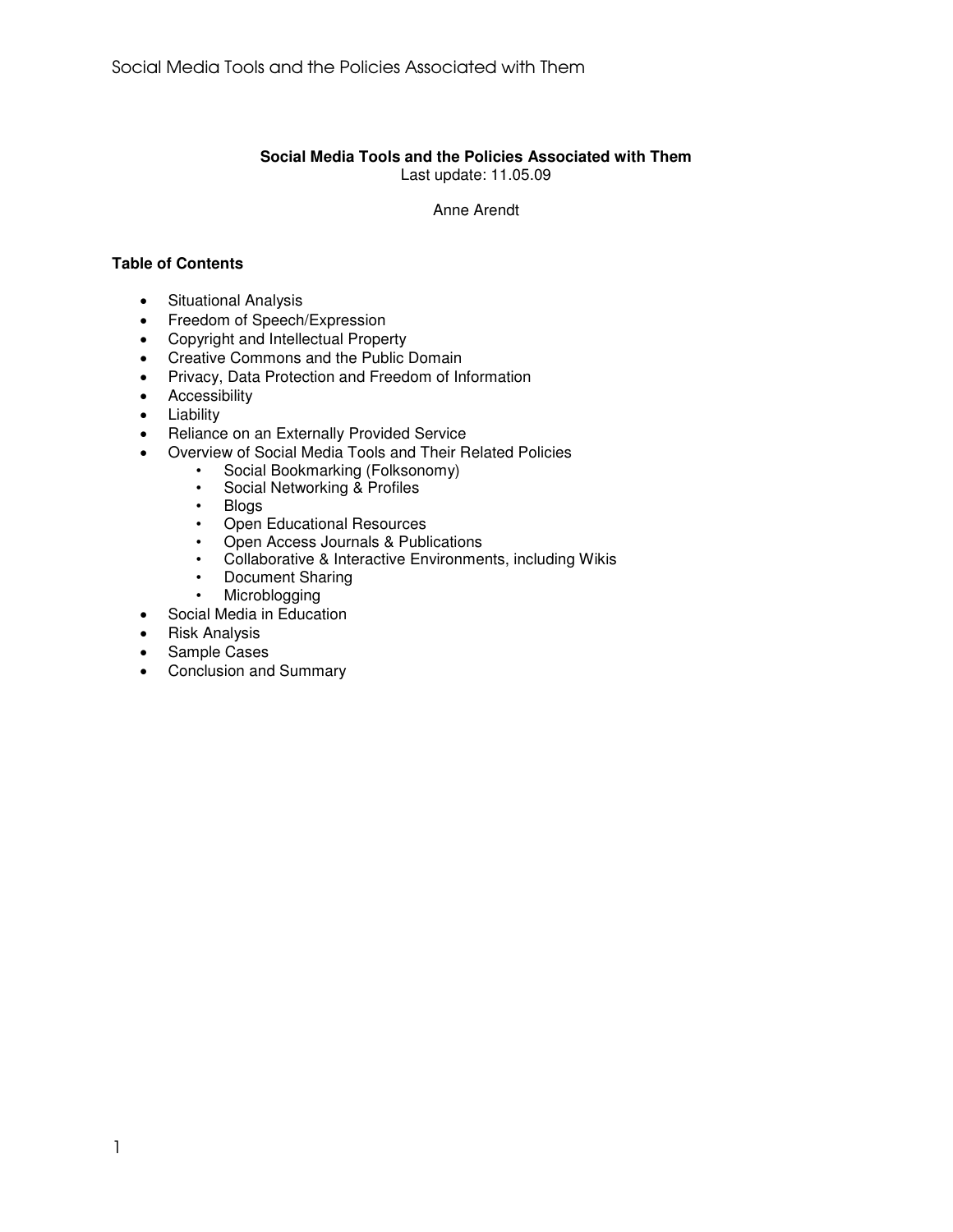**Social Media Tools and the Policies Associated with Them**

Last update: 11.05.09

Anne Arendt

**Table of Contents**

- Situational Analysis
- Freedom of Speech/Expression
- Copyright and Intellectual Property
- Creative Commons and the Public Domain
- Privacy, Data Protection and Freedom of Information
- Accessibility
- Liability
- Reliance on an Externally Provided Service
- Overview of Social Media Tools and Their Related Policies
  - Social Bookmarking (Folksonomy)
  - Social Networking & Profiles
  - Blogs
  - Open Educational Resources
  - Open Access Journals & Publications
  - Collaborative & Interactive Environments, including Wikis
  - Document Sharing
  - Microblogging
- Social Media in Education
- Risk Analysis
- Sample Cases
- Conclusion and Summary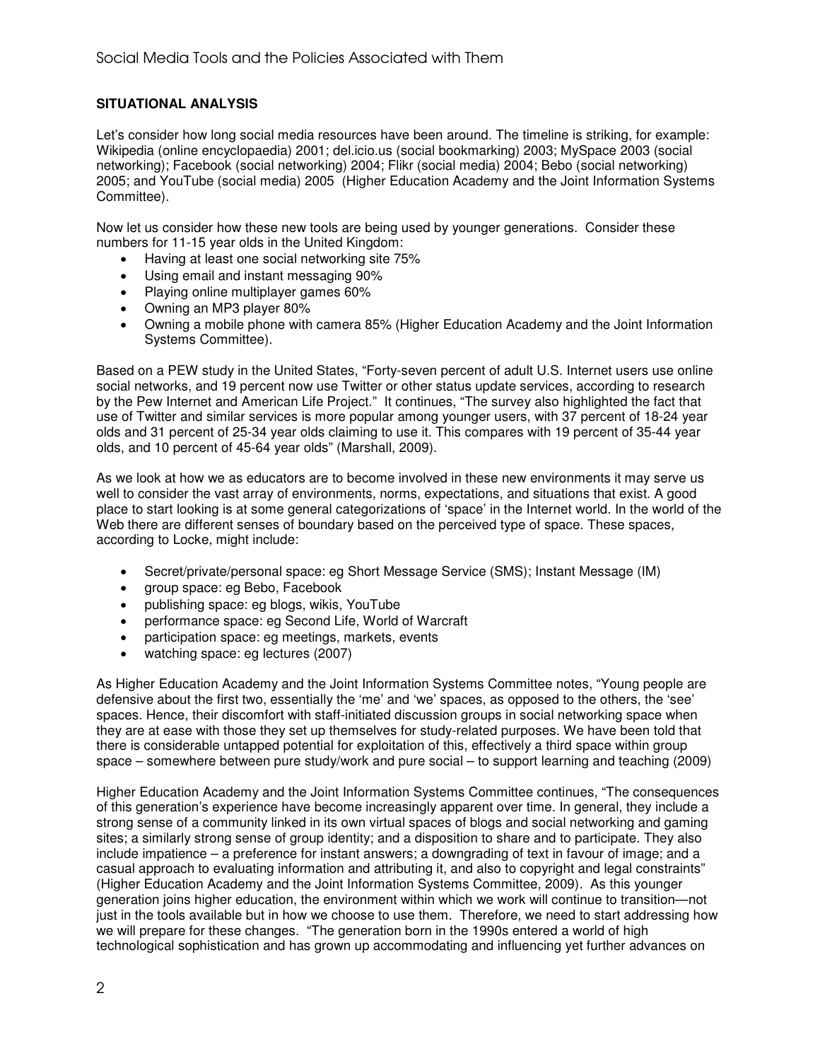**SITUATIONAL ANALYSIS**

Let's consider how long social media resources have been around. The timeline is striking, for example: Wikipedia (online encyclopaedia) 2001; del.icio.us (social bookmarking) 2003; MySpace 2003 (social networking); Facebook (social networking) 2004; Flikr (social media) 2004; Bebo (social networking) 2005; and YouTube (social media) 2005 (Higher Education Academy and the Joint Information Systems Committee).

Now let us consider how these new tools are being used by younger generations. Consider these numbers for 11-15 year olds in the United Kingdom:

- Having at least one social networking site 75%
- Using email and instant messaging 90%
- Playing online multiplayer games 60%
- Owning an MP3 player 80%
- Owning a mobile phone with camera 85% (Higher Education Academy and the Joint Information Systems Committee).

Based on a PEW study in the United States, "Forty-seven percent of adult U.S. Internet users use online social networks, and 19 percent now use Twitter or other status update services, according to research by the Pew Internet and American Life Project." It continues, "The survey also highlighted the fact that use of Twitter and similar services is more popular among younger users, with 37 percent of 18-24 year olds and 31 percent of 25-34 year olds claiming to use it. This compares with 19 percent of 35-44 year olds, and 10 percent of 45-64 year olds" (Marshall, 2009).

As we look at how we as educators are to become involved in these new environments it may serve us well to consider the vast array of environments, norms, expectations, and situations that exist. A good place to start looking is at some general categorizations of 'space' in the Internet world. In the world of the Web there are different senses of boundary based on the perceived type of space. These spaces, according to Locke, might include:

- Secret/private/personal space: eg Short Message Service (SMS); Instant Message (IM)
- group space: eg Bebo, Facebook
- publishing space: eg blogs, wikis, YouTube
- performance space: eg Second Life, World of Warcraft
- participation space: eg meetings, markets, events
- watching space: eg lectures (2007)

As Higher Education Academy and the Joint Information Systems Committee notes, "Young people are defensive about the first two, essentially the 'me' and 'we' spaces, as opposed to the others, the 'see' spaces. Hence, their discomfort with staff-initiated discussion groups in social networking space when they are at ease with those they set up themselves for study-related purposes. We have been told that there is considerable untapped potential for exploitation of this, effectively a third space within group space – somewhere between pure study/work and pure social – to support learning and teaching (2009)

Higher Education Academy and the Joint Information Systems Committee continues, "The consequences of this generation's experience have become increasingly apparent over time. In general, they include a strong sense of a community linked in its own virtual spaces of blogs and social networking and gaming sites; a similarly strong sense of group identity; and a disposition to share and to participate. They also include impatience – a preference for instant answers; a downgrading of text in favour of image; and a casual approach to evaluating information and attributing it, and also to copyright and legal constraints" (Higher Education Academy and the Joint Information Systems Committee, 2009). As this younger generation joins higher education, the environment within which we work will continue to transition—not just in the tools available but in how we choose to use them. Therefore, we need to start addressing how we will prepare for these changes. "The generation born in the 1990s entered a world of high technological sophistication and has grown up accommodating and influencing yet further advances on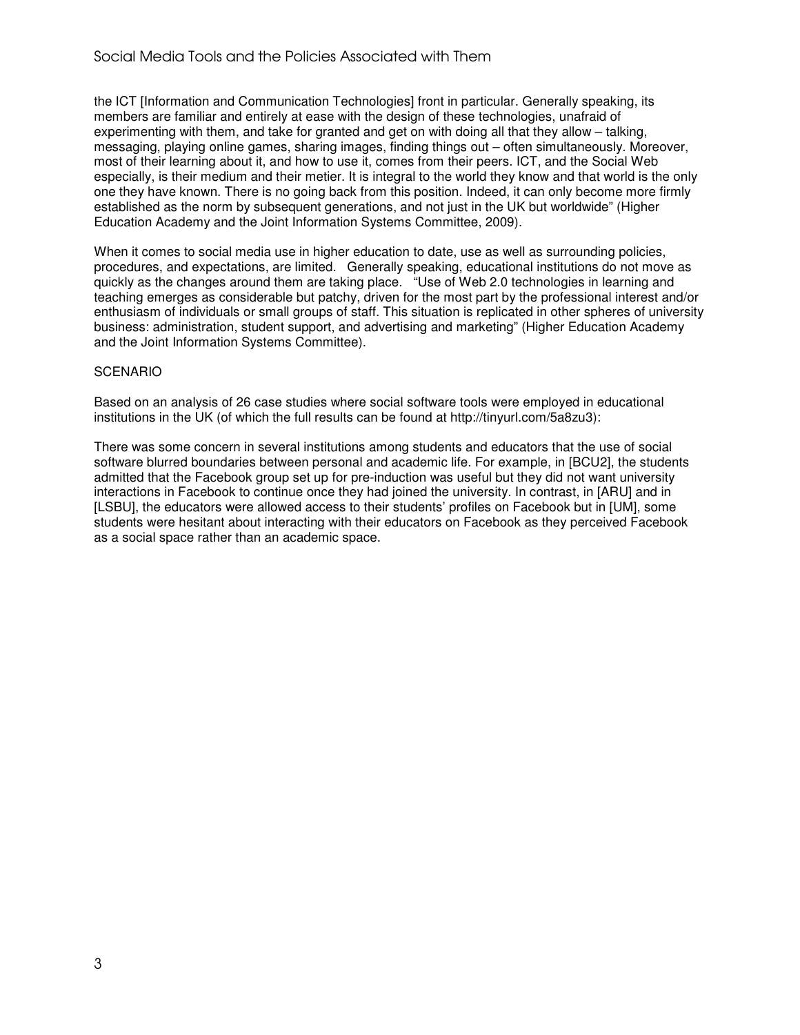the ICT [Information and Communication Technologies] front in particular. Generally speaking, its members are familiar and entirely at ease with the design of these technologies, unafraid of experimenting with them, and take for granted and get on with doing all that they allow – talking, messaging, playing online games, sharing images, finding things out – often simultaneously. Moreover, most of their learning about it, and how to use it, comes from their peers. ICT, and the Social Web especially, is their medium and their metier. It is integral to the world they know and that world is the only one they have known. There is no going back from this position. Indeed, it can only become more firmly established as the norm by subsequent generations, and not just in the UK but worldwide" (Higher Education Academy and the Joint Information Systems Committee, 2009).

When it comes to social media use in higher education to date, use as well as surrounding policies, procedures, and expectations, are limited. Generally speaking, educational institutions do not move as quickly as the changes around them are taking place. "Use of Web 2.0 technologies in learning and teaching emerges as considerable but patchy, driven for the most part by the professional interest and/or enthusiasm of individuals or small groups of staff. This situation is replicated in other spheres of university business: administration, student support, and advertising and marketing" (Higher Education Academy and the Joint Information Systems Committee).

SCENARIO

Based on an analysis of 26 case studies where social software tools were employed in educational institutions in the UK (of which the full results can be found at http://tinyurl.com/5a8zu3):

There was some concern in several institutions among students and educators that the use of social software blurred boundaries between personal and academic life. For example, in [BCU2], the students admitted that the Facebook group set up for pre-induction was useful but they did not want university interactions in Facebook to continue once they had joined the university. In contrast, in [ARU] and in [LSBU], the educators were allowed access to their students' profiles on Facebook but in [UM], some students were hesitant about interacting with their educators on Facebook as they perceived Facebook as a social space rather than an academic space.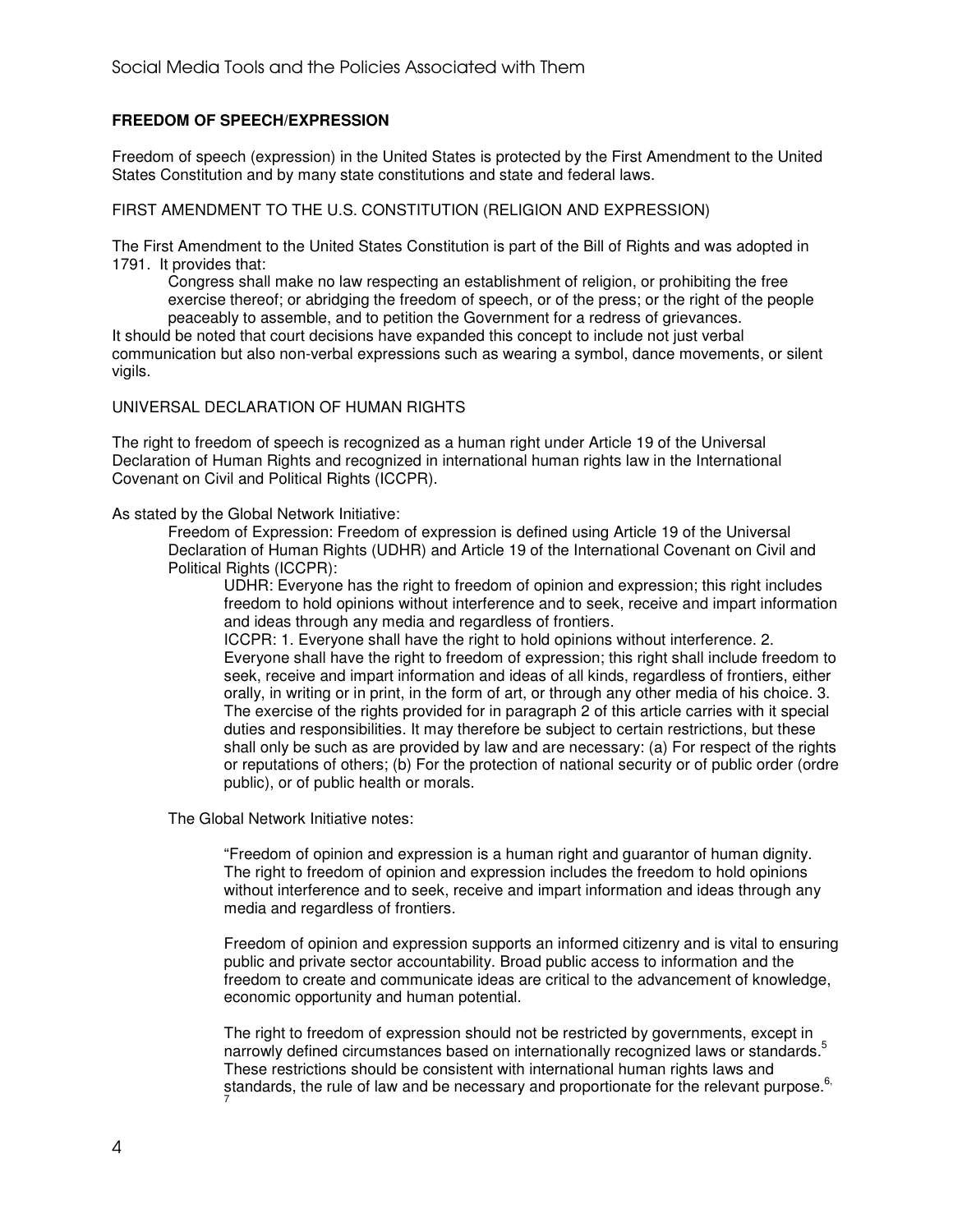## FREEDOM OF SPEECH/EXPRESSION

Freedom of speech (expression) in the United States is protected by the First Amendment to the United States Constitution and by many state constitutions and state and federal laws.

### FIRST AMENDMENT TO THE U.S. CONSTITUTION (RELIGION AND EXPRESSION)

The First Amendment to the United States Constitution is part of the Bill of Rights and was adopted in 1791. It provides that:

> Congress shall make no law respecting an establishment of religion, or prohibiting the free exercise thereof; or abridging the freedom of speech, or of the press; or the right of the people peaceably to assemble, and to petition the Government for a redress of grievances.

It should be noted that court decisions have expanded this concept to include not just verbal communication but also non-verbal expressions such as wearing a symbol, dance movements, or silent vigils.

### UNIVERSAL DECLARATION OF HUMAN RIGHTS

The right to freedom of speech is recognized as a human right under Article 19 of the Universal Declaration of Human Rights and recognized in international human rights law in the International Covenant on Civil and Political Rights (ICCPR).

As stated by the Global Network Initiative:

> Freedom of Expression: Freedom of expression is defined using Article 19 of the Universal Declaration of Human Rights (UDHR) and Article 19 of the International Covenant on Civil and Political Rights (ICCPR):
>
> > UDHR: Everyone has the right to freedom of opinion and expression; this right includes freedom to hold opinions without interference and to seek, receive and impart information and ideas through any media and regardless of frontiers.
> >
> > ICCPR: 1. Everyone shall have the right to hold opinions without interference. 2. Everyone shall have the right to freedom of expression; this right shall include freedom to seek, receive and impart information and ideas of all kinds, regardless of frontiers, either orally, in writing or in print, in the form of art, or through any other media of his choice. 3. The exercise of the rights provided for in paragraph 2 of this article carries with it special duties and responsibilities. It may therefore be subject to certain restrictions, but these shall only be such as are provided by law and are necessary: (a) For respect of the rights or reputations of others; (b) For the protection of national security or of public order (ordre public), or of public health or morals.
>
> The Global Network Initiative notes:
>
> > "Freedom of opinion and expression is a human right and guarantor of human dignity. The right to freedom of opinion and expression includes the freedom to hold opinions without interference and to seek, receive and impart information and ideas through any media and regardless of frontiers.
> >
> > Freedom of opinion and expression supports an informed citizenry and is vital to ensuring public and private sector accountability. Broad public access to information and the freedom to create and communicate ideas are critical to the advancement of knowledge, economic opportunity and human potential.
> >
> > The right to freedom of expression should not be restricted by governments, except in narrowly defined circumstances based on internationally recognized laws or standards.[5] These restrictions should be consistent with international human rights laws and standards, the rule of law and be necessary and proportionate for the relevant purpose.[6,7]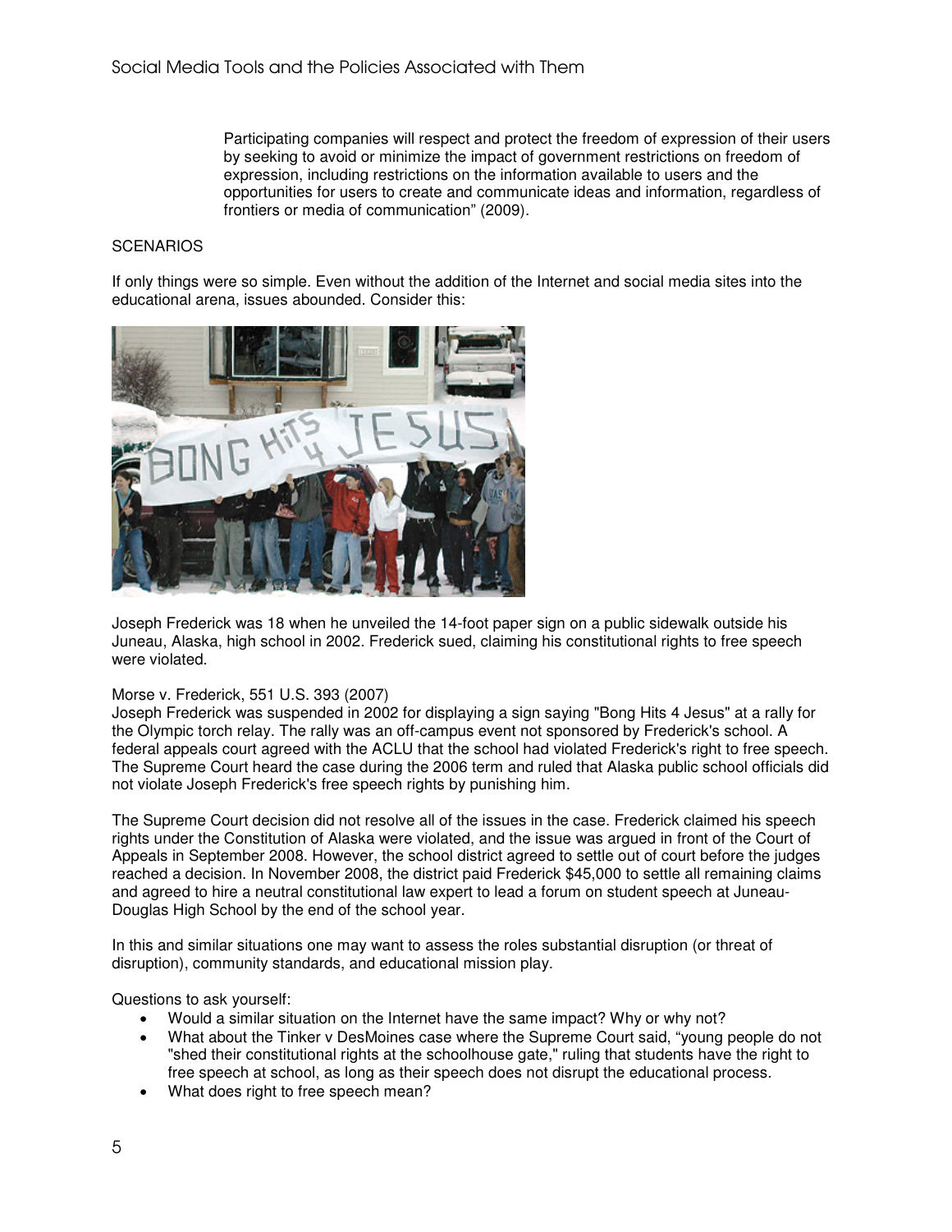Participating companies will respect and protect the freedom of expression of their users by seeking to avoid or minimize the impact of government restrictions on freedom of expression, including restrictions on the information available to users and the opportunities for users to create and communicate ideas and information, regardless of frontiers or media of communication" (2009).

## SCENARIOS

If only things were so simple. Even without the addition of the Internet and social media sites into the educational arena, issues abounded. Consider this:

Joseph Frederick was 18 when he unveiled the 14-foot paper sign on a public sidewalk outside his Juneau, Alaska, high school in 2002. Frederick sued, claiming his constitutional rights to free speech were violated.

Morse v. Frederick, 551 U.S. 393 (2007)
Joseph Frederick was suspended in 2002 for displaying a sign saying "Bong Hits 4 Jesus" at a rally for the Olympic torch relay. The rally was an off-campus event not sponsored by Frederick's school. A federal appeals court agreed with the ACLU that the school had violated Frederick's right to free speech. The Supreme Court heard the case during the 2006 term and ruled that Alaska public school officials did not violate Joseph Frederick's free speech rights by punishing him.

The Supreme Court decision did not resolve all of the issues in the case. Frederick claimed his speech rights under the Constitution of Alaska were violated, and the issue was argued in front of the Court of Appeals in September 2008. However, the school district agreed to settle out of court before the judges reached a decision. In November 2008, the district paid Frederick $45,000 to settle all remaining claims and agreed to hire a neutral constitutional law expert to lead a forum on student speech at Juneau-Douglas High School by the end of the school year.

In this and similar situations one may want to assess the roles substantial disruption (or threat of disruption), community standards, and educational mission play.

Questions to ask yourself:

- Would a similar situation on the Internet have the same impact? Why or why not?
- What about the Tinker v DesMoines case where the Supreme Court said, "young people do not "shed their constitutional rights at the schoolhouse gate," ruling that students have the right to free speech at school, as long as their speech does not disrupt the educational process.
- What does right to free speech mean?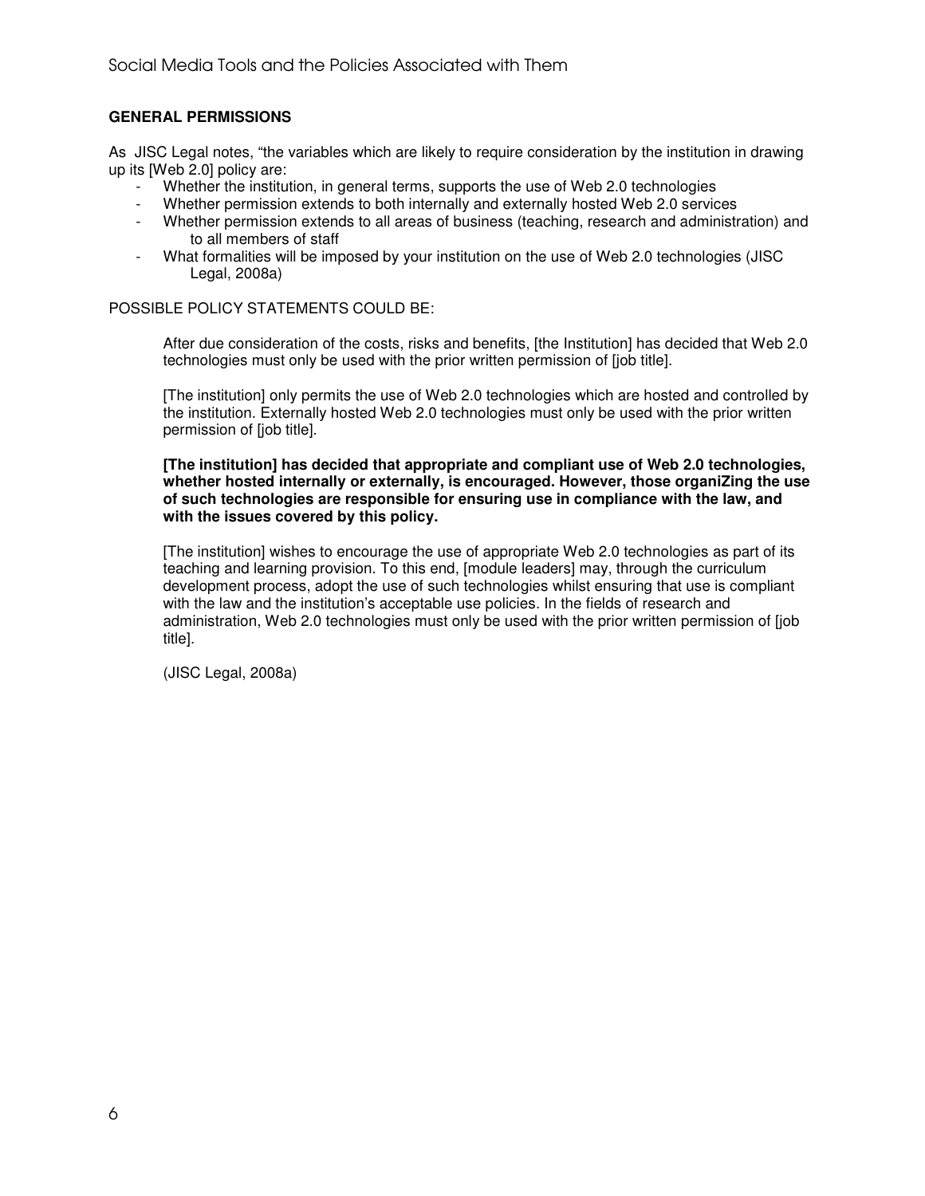## GENERAL PERMISSIONS

As JISC Legal notes, "the variables which are likely to require consideration by the institution in drawing up its [Web 2.0] policy are:

- Whether the institution, in general terms, supports the use of Web 2.0 technologies
- Whether permission extends to both internally and externally hosted Web 2.0 services
- Whether permission extends to all areas of business (teaching, research and administration) and to all members of staff
- What formalities will be imposed by your institution on the use of Web 2.0 technologies (JISC Legal, 2008a)

POSSIBLE POLICY STATEMENTS COULD BE:

> After due consideration of the costs, risks and benefits, [the Institution] has decided that Web 2.0 technologies must only be used with the prior written permission of [job title].
>
> [The institution] only permits the use of Web 2.0 technologies which are hosted and controlled by the institution. Externally hosted Web 2.0 technologies must only be used with the prior written permission of [job title].
>
> **[The institution] has decided that appropriate and compliant use of Web 2.0 technologies, whether hosted internally or externally, is encouraged. However, those organiZing the use of such technologies are responsible for ensuring use in compliance with the law, and with the issues covered by this policy.**
>
> [The institution] wishes to encourage the use of appropriate Web 2.0 technologies as part of its teaching and learning provision. To this end, [module leaders] may, through the curriculum development process, adopt the use of such technologies whilst ensuring that use is compliant with the law and the institution's acceptable use policies. In the fields of research and administration, Web 2.0 technologies must only be used with the prior written permission of [job title].
>
> (JISC Legal, 2008a)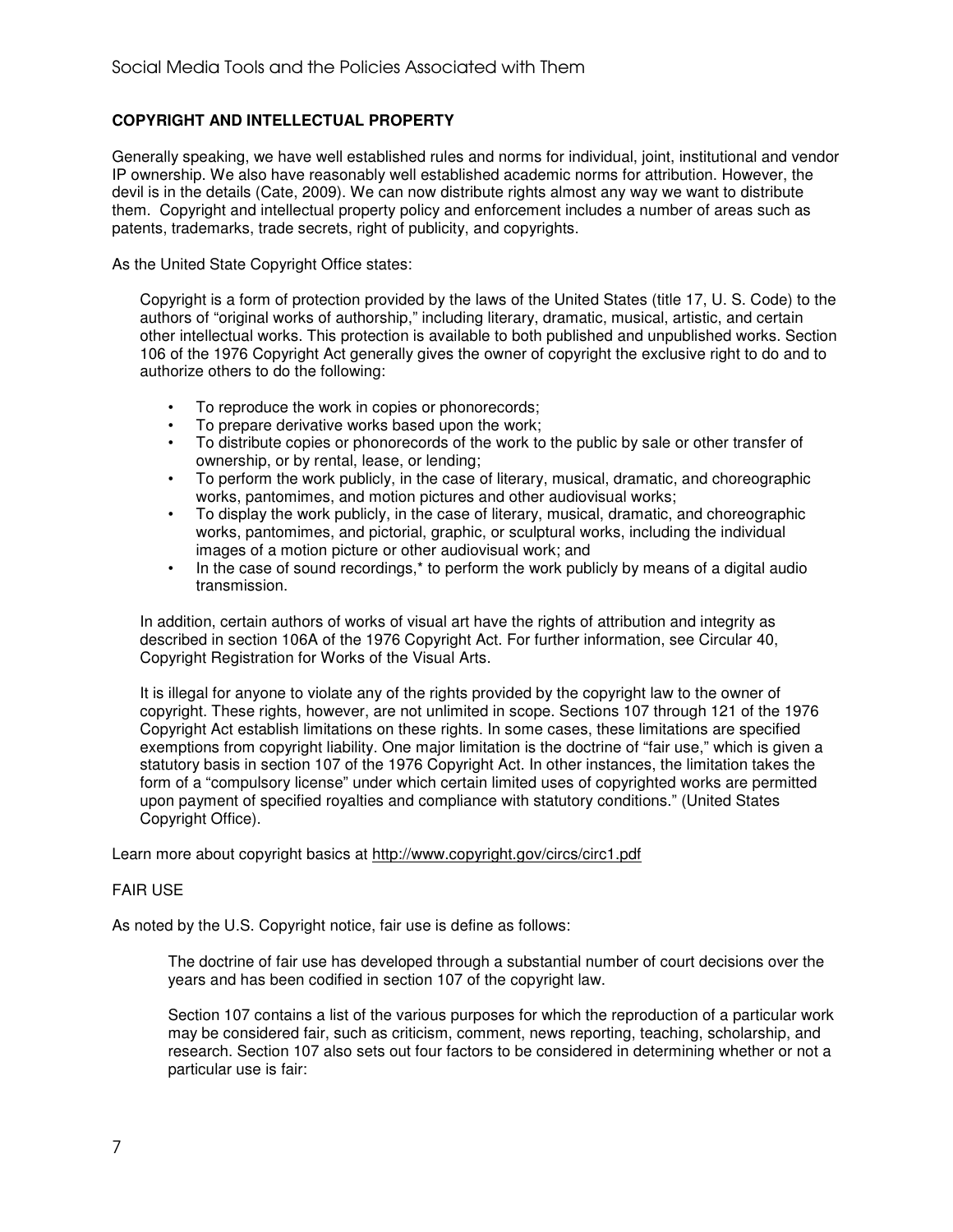## COPYRIGHT AND INTELLECTUAL PROPERTY

Generally speaking, we have well established rules and norms for individual, joint, institutional and vendor IP ownership. We also have reasonably well established academic norms for attribution. However, the devil is in the details (Cate, 2009). We can now distribute rights almost any way we want to distribute them. Copyright and intellectual property policy and enforcement includes a number of areas such as patents, trademarks, trade secrets, right of publicity, and copyrights.

As the United State Copyright Office states:

> Copyright is a form of protection provided by the laws of the United States (title 17, U. S. Code) to the authors of "original works of authorship," including literary, dramatic, musical, artistic, and certain other intellectual works. This protection is available to both published and unpublished works. Section 106 of the 1976 Copyright Act generally gives the owner of copyright the exclusive right to do and to authorize others to do the following:
>
> - To reproduce the work in copies or phonorecords;
> - To prepare derivative works based upon the work;
> - To distribute copies or phonorecords of the work to the public by sale or other transfer of ownership, or by rental, lease, or lending;
> - To perform the work publicly, in the case of literary, musical, dramatic, and choreographic works, pantomimes, and motion pictures and other audiovisual works;
> - To display the work publicly, in the case of literary, musical, dramatic, and choreographic works, pantomimes, and pictorial, graphic, or sculptural works, including the individual images of a motion picture or other audiovisual work; and
> - In the case of sound recordings,* to perform the work publicly by means of a digital audio transmission.
>
> In addition, certain authors of works of visual art have the rights of attribution and integrity as described in section 106A of the 1976 Copyright Act. For further information, see Circular 40, Copyright Registration for Works of the Visual Arts.
>
> It is illegal for anyone to violate any of the rights provided by the copyright law to the owner of copyright. These rights, however, are not unlimited in scope. Sections 107 through 121 of the 1976 Copyright Act establish limitations on these rights. In some cases, these limitations are specified exemptions from copyright liability. One major limitation is the doctrine of "fair use," which is given a statutory basis in section 107 of the 1976 Copyright Act. In other instances, the limitation takes the form of a "compulsory license" under which certain limited uses of copyrighted works are permitted upon payment of specified royalties and compliance with statutory conditions." (United States Copyright Office).

Learn more about copyright basics at http://www.copyright.gov/circs/circ1.pdf

### FAIR USE

As noted by the U.S. Copyright notice, fair use is define as follows:

> The doctrine of fair use has developed through a substantial number of court decisions over the years and has been codified in section 107 of the copyright law.
>
> Section 107 contains a list of the various purposes for which the reproduction of a particular work may be considered fair, such as criticism, comment, news reporting, teaching, scholarship, and research. Section 107 also sets out four factors to be considered in determining whether or not a particular use is fair: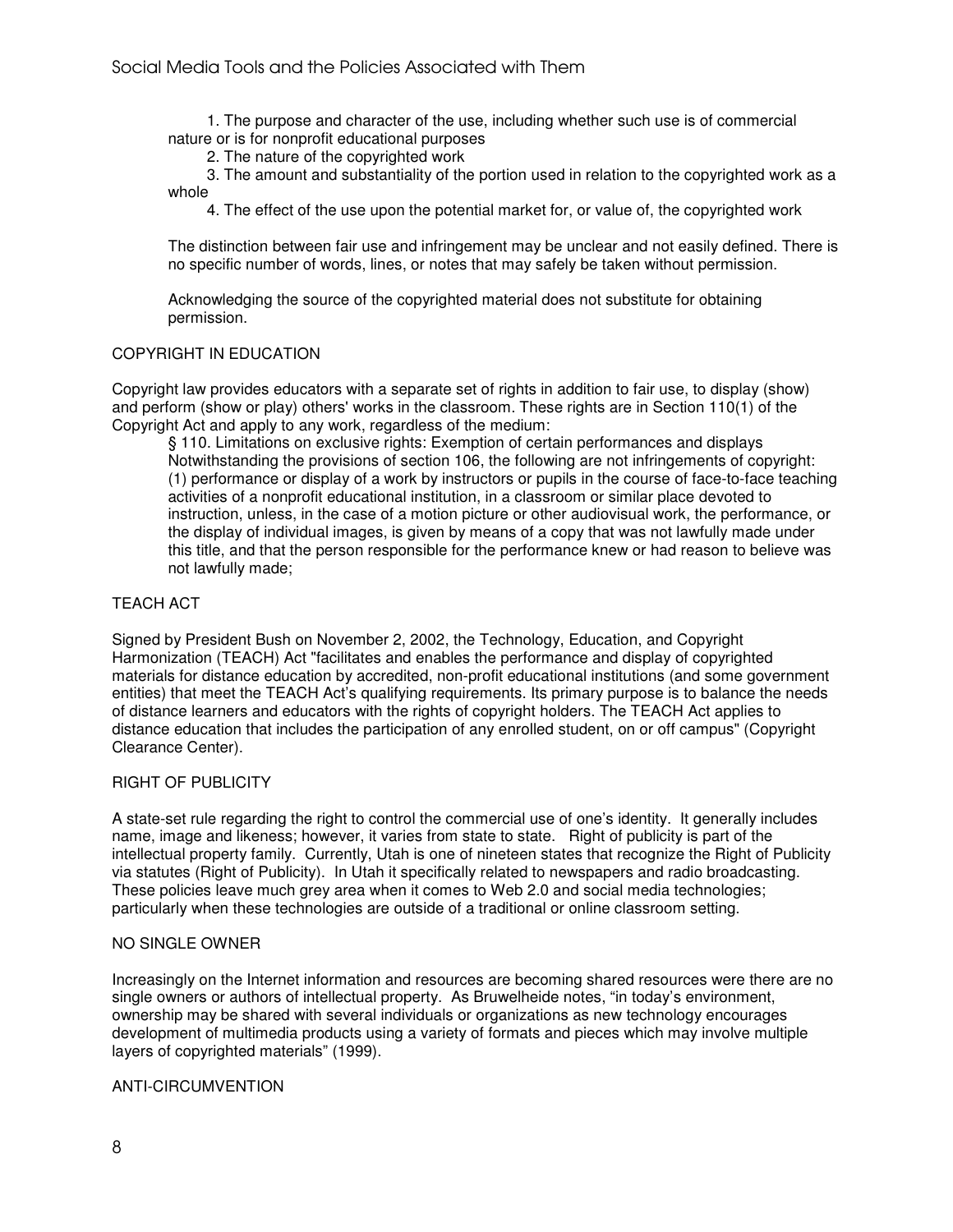1. The purpose and character of the use, including whether such use is of commercial nature or is for nonprofit educational purposes
2. The nature of the copyrighted work
3. The amount and substantiality of the portion used in relation to the copyrighted work as a whole
4. The effect of the use upon the potential market for, or value of, the copyrighted work

The distinction between fair use and infringement may be unclear and not easily defined. There is no specific number of words, lines, or notes that may safely be taken without permission.

Acknowledging the source of the copyrighted material does not substitute for obtaining permission.

## COPYRIGHT IN EDUCATION

Copyright law provides educators with a separate set of rights in addition to fair use, to display (show) and perform (show or play) others' works in the classroom. These rights are in Section 110(1) of the Copyright Act and apply to any work, regardless of the medium:

> § 110. Limitations on exclusive rights: Exemption of certain performances and displays
> Notwithstanding the provisions of section 106, the following are not infringements of copyright:
> (1) performance or display of a work by instructors or pupils in the course of face-to-face teaching activities of a nonprofit educational institution, in a classroom or similar place devoted to instruction, unless, in the case of a motion picture or other audiovisual work, the performance, or the display of individual images, is given by means of a copy that was not lawfully made under this title, and that the person responsible for the performance knew or had reason to believe was not lawfully made;

## TEACH ACT

Signed by President Bush on November 2, 2002, the Technology, Education, and Copyright Harmonization (TEACH) Act "facilitates and enables the performance and display of copyrighted materials for distance education by accredited, non-profit educational institutions (and some government entities) that meet the TEACH Act's qualifying requirements. Its primary purpose is to balance the needs of distance learners and educators with the rights of copyright holders. The TEACH Act applies to distance education that includes the participation of any enrolled student, on or off campus" (Copyright Clearance Center).

## RIGHT OF PUBLICITY

A state-set rule regarding the right to control the commercial use of one's identity. It generally includes name, image and likeness; however, it varies from state to state. Right of publicity is part of the intellectual property family. Currently, Utah is one of nineteen states that recognize the Right of Publicity via statutes (Right of Publicity). In Utah it specifically related to newspapers and radio broadcasting. These policies leave much grey area when it comes to Web 2.0 and social media technologies; particularly when these technologies are outside of a traditional or online classroom setting.

## NO SINGLE OWNER

Increasingly on the Internet information and resources are becoming shared resources were there are no single owners or authors of intellectual property. As Bruwelheide notes, "in today's environment, ownership may be shared with several individuals or organizations as new technology encourages development of multimedia products using a variety of formats and pieces which may involve multiple layers of copyrighted materials" (1999).

## ANTI-CIRCUMVENTION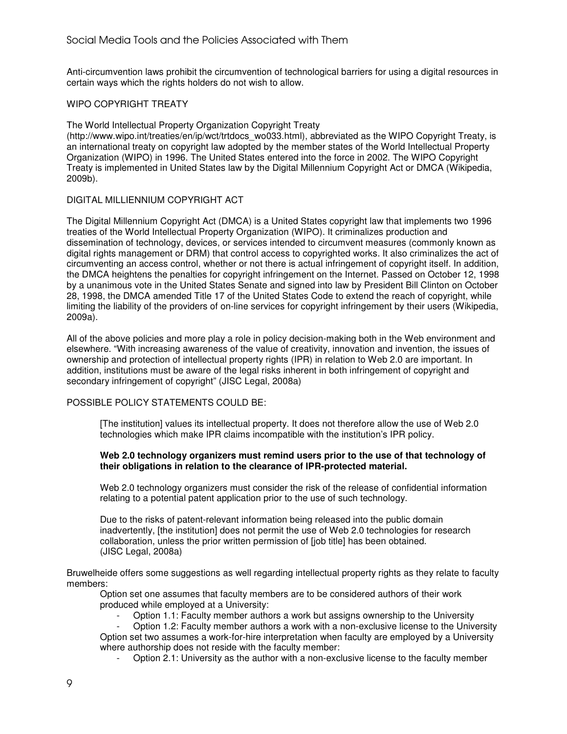Anti-circumvention laws prohibit the circumvention of technological barriers for using a digital resources in certain ways which the rights holders do not wish to allow.

## WIPO COPYRIGHT TREATY

The World Intellectual Property Organization Copyright Treaty (http://www.wipo.int/treaties/en/ip/wct/trtdocs_wo033.html), abbreviated as the WIPO Copyright Treaty, is an international treaty on copyright law adopted by the member states of the World Intellectual Property Organization (WIPO) in 1996. The United States entered into the force in 2002. The WIPO Copyright Treaty is implemented in United States law by the Digital Millennium Copyright Act or DMCA (Wikipedia, 2009b).

## DIGITAL MILLIENNIUM COPYRIGHT ACT

The Digital Millennium Copyright Act (DMCA) is a United States copyright law that implements two 1996 treaties of the World Intellectual Property Organization (WIPO). It criminalizes production and dissemination of technology, devices, or services intended to circumvent measures (commonly known as digital rights management or DRM) that control access to copyrighted works. It also criminalizes the act of circumventing an access control, whether or not there is actual infringement of copyright itself. In addition, the DMCA heightens the penalties for copyright infringement on the Internet. Passed on October 12, 1998 by a unanimous vote in the United States Senate and signed into law by President Bill Clinton on October 28, 1998, the DMCA amended Title 17 of the United States Code to extend the reach of copyright, while limiting the liability of the providers of on-line services for copyright infringement by their users (Wikipedia, 2009a).

All of the above policies and more play a role in policy decision-making both in the Web environment and elsewhere. "With increasing awareness of the value of creativity, innovation and invention, the issues of ownership and protection of intellectual property rights (IPR) in relation to Web 2.0 are important. In addition, institutions must be aware of the legal risks inherent in both infringement of copyright and secondary infringement of copyright" (JISC Legal, 2008a)

## POSSIBLE POLICY STATEMENTS COULD BE:

> [The institution] values its intellectual property. It does not therefore allow the use of Web 2.0 technologies which make IPR claims incompatible with the institution's IPR policy.
>
> **Web 2.0 technology organizers must remind users prior to the use of that technology of their obligations in relation to the clearance of IPR-protected material.**
>
> Web 2.0 technology organizers must consider the risk of the release of confidential information relating to a potential patent application prior to the use of such technology.
>
> Due to the risks of patent-relevant information being released into the public domain inadvertently, [the institution] does not permit the use of Web 2.0 technologies for research collaboration, unless the prior written permission of [job title] has been obtained. (JISC Legal, 2008a)

Bruwelheide offers some suggestions as well regarding intellectual property rights as they relate to faculty members:

Option set one assumes that faculty members are to be considered authors of their work produced while employed at a University:

- Option 1.1: Faculty member authors a work but assigns ownership to the University
- Option 1.2: Faculty member authors a work with a non-exclusive license to the University

Option set two assumes a work-for-hire interpretation when faculty are employed by a University where authorship does not reside with the faculty member:

- Option 2.1: University as the author with a non-exclusive license to the faculty member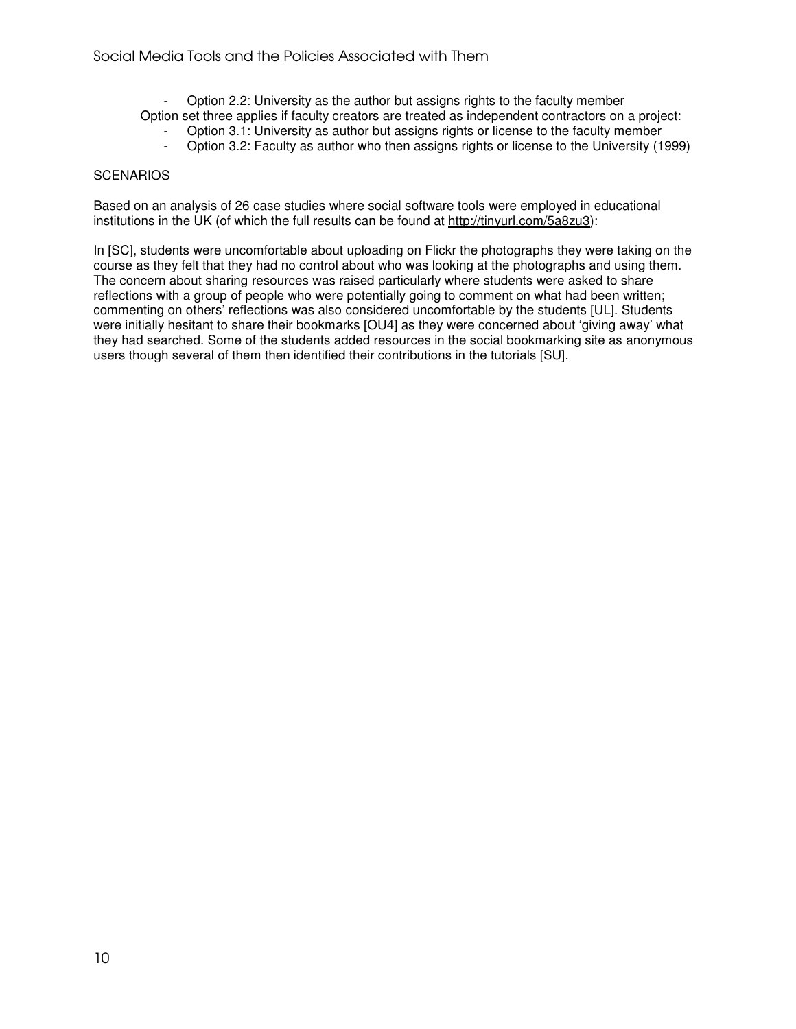- Option 2.2: University as the author but assigns rights to the faculty member

Option set three applies if faculty creators are treated as independent contractors on a project:

- Option 3.1: University as author but assigns rights or license to the faculty member
- Option 3.2: Faculty as author who then assigns rights or license to the University (1999)

## SCENARIOS

Based on an analysis of 26 case studies where social software tools were employed in educational institutions in the UK (of which the full results can be found at http://tinyurl.com/5a8zu3):

In [SC], students were uncomfortable about uploading on Flickr the photographs they were taking on the course as they felt that they had no control about who was looking at the photographs and using them. The concern about sharing resources was raised particularly where students were asked to share reflections with a group of people who were potentially going to comment on what had been written; commenting on others' reflections was also considered uncomfortable by the students [UL]. Students were initially hesitant to share their bookmarks [OU4] as they were concerned about 'giving away' what they had searched. Some of the students added resources in the social bookmarking site as anonymous users though several of them then identified their contributions in the tutorials [SU].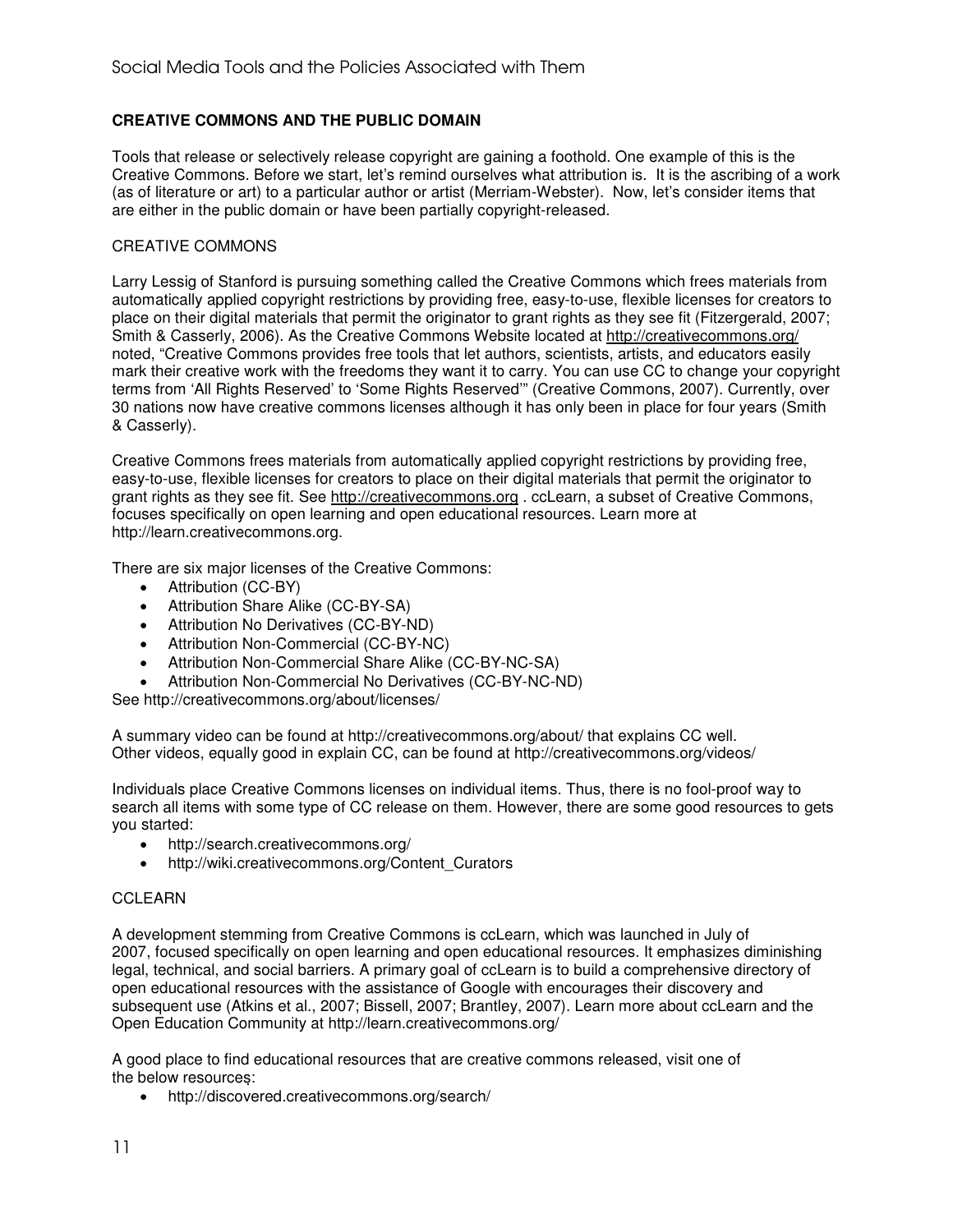## CREATIVE COMMONS AND THE PUBLIC DOMAIN

Tools that release or selectively release copyright are gaining a foothold. One example of this is the Creative Commons. Before we start, let's remind ourselves what attribution is. It is the ascribing of a work (as of literature or art) to a particular author or artist (Merriam-Webster). Now, let's consider items that are either in the public domain or have been partially copyright-released.

### CREATIVE COMMONS

Larry Lessig of Stanford is pursuing something called the Creative Commons which frees materials from automatically applied copyright restrictions by providing free, easy-to-use, flexible licenses for creators to place on their digital materials that permit the originator to grant rights as they see fit (Fitzergerald, 2007; Smith & Casserly, 2006). As the Creative Commons Website located at http://creativecommons.org/ noted, "Creative Commons provides free tools that let authors, scientists, artists, and educators easily mark their creative work with the freedoms they want it to carry. You can use CC to change your copyright terms from 'All Rights Reserved' to 'Some Rights Reserved'" (Creative Commons, 2007). Currently, over 30 nations now have creative commons licenses although it has only been in place for four years (Smith & Casserly).

Creative Commons frees materials from automatically applied copyright restrictions by providing free, easy-to-use, flexible licenses for creators to place on their digital materials that permit the originator to grant rights as they see fit. See http://creativecommons.org . ccLearn, a subset of Creative Commons, focuses specifically on open learning and open educational resources. Learn more at http://learn.creativecommons.org.

There are six major licenses of the Creative Commons:

- Attribution (CC-BY)
- Attribution Share Alike (CC-BY-SA)
- Attribution No Derivatives (CC-BY-ND)
- Attribution Non-Commercial (CC-BY-NC)
- Attribution Non-Commercial Share Alike (CC-BY-NC-SA)
- Attribution Non-Commercial No Derivatives (CC-BY-NC-ND)

See http://creativecommons.org/about/licenses/

A summary video can be found at http://creativecommons.org/about/ that explains CC well. Other videos, equally good in explain CC, can be found at http://creativecommons.org/videos/

Individuals place Creative Commons licenses on individual items. Thus, there is no fool-proof way to search all items with some type of CC release on them. However, there are some good resources to gets you started:

- http://search.creativecommons.org/
- http://wiki.creativecommons.org/Content_Curators

### CCLEARN

A development stemming from Creative Commons is ccLearn, which was launched in July of 2007, focused specifically on open learning and open educational resources. It emphasizes diminishing legal, technical, and social barriers. A primary goal of ccLearn is to build a comprehensive directory of open educational resources with the assistance of Google with encourages their discovery and subsequent use (Atkins et al., 2007; Bissell, 2007; Brantley, 2007). Learn more about ccLearn and the Open Education Community at http://learn.creativecommons.org/

A good place to find educational resources that are creative commons released, visit one of the below resources:

- http://discovered.creativecommons.org/search/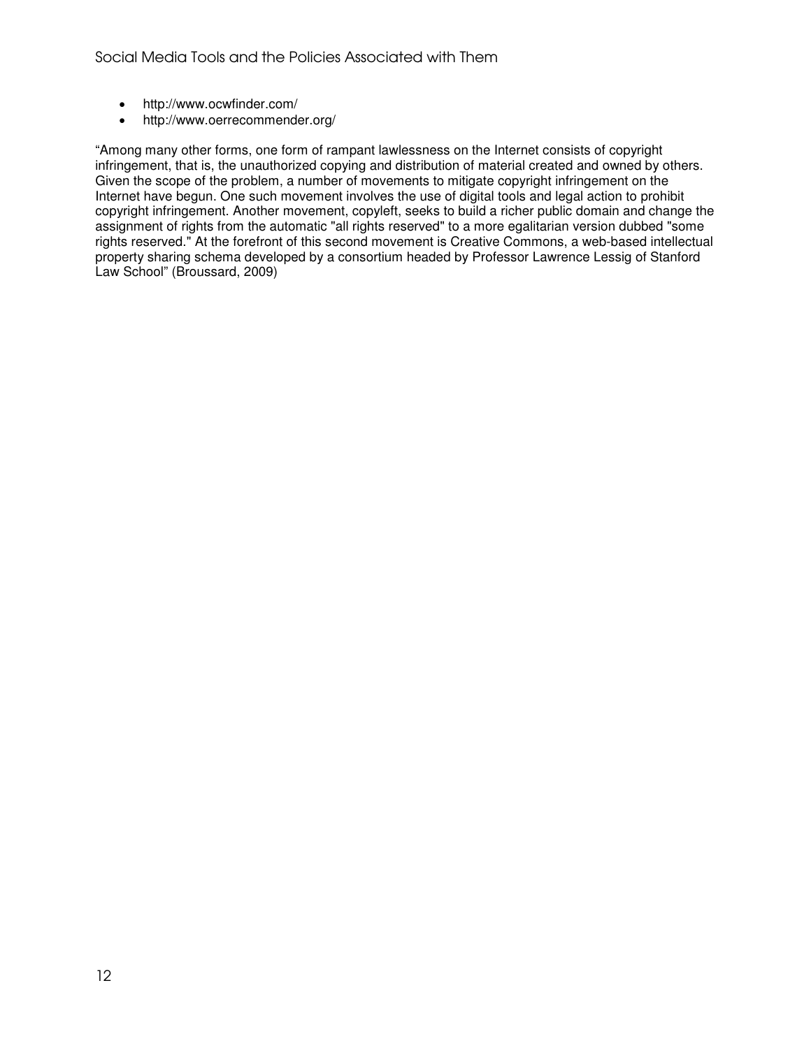- http://www.ocwfinder.com/
- http://www.oerrecommender.org/

“Among many other forms, one form of rampant lawlessness on the Internet consists of copyright infringement, that is, the unauthorized copying and distribution of material created and owned by others. Given the scope of the problem, a number of movements to mitigate copyright infringement on the Internet have begun. One such movement involves the use of digital tools and legal action to prohibit copyright infringement. Another movement, copyleft, seeks to build a richer public domain and change the assignment of rights from the automatic "all rights reserved" to a more egalitarian version dubbed "some rights reserved." At the forefront of this second movement is Creative Commons, a web-based intellectual property sharing schema developed by a consortium headed by Professor Lawrence Lessig of Stanford Law School” (Broussard, 2009)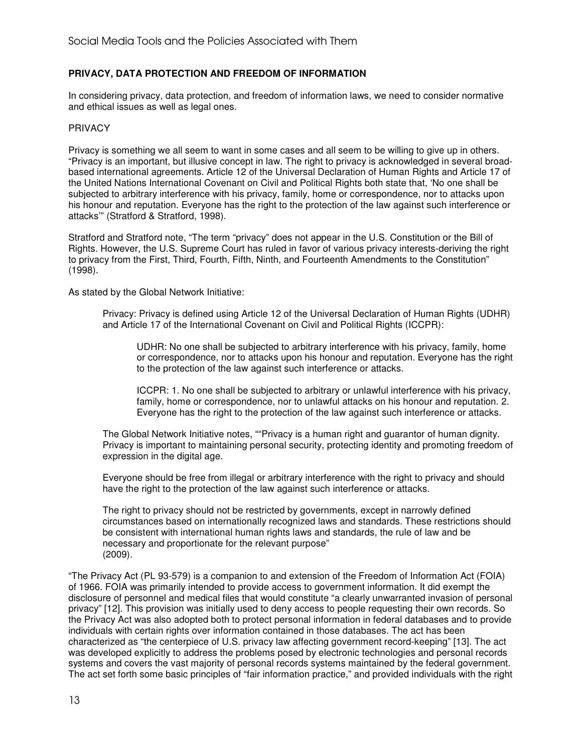## PRIVACY, DATA PROTECTION AND FREEDOM OF INFORMATION

In considering privacy, data protection, and freedom of information laws, we need to consider normative and ethical issues as well as legal ones.

### PRIVACY

Privacy is something we all seem to want in some cases and all seem to be willing to give up in others. "Privacy is an important, but illusive concept in law. The right to privacy is acknowledged in several broad-based international agreements. Article 12 of the Universal Declaration of Human Rights and Article 17 of the United Nations International Covenant on Civil and Political Rights both state that, 'No one shall be subjected to arbitrary interference with his privacy, family, home or correspondence, nor to attacks upon his honour and reputation. Everyone has the right to the protection of the law against such interference or attacks'" (Stratford & Stratford, 1998).

Stratford and Stratford note, "The term "privacy" does not appear in the U.S. Constitution or the Bill of Rights. However, the U.S. Supreme Court has ruled in favor of various privacy interests-deriving the right to privacy from the First, Third, Fourth, Fifth, Ninth, and Fourteenth Amendments to the Constitution" (1998).

As stated by the Global Network Initiative:

> Privacy: Privacy is defined using Article 12 of the Universal Declaration of Human Rights (UDHR) and Article 17 of the International Covenant on Civil and Political Rights (ICCPR):
>
> > UDHR: No one shall be subjected to arbitrary interference with his privacy, family, home or correspondence, nor to attacks upon his honour and reputation. Everyone has the right to the protection of the law against such interference or attacks.
> >
> > ICCPR: 1. No one shall be subjected to arbitrary or unlawful interference with his privacy, family, home or correspondence, nor to unlawful attacks on his honour and reputation. 2. Everyone has the right to the protection of the law against such interference or attacks.
>
> The Global Network Initiative notes, ""Privacy is a human right and guarantor of human dignity. Privacy is important to maintaining personal security, protecting identity and promoting freedom of expression in the digital age.
>
> Everyone should be free from illegal or arbitrary interference with the right to privacy and should have the right to the protection of the law against such interference or attacks.
>
> The right to privacy should not be restricted by governments, except in narrowly defined circumstances based on internationally recognized laws and standards. These restrictions should be consistent with international human rights laws and standards, the rule of law and be necessary and proportionate for the relevant purpose"
> (2009).

"The Privacy Act (PL 93-579) is a companion to and extension of the Freedom of Information Act (FOIA) of 1966. FOIA was primarily intended to provide access to government information. It did exempt the disclosure of personnel and medical files that would constitute "a clearly unwarranted invasion of personal privacy" [12]. This provision was initially used to deny access to people requesting their own records. So the Privacy Act was also adopted both to protect personal information in federal databases and to provide individuals with certain rights over information contained in those databases. The act has been characterized as "the centerpiece of U.S. privacy law affecting government record-keeping" [13]. The act was developed explicitly to address the problems posed by electronic technologies and personal records systems and covers the vast majority of personal records systems maintained by the federal government. The act set forth some basic principles of "fair information practice," and provided individuals with the right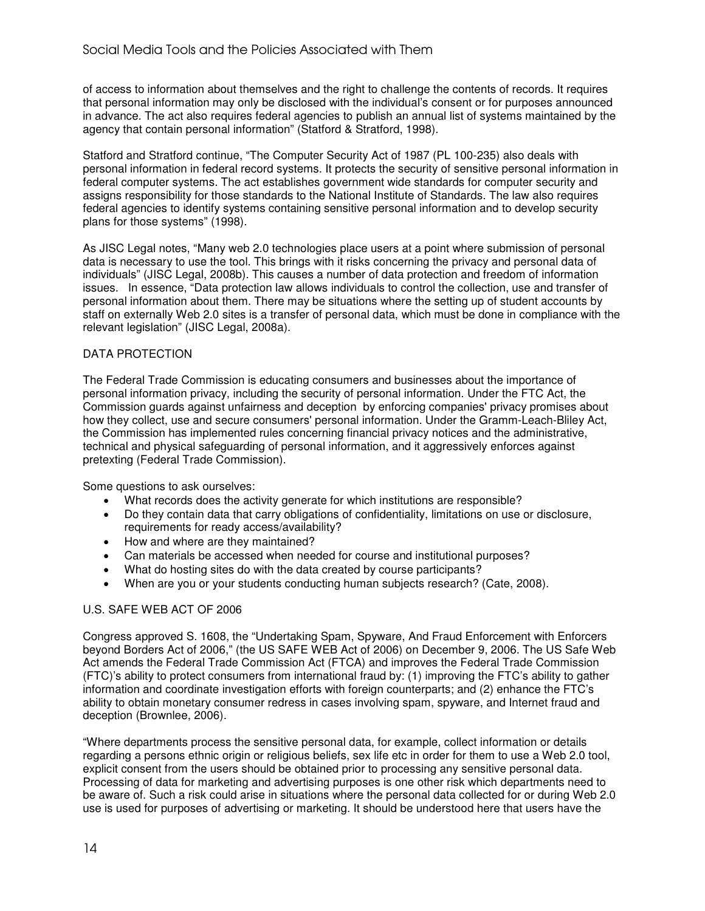of access to information about themselves and the right to challenge the contents of records. It requires that personal information may only be disclosed with the individual's consent or for purposes announced in advance. The act also requires federal agencies to publish an annual list of systems maintained by the agency that contain personal information" (Statford & Stratford, 1998).

Statford and Stratford continue, "The Computer Security Act of 1987 (PL 100-235) also deals with personal information in federal record systems. It protects the security of sensitive personal information in federal computer systems. The act establishes government wide standards for computer security and assigns responsibility for those standards to the National Institute of Standards. The law also requires federal agencies to identify systems containing sensitive personal information and to develop security plans for those systems" (1998).

As JISC Legal notes, "Many web 2.0 technologies place users at a point where submission of personal data is necessary to use the tool. This brings with it risks concerning the privacy and personal data of individuals" (JISC Legal, 2008b). This causes a number of data protection and freedom of information issues. In essence, "Data protection law allows individuals to control the collection, use and transfer of personal information about them. There may be situations where the setting up of student accounts by staff on externally Web 2.0 sites is a transfer of personal data, which must be done in compliance with the relevant legislation" (JISC Legal, 2008a).

## DATA PROTECTION

The Federal Trade Commission is educating consumers and businesses about the importance of personal information privacy, including the security of personal information. Under the FTC Act, the Commission guards against unfairness and deception by enforcing companies' privacy promises about how they collect, use and secure consumers' personal information. Under the Gramm-Leach-Bliley Act, the Commission has implemented rules concerning financial privacy notices and the administrative, technical and physical safeguarding of personal information, and it aggressively enforces against pretexting (Federal Trade Commission).

Some questions to ask ourselves:

- What records does the activity generate for which institutions are responsible?
- Do they contain data that carry obligations of confidentiality, limitations on use or disclosure, requirements for ready access/availability?
- How and where are they maintained?
- Can materials be accessed when needed for course and institutional purposes?
- What do hosting sites do with the data created by course participants?
- When are you or your students conducting human subjects research? (Cate, 2008).

## U.S. SAFE WEB ACT OF 2006

Congress approved S. 1608, the "Undertaking Spam, Spyware, And Fraud Enforcement with Enforcers beyond Borders Act of 2006," (the US SAFE WEB Act of 2006) on December 9, 2006. The US Safe Web Act amends the Federal Trade Commission Act (FTCA) and improves the Federal Trade Commission (FTC)'s ability to protect consumers from international fraud by: (1) improving the FTC's ability to gather information and coordinate investigation efforts with foreign counterparts; and (2) enhance the FTC's ability to obtain monetary consumer redress in cases involving spam, spyware, and Internet fraud and deception (Brownlee, 2006).

"Where departments process the sensitive personal data, for example, collect information or details regarding a persons ethnic origin or religious beliefs, sex life etc in order for them to use a Web 2.0 tool, explicit consent from the users should be obtained prior to processing any sensitive personal data. Processing of data for marketing and advertising purposes is one other risk which departments need to be aware of. Such a risk could arise in situations where the personal data collected for or during Web 2.0 use is used for purposes of advertising or marketing. It should be understood here that users have the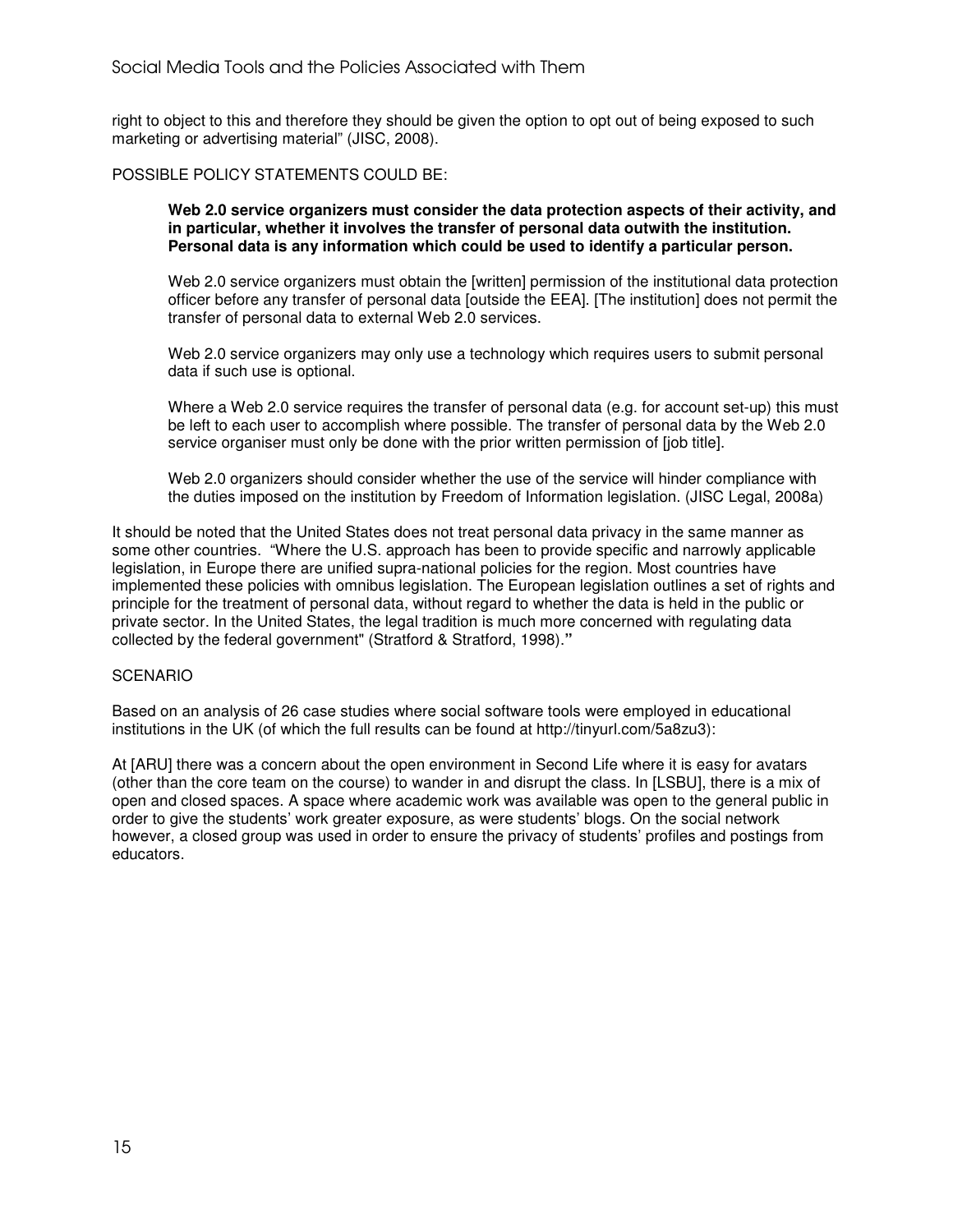right to object to this and therefore they should be given the option to opt out of being exposed to such marketing or advertising material" (JISC, 2008).

POSSIBLE POLICY STATEMENTS COULD BE:

> **Web 2.0 service organizers must consider the data protection aspects of their activity, and in particular, whether it involves the transfer of personal data outwith the institution. Personal data is any information which could be used to identify a particular person.**
>
> Web 2.0 service organizers must obtain the [written] permission of the institutional data protection officer before any transfer of personal data [outside the EEA]. [The institution] does not permit the transfer of personal data to external Web 2.0 services.
>
> Web 2.0 service organizers may only use a technology which requires users to submit personal data if such use is optional.
>
> Where a Web 2.0 service requires the transfer of personal data (e.g. for account set-up) this must be left to each user to accomplish where possible. The transfer of personal data by the Web 2.0 service organiser must only be done with the prior written permission of [job title].
>
> Web 2.0 organizers should consider whether the use of the service will hinder compliance with the duties imposed on the institution by Freedom of Information legislation. (JISC Legal, 2008a)

It should be noted that the United States does not treat personal data privacy in the same manner as some other countries. "Where the U.S. approach has been to provide specific and narrowly applicable legislation, in Europe there are unified supra-national policies for the region. Most countries have implemented these policies with omnibus legislation. The European legislation outlines a set of rights and principle for the treatment of personal data, without regard to whether the data is held in the public or private sector. In the United States, the legal tradition is much more concerned with regulating data collected by the federal government" (Stratford & Stratford, 1998)."

SCENARIO

Based on an analysis of 26 case studies where social software tools were employed in educational institutions in the UK (of which the full results can be found at http://tinyurl.com/5a8zu3):

At [ARU] there was a concern about the open environment in Second Life where it is easy for avatars (other than the core team on the course) to wander in and disrupt the class. In [LSBU], there is a mix of open and closed spaces. A space where academic work was available was open to the general public in order to give the students' work greater exposure, as were students' blogs. On the social network however, a closed group was used in order to ensure the privacy of students' profiles and postings from educators.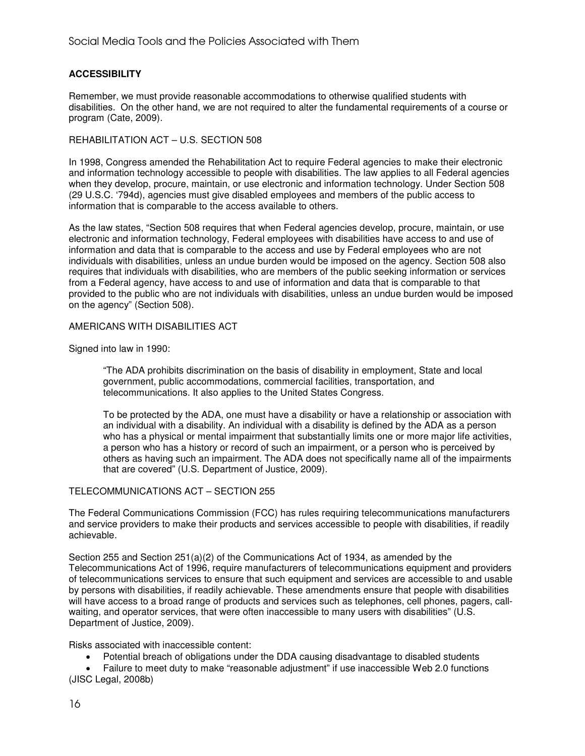## ACCESSIBILITY

Remember, we must provide reasonable accommodations to otherwise qualified students with disabilities. On the other hand, we are not required to alter the fundamental requirements of a course or program (Cate, 2009).

### REHABILITATION ACT – U.S. SECTION 508

In 1998, Congress amended the Rehabilitation Act to require Federal agencies to make their electronic and information technology accessible to people with disabilities. The law applies to all Federal agencies when they develop, procure, maintain, or use electronic and information technology. Under Section 508 (29 U.S.C. '794d), agencies must give disabled employees and members of the public access to information that is comparable to the access available to others.

As the law states, "Section 508 requires that when Federal agencies develop, procure, maintain, or use electronic and information technology, Federal employees with disabilities have access to and use of information and data that is comparable to the access and use by Federal employees who are not individuals with disabilities, unless an undue burden would be imposed on the agency. Section 508 also requires that individuals with disabilities, who are members of the public seeking information or services from a Federal agency, have access to and use of information and data that is comparable to that provided to the public who are not individuals with disabilities, unless an undue burden would be imposed on the agency" (Section 508).

### AMERICANS WITH DISABILITIES ACT

Signed into law in 1990:

> "The ADA prohibits discrimination on the basis of disability in employment, State and local government, public accommodations, commercial facilities, transportation, and telecommunications. It also applies to the United States Congress.
>
> To be protected by the ADA, one must have a disability or have a relationship or association with an individual with a disability. An individual with a disability is defined by the ADA as a person who has a physical or mental impairment that substantially limits one or more major life activities, a person who has a history or record of such an impairment, or a person who is perceived by others as having such an impairment. The ADA does not specifically name all of the impairments that are covered" (U.S. Department of Justice, 2009).

### TELECOMMUNICATIONS ACT – SECTION 255

The Federal Communications Commission (FCC) has rules requiring telecommunications manufacturers and service providers to make their products and services accessible to people with disabilities, if readily achievable.

Section 255 and Section 251(a)(2) of the Communications Act of 1934, as amended by the Telecommunications Act of 1996, require manufacturers of telecommunications equipment and providers of telecommunications services to ensure that such equipment and services are accessible to and usable by persons with disabilities, if readily achievable. These amendments ensure that people with disabilities will have access to a broad range of products and services such as telephones, cell phones, pagers, call-waiting, and operator services, that were often inaccessible to many users with disabilities" (U.S. Department of Justice, 2009).

Risks associated with inaccessible content:

- Potential breach of obligations under the DDA causing disadvantage to disabled students
- Failure to meet duty to make "reasonable adjustment" if use inaccessible Web 2.0 functions

(JISC Legal, 2008b)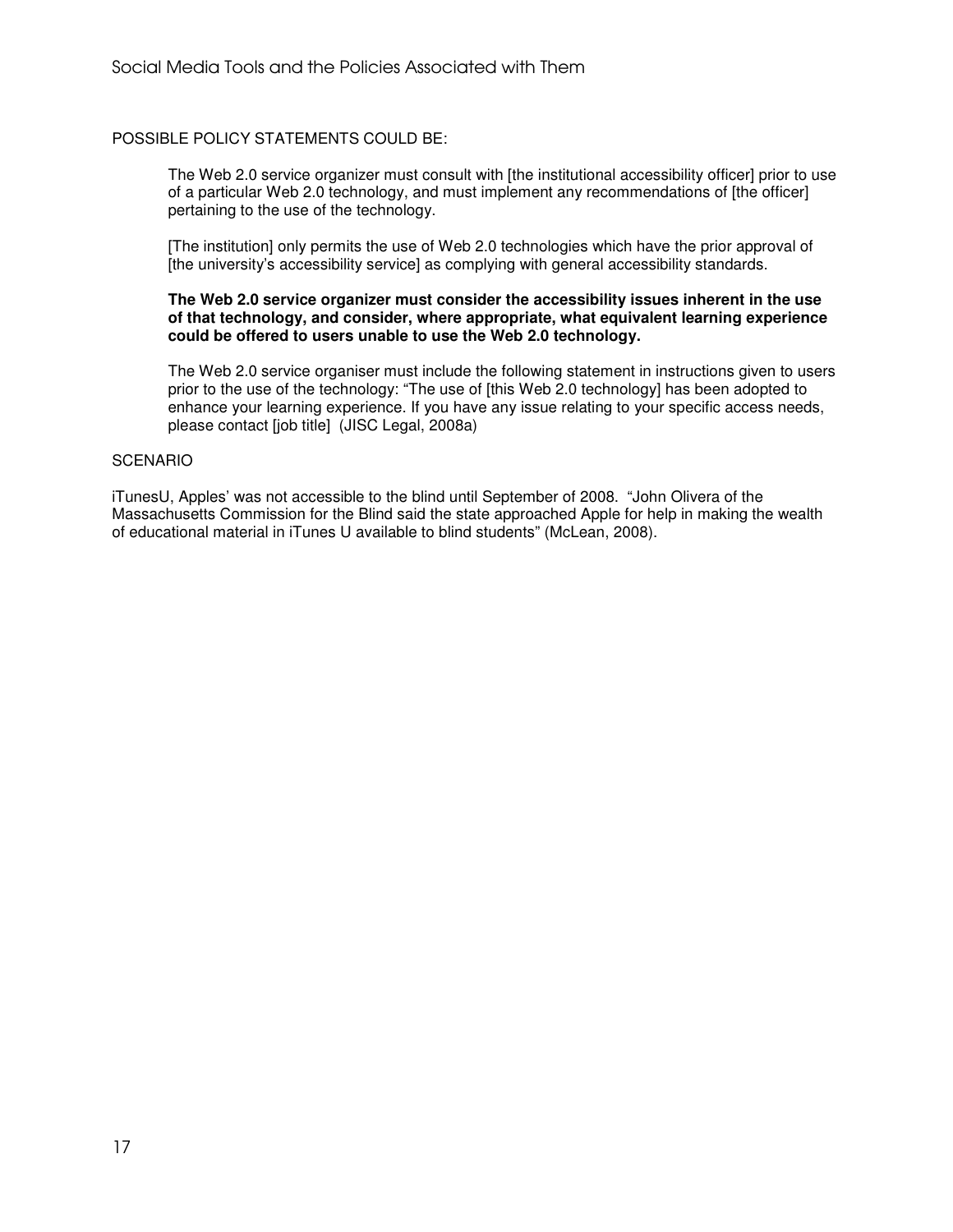POSSIBLE POLICY STATEMENTS COULD BE:

> The Web 2.0 service organizer must consult with [the institutional accessibility officer] prior to use of a particular Web 2.0 technology, and must implement any recommendations of [the officer] pertaining to the use of the technology.
>
> [The institution] only permits the use of Web 2.0 technologies which have the prior approval of [the university's accessibility service] as complying with general accessibility standards.
>
> **The Web 2.0 service organizer must consider the accessibility issues inherent in the use of that technology, and consider, where appropriate, what equivalent learning experience could be offered to users unable to use the Web 2.0 technology.**
>
> The Web 2.0 service organiser must include the following statement in instructions given to users prior to the use of the technology: "The use of [this Web 2.0 technology] has been adopted to enhance your learning experience. If you have any issue relating to your specific access needs, please contact [job title]  (JISC Legal, 2008a)

SCENARIO

iTunesU, Apples' was not accessible to the blind until September of 2008.  "John Olivera of the Massachusetts Commission for the Blind said the state approached Apple for help in making the wealth of educational material in iTunes U available to blind students" (McLean, 2008).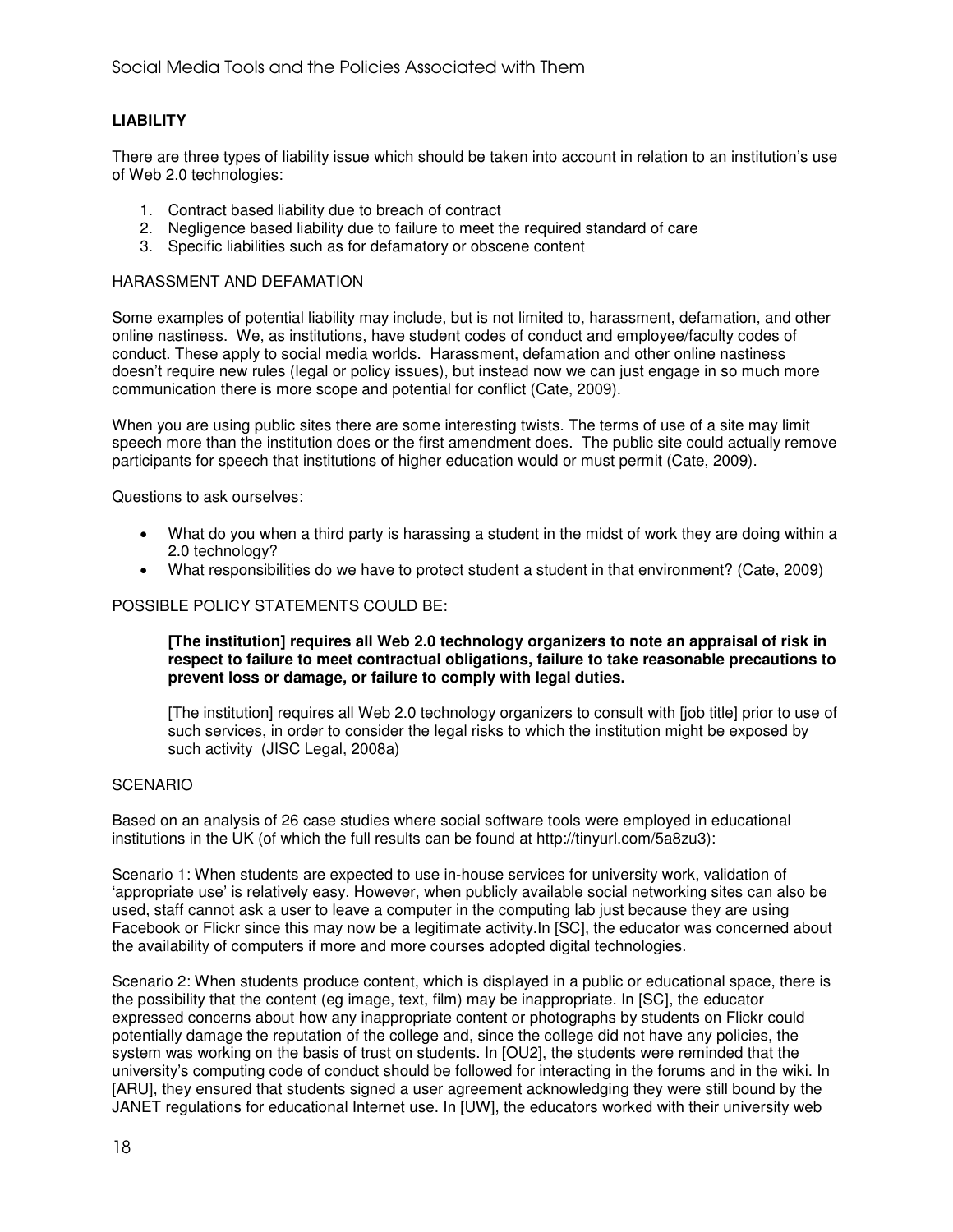## LIABILITY

There are three types of liability issue which should be taken into account in relation to an institution's use of Web 2.0 technologies:

1. Contract based liability due to breach of contract
2. Negligence based liability due to failure to meet the required standard of care
3. Specific liabilities such as for defamatory or obscene content

### HARASSMENT AND DEFAMATION

Some examples of potential liability may include, but is not limited to, harassment, defamation, and other online nastiness. We, as institutions, have student codes of conduct and employee/faculty codes of conduct. These apply to social media worlds. Harassment, defamation and other online nastiness doesn't require new rules (legal or policy issues), but instead now we can just engage in so much more communication there is more scope and potential for conflict (Cate, 2009).

When you are using public sites there are some interesting twists. The terms of use of a site may limit speech more than the institution does or the first amendment does. The public site could actually remove participants for speech that institutions of higher education would or must permit (Cate, 2009).

Questions to ask ourselves:

- What do you when a third party is harassing a student in the midst of work they are doing within a 2.0 technology?
- What responsibilities do we have to protect student a student in that environment? (Cate, 2009)

### POSSIBLE POLICY STATEMENTS COULD BE:

> **[The institution] requires all Web 2.0 technology organizers to note an appraisal of risk in respect to failure to meet contractual obligations, failure to take reasonable precautions to prevent loss or damage, or failure to comply with legal duties.**
>
> [The institution] requires all Web 2.0 technology organizers to consult with [job title] prior to use of such services, in order to consider the legal risks to which the institution might be exposed by such activity (JISC Legal, 2008a)

### SCENARIO

Based on an analysis of 26 case studies where social software tools were employed in educational institutions in the UK (of which the full results can be found at http://tinyurl.com/5a8zu3):

Scenario 1: When students are expected to use in-house services for university work, validation of 'appropriate use' is relatively easy. However, when publicly available social networking sites can also be used, staff cannot ask a user to leave a computer in the computing lab just because they are using Facebook or Flickr since this may now be a legitimate activity.In [SC], the educator was concerned about the availability of computers if more and more courses adopted digital technologies.

Scenario 2: When students produce content, which is displayed in a public or educational space, there is the possibility that the content (eg image, text, film) may be inappropriate. In [SC], the educator expressed concerns about how any inappropriate content or photographs by students on Flickr could potentially damage the reputation of the college and, since the college did not have any policies, the system was working on the basis of trust on students. In [OU2], the students were reminded that the university's computing code of conduct should be followed for interacting in the forums and in the wiki. In [ARU], they ensured that students signed a user agreement acknowledging they were still bound by the JANET regulations for educational Internet use. In [UW], the educators worked with their university web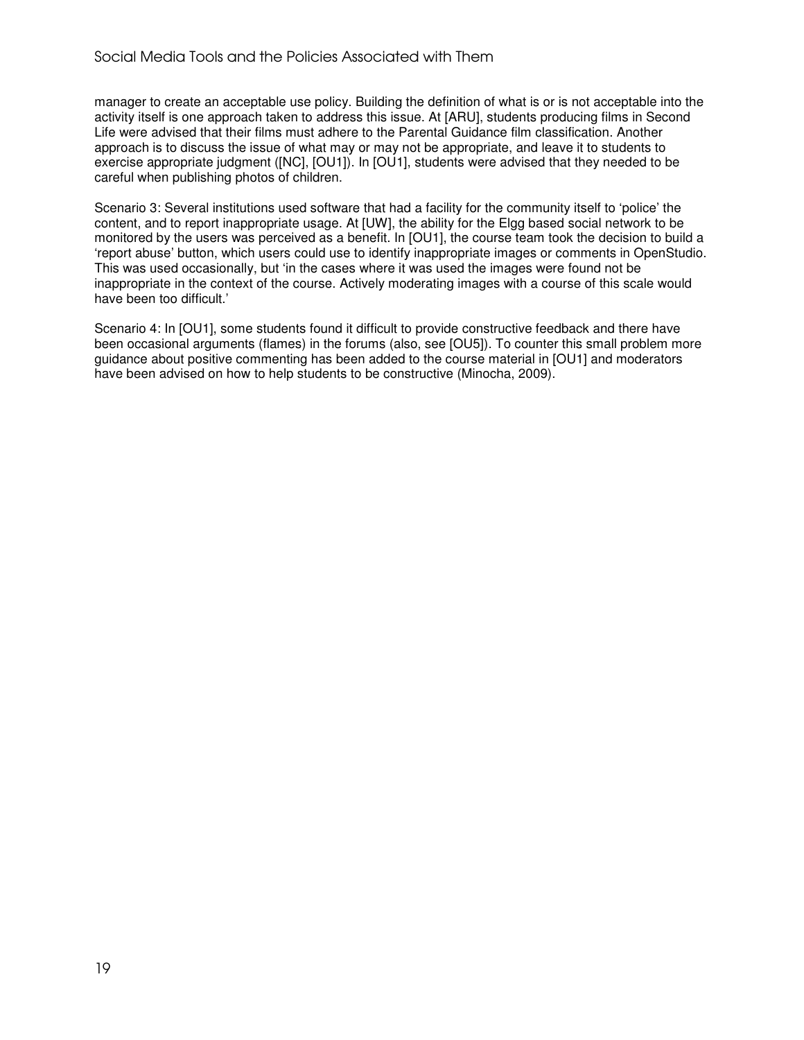manager to create an acceptable use policy. Building the definition of what is or is not acceptable into the activity itself is one approach taken to address this issue. At [ARU], students producing films in Second Life were advised that their films must adhere to the Parental Guidance film classification. Another approach is to discuss the issue of what may or may not be appropriate, and leave it to students to exercise appropriate judgment ([NC], [OU1]). In [OU1], students were advised that they needed to be careful when publishing photos of children.

Scenario 3: Several institutions used software that had a facility for the community itself to 'police' the content, and to report inappropriate usage. At [UW], the ability for the Elgg based social network to be monitored by the users was perceived as a benefit. In [OU1], the course team took the decision to build a 'report abuse' button, which users could use to identify inappropriate images or comments in OpenStudio. This was used occasionally, but 'in the cases where it was used the images were found not be inappropriate in the context of the course. Actively moderating images with a course of this scale would have been too difficult.'

Scenario 4: In [OU1], some students found it difficult to provide constructive feedback and there have been occasional arguments (flames) in the forums (also, see [OU5]). To counter this small problem more guidance about positive commenting has been added to the course material in [OU1] and moderators have been advised on how to help students to be constructive (Minocha, 2009).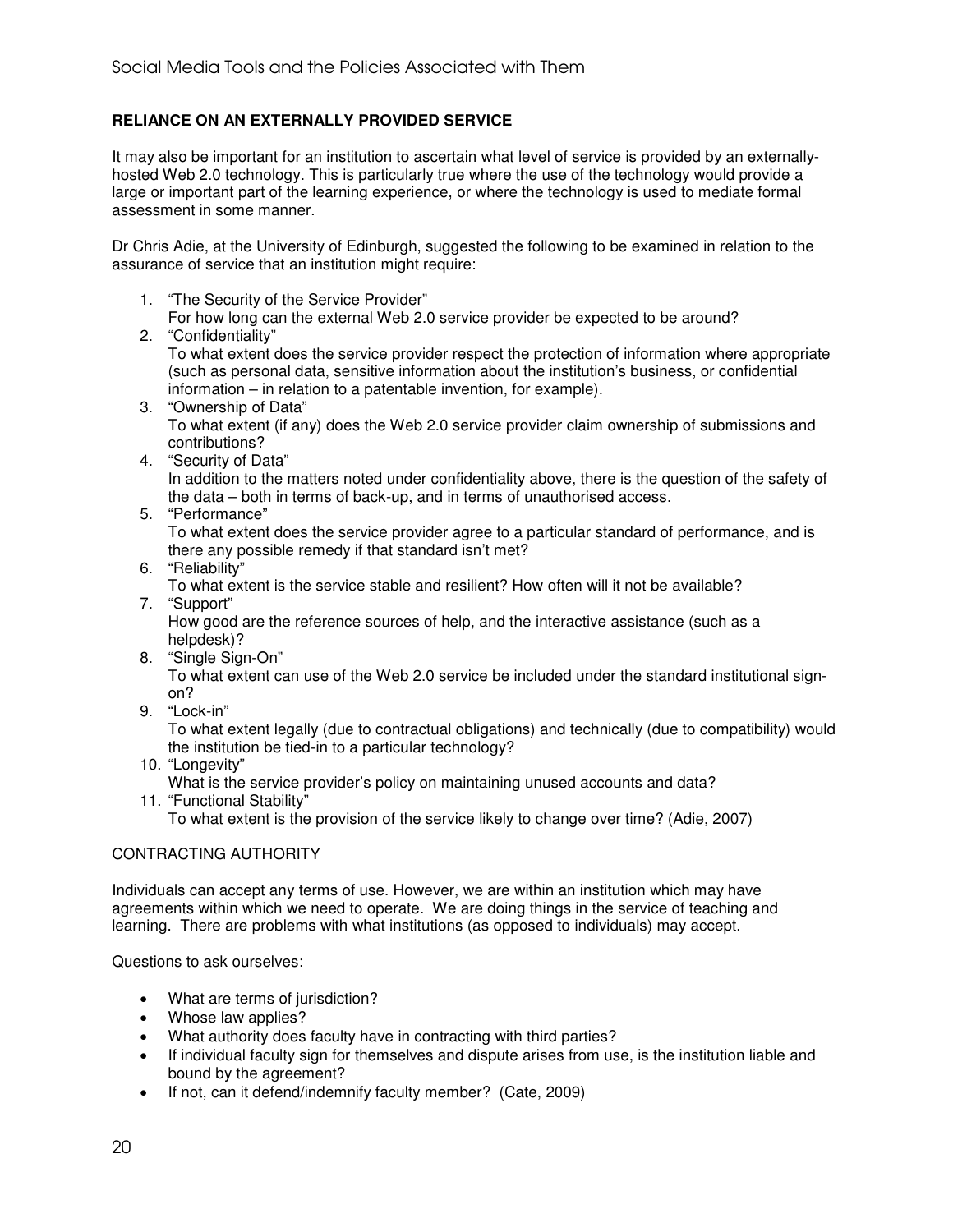## RELIANCE ON AN EXTERNALLY PROVIDED SERVICE

It may also be important for an institution to ascertain what level of service is provided by an externally-hosted Web 2.0 technology. This is particularly true where the use of the technology would provide a large or important part of the learning experience, or where the technology is used to mediate formal assessment in some manner.

Dr Chris Adie, at the University of Edinburgh, suggested the following to be examined in relation to the assurance of service that an institution might require:

1. "The Security of the Service Provider"
   For how long can the external Web 2.0 service provider be expected to be around?
2. "Confidentiality"
   To what extent does the service provider respect the protection of information where appropriate (such as personal data, sensitive information about the institution's business, or confidential information – in relation to a patentable invention, for example).
3. "Ownership of Data"
   To what extent (if any) does the Web 2.0 service provider claim ownership of submissions and contributions?
4. "Security of Data"
   In addition to the matters noted under confidentiality above, there is the question of the safety of the data – both in terms of back-up, and in terms of unauthorised access.
5. "Performance"
   To what extent does the service provider agree to a particular standard of performance, and is there any possible remedy if that standard isn't met?
6. "Reliability"
   To what extent is the service stable and resilient? How often will it not be available?
7. "Support"
   How good are the reference sources of help, and the interactive assistance (such as a helpdesk)?
8. "Single Sign-On"
   To what extent can use of the Web 2.0 service be included under the standard institutional sign-on?
9. "Lock-in"
   To what extent legally (due to contractual obligations) and technically (due to compatibility) would the institution be tied-in to a particular technology?
10. "Longevity"
    What is the service provider's policy on maintaining unused accounts and data?
11. "Functional Stability"
    To what extent is the provision of the service likely to change over time? (Adie, 2007)

### CONTRACTING AUTHORITY

Individuals can accept any terms of use. However, we are within an institution which may have agreements within which we need to operate. We are doing things in the service of teaching and learning. There are problems with what institutions (as opposed to individuals) may accept.

Questions to ask ourselves:

- What are terms of jurisdiction?
- Whose law applies?
- What authority does faculty have in contracting with third parties?
- If individual faculty sign for themselves and dispute arises from use, is the institution liable and bound by the agreement?
- If not, can it defend/indemnify faculty member? (Cate, 2009)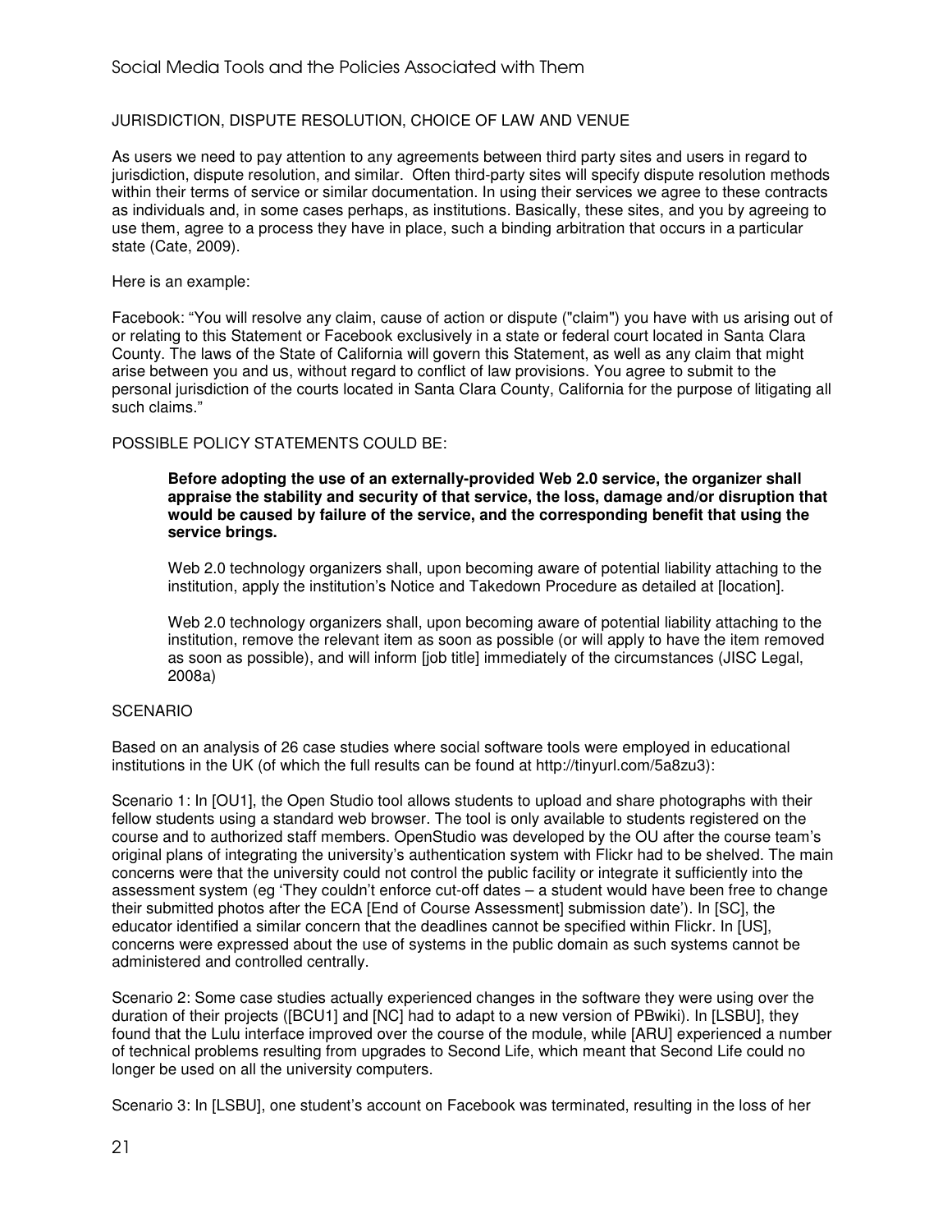## JURISDICTION, DISPUTE RESOLUTION, CHOICE OF LAW AND VENUE

As users we need to pay attention to any agreements between third party sites and users in regard to jurisdiction, dispute resolution, and similar. Often third-party sites will specify dispute resolution methods within their terms of service or similar documentation. In using their services we agree to these contracts as individuals and, in some cases perhaps, as institutions. Basically, these sites, and you by agreeing to use them, agree to a process they have in place, such a binding arbitration that occurs in a particular state (Cate, 2009).

Here is an example:

Facebook: "You will resolve any claim, cause of action or dispute ("claim") you have with us arising out of or relating to this Statement or Facebook exclusively in a state or federal court located in Santa Clara County. The laws of the State of California will govern this Statement, as well as any claim that might arise between you and us, without regard to conflict of law provisions. You agree to submit to the personal jurisdiction of the courts located in Santa Clara County, California for the purpose of litigating all such claims."

### POSSIBLE POLICY STATEMENTS COULD BE:

> **Before adopting the use of an externally-provided Web 2.0 service, the organizer shall appraise the stability and security of that service, the loss, damage and/or disruption that would be caused by failure of the service, and the corresponding benefit that using the service brings.**
>
> Web 2.0 technology organizers shall, upon becoming aware of potential liability attaching to the institution, apply the institution's Notice and Takedown Procedure as detailed at [location].
>
> Web 2.0 technology organizers shall, upon becoming aware of potential liability attaching to the institution, remove the relevant item as soon as possible (or will apply to have the item removed as soon as possible), and will inform [job title] immediately of the circumstances (JISC Legal, 2008a)

### SCENARIO

Based on an analysis of 26 case studies where social software tools were employed in educational institutions in the UK (of which the full results can be found at http://tinyurl.com/5a8zu3):

Scenario 1: In [OU1], the Open Studio tool allows students to upload and share photographs with their fellow students using a standard web browser. The tool is only available to students registered on the course and to authorized staff members. OpenStudio was developed by the OU after the course team's original plans of integrating the university's authentication system with Flickr had to be shelved. The main concerns were that the university could not control the public facility or integrate it sufficiently into the assessment system (eg 'They couldn't enforce cut-off dates – a student would have been free to change their submitted photos after the ECA [End of Course Assessment] submission date'). In [SC], the educator identified a similar concern that the deadlines cannot be specified within Flickr. In [US], concerns were expressed about the use of systems in the public domain as such systems cannot be administered and controlled centrally.

Scenario 2: Some case studies actually experienced changes in the software they were using over the duration of their projects ([BCU1] and [NC] had to adapt to a new version of PBwiki). In [LSBU], they found that the Lulu interface improved over the course of the module, while [ARU] experienced a number of technical problems resulting from upgrades to Second Life, which meant that Second Life could no longer be used on all the university computers.

Scenario 3: In [LSBU], one student's account on Facebook was terminated, resulting in the loss of her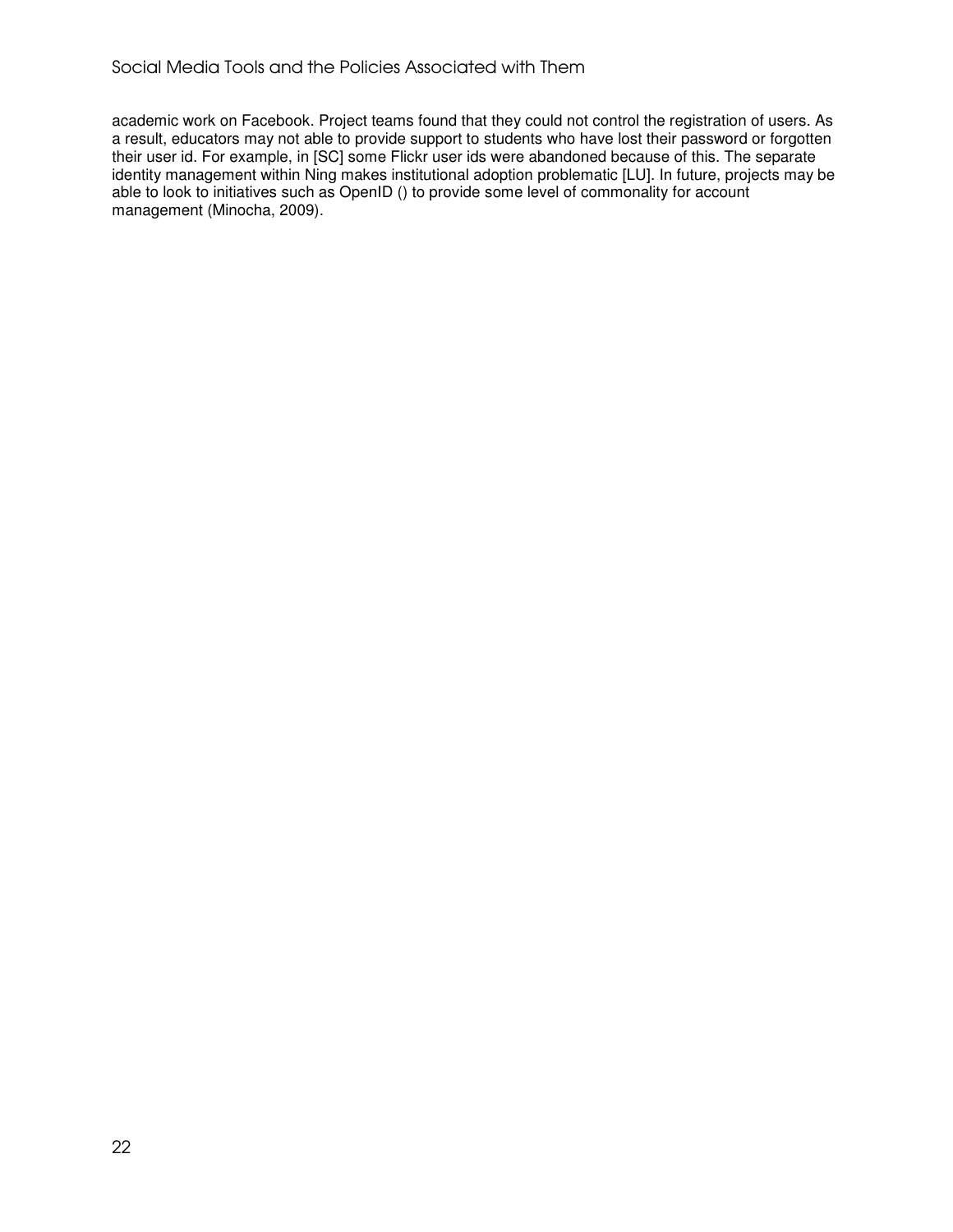academic work on Facebook. Project teams found that they could not control the registration of users. As a result, educators may not able to provide support to students who have lost their password or forgotten their user id. For example, in [SC] some Flickr user ids were abandoned because of this. The separate identity management within Ning makes institutional adoption problematic [LU]. In future, projects may be able to look to initiatives such as OpenID () to provide some level of commonality for account management (Minocha, 2009).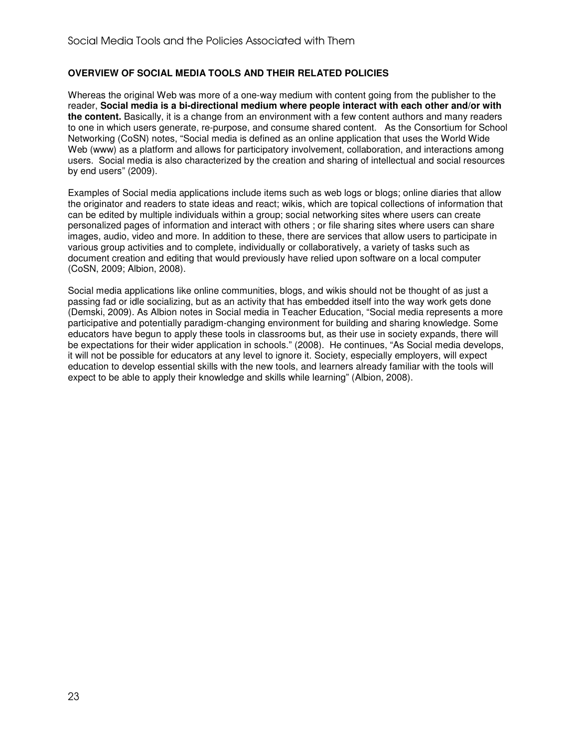## OVERVIEW OF SOCIAL MEDIA TOOLS AND THEIR RELATED POLICIES

Whereas the original Web was more of a one-way medium with content going from the publisher to the reader, **Social media is a bi-directional medium where people interact with each other and/or with the content.** Basically, it is a change from an environment with a few content authors and many readers to one in which users generate, re-purpose, and consume shared content. As the Consortium for School Networking (CoSN) notes, "Social media is defined as an online application that uses the World Wide Web (www) as a platform and allows for participatory involvement, collaboration, and interactions among users. Social media is also characterized by the creation and sharing of intellectual and social resources by end users" (2009).

Examples of Social media applications include items such as web logs or blogs; online diaries that allow the originator and readers to state ideas and react; wikis, which are topical collections of information that can be edited by multiple individuals within a group; social networking sites where users can create personalized pages of information and interact with others ; or file sharing sites where users can share images, audio, video and more. In addition to these, there are services that allow users to participate in various group activities and to complete, individually or collaboratively, a variety of tasks such as document creation and editing that would previously have relied upon software on a local computer (CoSN, 2009; Albion, 2008).

Social media applications like online communities, blogs, and wikis should not be thought of as just a passing fad or idle socializing, but as an activity that has embedded itself into the way work gets done (Demski, 2009). As Albion notes in Social media in Teacher Education, "Social media represents a more participative and potentially paradigm-changing environment for building and sharing knowledge. Some educators have begun to apply these tools in classrooms but, as their use in society expands, there will be expectations for their wider application in schools." (2008). He continues, "As Social media develops, it will not be possible for educators at any level to ignore it. Society, especially employers, will expect education to develop essential skills with the new tools, and learners already familiar with the tools will expect to be able to apply their knowledge and skills while learning" (Albion, 2008).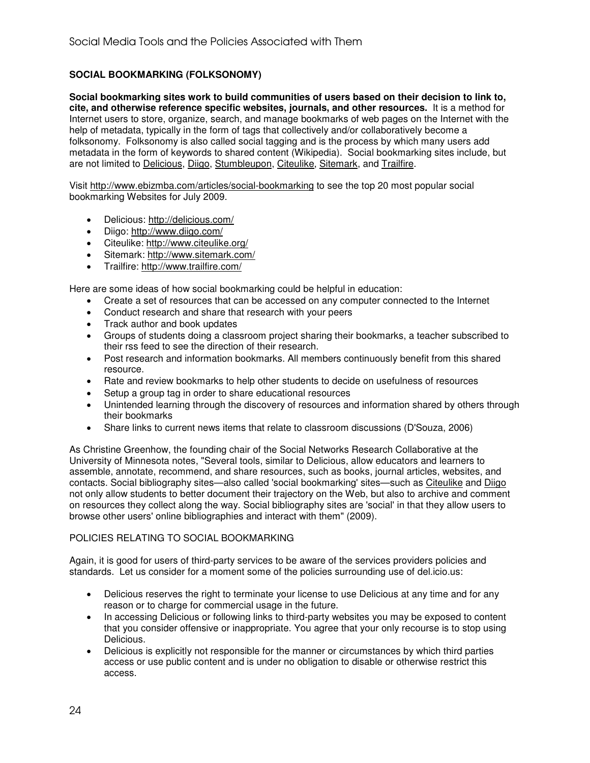## SOCIAL BOOKMARKING (FOLKSONOMY)

**Social bookmarking sites work to build communities of users based on their decision to link to, cite, and otherwise reference specific websites, journals, and other resources.** It is a method for Internet users to store, organize, search, and manage bookmarks of web pages on the Internet with the help of metadata, typically in the form of tags that collectively and/or collaboratively become a folksonomy. Folksonomy is also called social tagging and is the process by which many users add metadata in the form of keywords to shared content (Wikipedia). Social bookmarking sites include, but are not limited to Delicious, Diigo, Stumbleupon, Citeulike, Sitemark, and Trailfire.

Visit http://www.ebizmba.com/articles/social-bookmarking to see the top 20 most popular social bookmarking Websites for July 2009.

- Delicious: http://delicious.com/
- Diigo: http://www.diigo.com/
- Citeulike: http://www.citeulike.org/
- Sitemark: http://www.sitemark.com/
- Trailfire: http://www.trailfire.com/

Here are some ideas of how social bookmarking could be helpful in education:

- Create a set of resources that can be accessed on any computer connected to the Internet
- Conduct research and share that research with your peers
- Track author and book updates
- Groups of students doing a classroom project sharing their bookmarks, a teacher subscribed to their rss feed to see the direction of their research.
- Post research and information bookmarks. All members continuously benefit from this shared resource.
- Rate and review bookmarks to help other students to decide on usefulness of resources
- Setup a group tag in order to share educational resources
- Unintended learning through the discovery of resources and information shared by others through their bookmarks
- Share links to current news items that relate to classroom discussions (D'Souza, 2006)

As Christine Greenhow, the founding chair of the Social Networks Research Collaborative at the University of Minnesota notes, "Several tools, similar to Delicious, allow educators and learners to assemble, annotate, recommend, and share resources, such as books, journal articles, websites, and contacts. Social bibliography sites—also called 'social bookmarking' sites—such as Citeulike and Diigo not only allow students to better document their trajectory on the Web, but also to archive and comment on resources they collect along the way. Social bibliography sites are 'social' in that they allow users to browse other users' online bibliographies and interact with them" (2009).

### POLICIES RELATING TO SOCIAL BOOKMARKING

Again, it is good for users of third-party services to be aware of the services providers policies and standards. Let us consider for a moment some of the policies surrounding use of del.icio.us:

- Delicious reserves the right to terminate your license to use Delicious at any time and for any reason or to charge for commercial usage in the future.
- In accessing Delicious or following links to third-party websites you may be exposed to content that you consider offensive or inappropriate. You agree that your only recourse is to stop using Delicious.
- Delicious is explicitly not responsible for the manner or circumstances by which third parties access or use public content and is under no obligation to disable or otherwise restrict this access.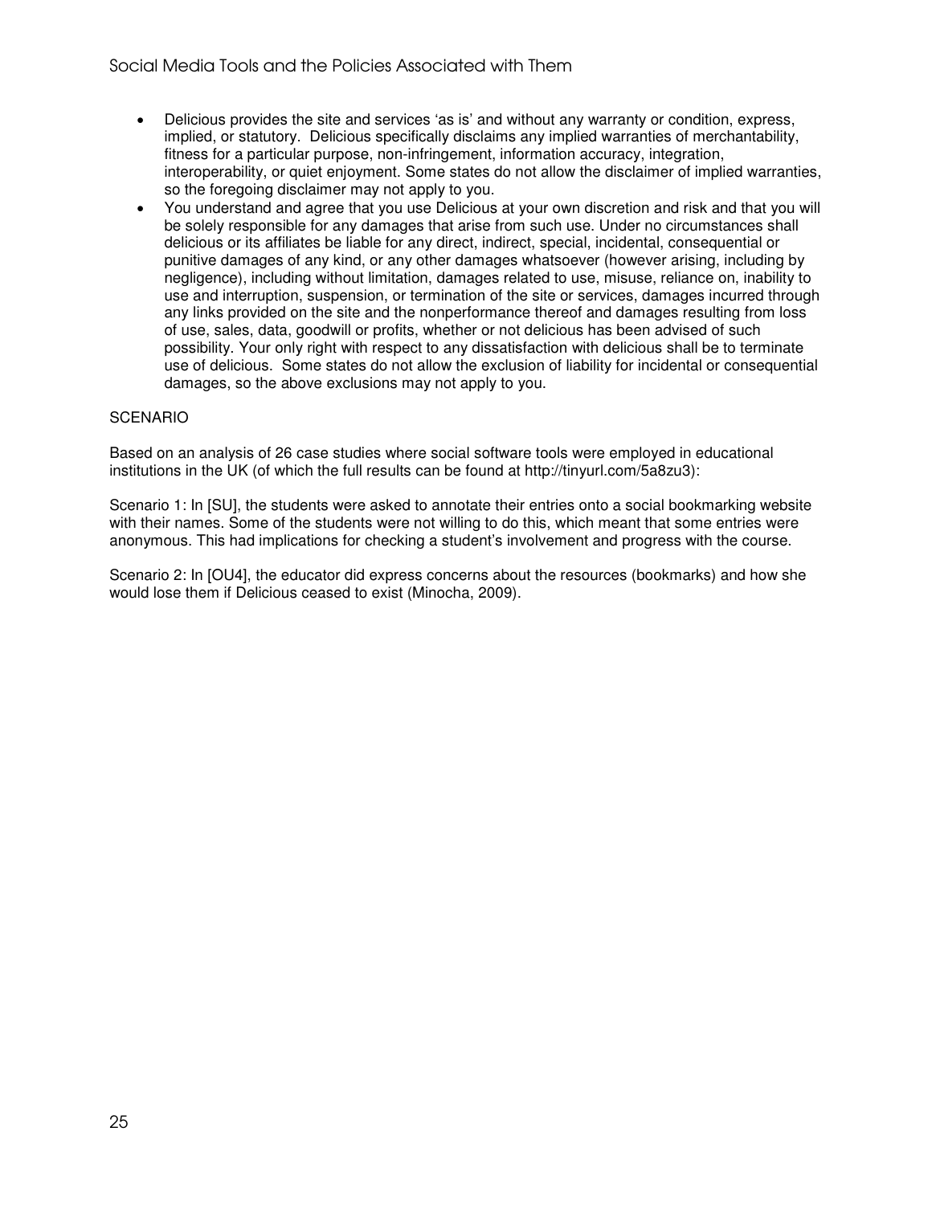- Delicious provides the site and services 'as is' and without any warranty or condition, express, implied, or statutory. Delicious specifically disclaims any implied warranties of merchantability, fitness for a particular purpose, non-infringement, information accuracy, integration, interoperability, or quiet enjoyment. Some states do not allow the disclaimer of implied warranties, so the foregoing disclaimer may not apply to you.
- You understand and agree that you use Delicious at your own discretion and risk and that you will be solely responsible for any damages that arise from such use. Under no circumstances shall delicious or its affiliates be liable for any direct, indirect, special, incidental, consequential or punitive damages of any kind, or any other damages whatsoever (however arising, including by negligence), including without limitation, damages related to use, misuse, reliance on, inability to use and interruption, suspension, or termination of the site or services, damages incurred through any links provided on the site and the nonperformance thereof and damages resulting from loss of use, sales, data, goodwill or profits, whether or not delicious has been advised of such possibility. Your only right with respect to any dissatisfaction with delicious shall be to terminate use of delicious. Some states do not allow the exclusion of liability for incidental or consequential damages, so the above exclusions may not apply to you.

SCENARIO

Based on an analysis of 26 case studies where social software tools were employed in educational institutions in the UK (of which the full results can be found at http://tinyurl.com/5a8zu3):

Scenario 1: In [SU], the students were asked to annotate their entries onto a social bookmarking website with their names. Some of the students were not willing to do this, which meant that some entries were anonymous. This had implications for checking a student's involvement and progress with the course.

Scenario 2: In [OU4], the educator did express concerns about the resources (bookmarks) and how she would lose them if Delicious ceased to exist (Minocha, 2009).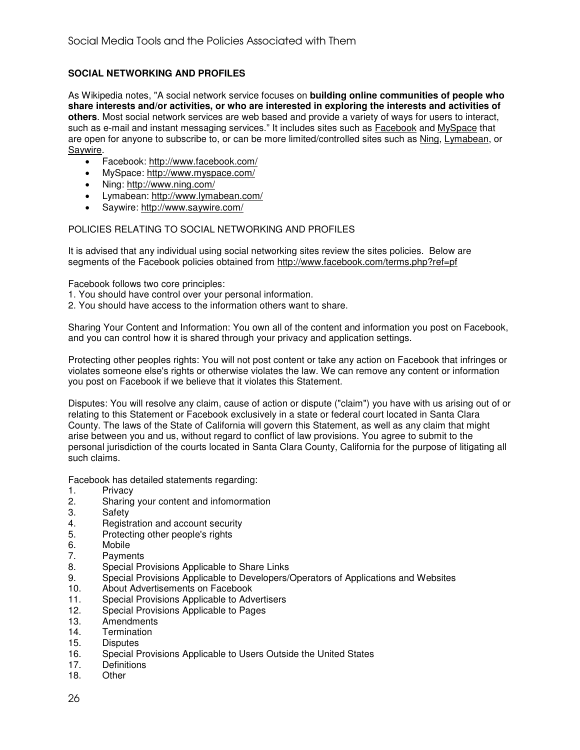## SOCIAL NETWORKING AND PROFILES

As Wikipedia notes, "A social network service focuses on **building online communities of people who share interests and/or activities, or who are interested in exploring the interests and activities of others**. Most social network services are web based and provide a variety of ways for users to interact, such as e-mail and instant messaging services." It includes sites such as Facebook and MySpace that are open for anyone to subscribe to, or can be more limited/controlled sites such as Ning, Lymabean, or Saywire.

- Facebook: http://www.facebook.com/
- MySpace: http://www.myspace.com/
- Ning: http://www.ning.com/
- Lymabean: http://www.lymabean.com/
- Saywire: http://www.saywire.com/

### POLICIES RELATING TO SOCIAL NETWORKING AND PROFILES

It is advised that any individual using social networking sites review the sites policies. Below are segments of the Facebook policies obtained from http://www.facebook.com/terms.php?ref=pf

Facebook follows two core principles:
1. You should have control over your personal information.
2. You should have access to the information others want to share.

Sharing Your Content and Information: You own all of the content and information you post on Facebook, and you can control how it is shared through your privacy and application settings.

Protecting other peoples rights: You will not post content or take any action on Facebook that infringes or violates someone else's rights or otherwise violates the law. We can remove any content or information you post on Facebook if we believe that it violates this Statement.

Disputes: You will resolve any claim, cause of action or dispute ("claim") you have with us arising out of or relating to this Statement or Facebook exclusively in a state or federal court located in Santa Clara County. The laws of the State of California will govern this Statement, as well as any claim that might arise between you and us, without regard to conflict of law provisions. You agree to submit to the personal jurisdiction of the courts located in Santa Clara County, California for the purpose of litigating all such claims.

Facebook has detailed statements regarding:
1. Privacy
2. Sharing your content and infomormation
3. Safety
4. Registration and account security
5. Protecting other people's rights
6. Mobile
7. Payments
8. Special Provisions Applicable to Share Links
9. Special Provisions Applicable to Developers/Operators of Applications and Websites
10. About Advertisements on Facebook
11. Special Provisions Applicable to Advertisers
12. Special Provisions Applicable to Pages
13. Amendments
14. Termination
15. Disputes
16. Special Provisions Applicable to Users Outside the United States
17. Definitions
18. Other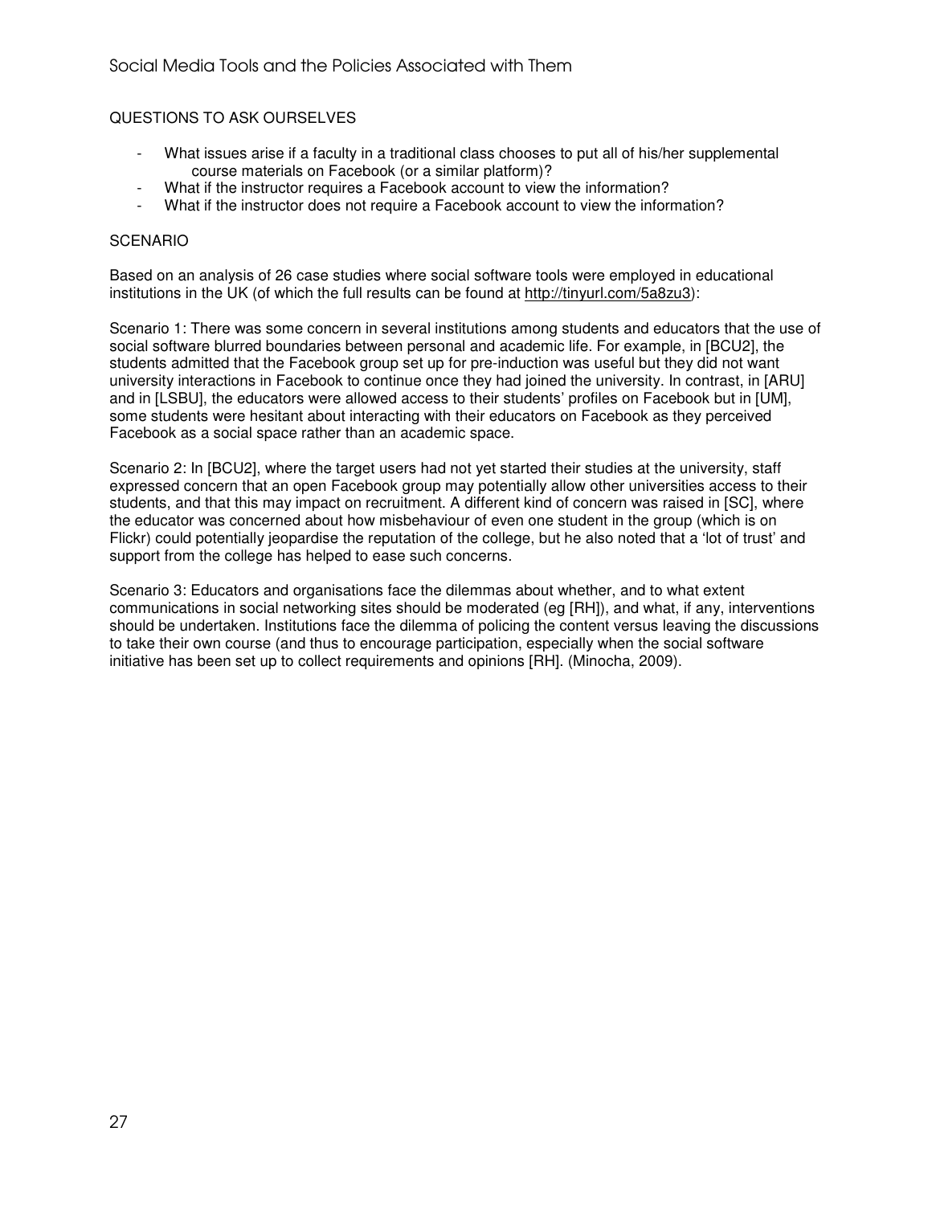## QUESTIONS TO ASK OURSELVES

- What issues arise if a faculty in a traditional class chooses to put all of his/her supplemental course materials on Facebook (or a similar platform)?
- What if the instructor requires a Facebook account to view the information?
- What if the instructor does not require a Facebook account to view the information?

## SCENARIO

Based on an analysis of 26 case studies where social software tools were employed in educational institutions in the UK (of which the full results can be found at http://tinyurl.com/5a8zu3):

Scenario 1: There was some concern in several institutions among students and educators that the use of social software blurred boundaries between personal and academic life. For example, in [BCU2], the students admitted that the Facebook group set up for pre-induction was useful but they did not want university interactions in Facebook to continue once they had joined the university. In contrast, in [ARU] and in [LSBU], the educators were allowed access to their students' profiles on Facebook but in [UM], some students were hesitant about interacting with their educators on Facebook as they perceived Facebook as a social space rather than an academic space.

Scenario 2: In [BCU2], where the target users had not yet started their studies at the university, staff expressed concern that an open Facebook group may potentially allow other universities access to their students, and that this may impact on recruitment. A different kind of concern was raised in [SC], where the educator was concerned about how misbehaviour of even one student in the group (which is on Flickr) could potentially jeopardise the reputation of the college, but he also noted that a 'lot of trust' and support from the college has helped to ease such concerns.

Scenario 3: Educators and organisations face the dilemmas about whether, and to what extent communications in social networking sites should be moderated (eg [RH]), and what, if any, interventions should be undertaken. Institutions face the dilemma of policing the content versus leaving the discussions to take their own course (and thus to encourage participation, especially when the social software initiative has been set up to collect requirements and opinions [RH]. (Minocha, 2009).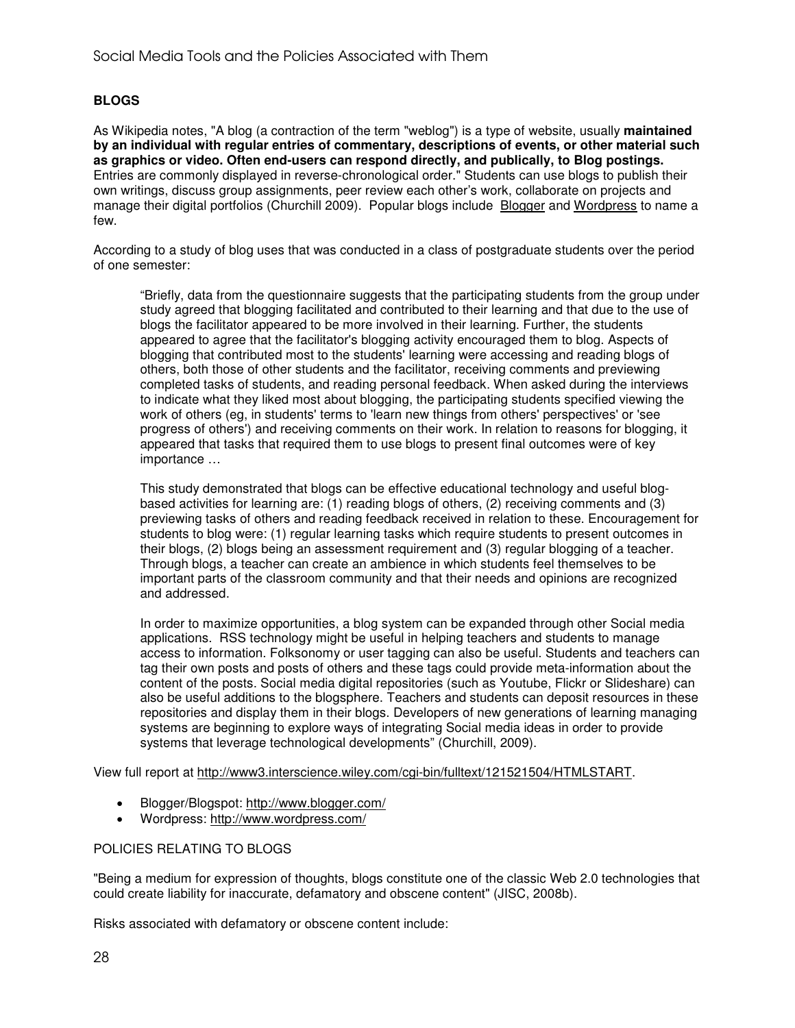## BLOGS

As Wikipedia notes, "A blog (a contraction of the term "weblog") is a type of website, usually **maintained by an individual with regular entries of commentary, descriptions of events, or other material such as graphics or video. Often end-users can respond directly, and publically, to Blog postings.** Entries are commonly displayed in reverse-chronological order." Students can use blogs to publish their own writings, discuss group assignments, peer review each other's work, collaborate on projects and manage their digital portfolios (Churchill 2009). Popular blogs include Blogger and Wordpress to name a few.

According to a study of blog uses that was conducted in a class of postgraduate students over the period of one semester:

> "Briefly, data from the questionnaire suggests that the participating students from the group under study agreed that blogging facilitated and contributed to their learning and that due to the use of blogs the facilitator appeared to be more involved in their learning. Further, the students appeared to agree that the facilitator's blogging activity encouraged them to blog. Aspects of blogging that contributed most to the students' learning were accessing and reading blogs of others, both those of other students and the facilitator, receiving comments and previewing completed tasks of students, and reading personal feedback. When asked during the interviews to indicate what they liked most about blogging, the participating students specified viewing the work of others (eg, in students' terms to 'learn new things from others' perspectives' or 'see progress of others') and receiving comments on their work. In relation to reasons for blogging, it appeared that tasks that required them to use blogs to present final outcomes were of key importance …
>
> This study demonstrated that blogs can be effective educational technology and useful blog-based activities for learning are: (1) reading blogs of others, (2) receiving comments and (3) previewing tasks of others and reading feedback received in relation to these. Encouragement for students to blog were: (1) regular learning tasks which require students to present outcomes in their blogs, (2) blogs being an assessment requirement and (3) regular blogging of a teacher. Through blogs, a teacher can create an ambience in which students feel themselves to be important parts of the classroom community and that their needs and opinions are recognized and addressed.
>
> In order to maximize opportunities, a blog system can be expanded through other Social media applications. RSS technology might be useful in helping teachers and students to manage access to information. Folksonomy or user tagging can also be useful. Students and teachers can tag their own posts and posts of others and these tags could provide meta-information about the content of the posts. Social media digital repositories (such as Youtube, Flickr or Slideshare) can also be useful additions to the blogsphere. Teachers and students can deposit resources in these repositories and display them in their blogs. Developers of new generations of learning managing systems are beginning to explore ways of integrating Social media ideas in order to provide systems that leverage technological developments" (Churchill, 2009).

View full report at http://www3.interscience.wiley.com/cgi-bin/fulltext/121521504/HTMLSTART.

- Blogger/Blogspot: http://www.blogger.com/
- Wordpress: http://www.wordpress.com/

### POLICIES RELATING TO BLOGS

"Being a medium for expression of thoughts, blogs constitute one of the classic Web 2.0 technologies that could create liability for inaccurate, defamatory and obscene content" (JISC, 2008b).

Risks associated with defamatory or obscene content include: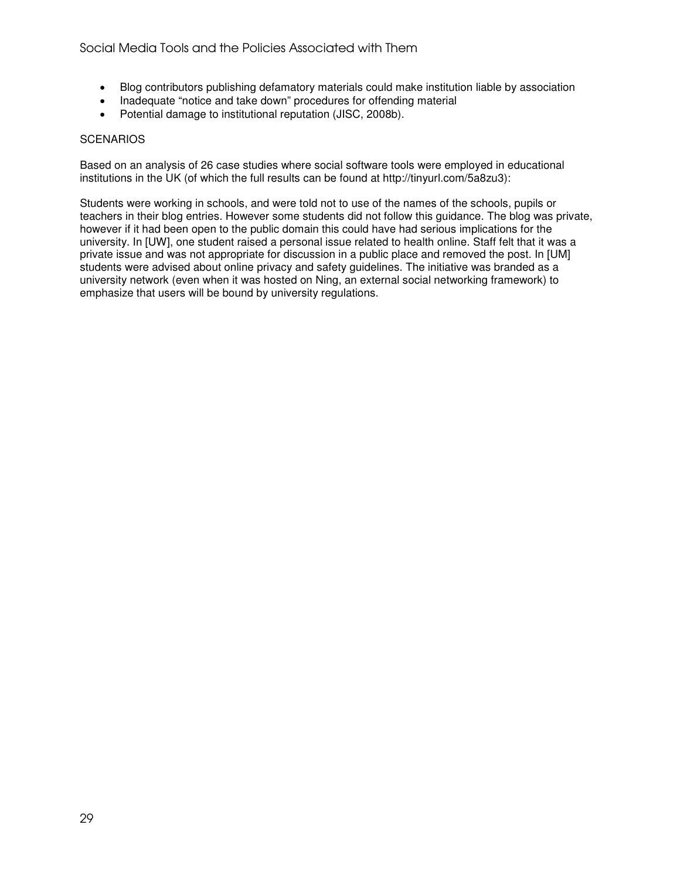- Blog contributors publishing defamatory materials could make institution liable by association
- Inadequate “notice and take down” procedures for offending material
- Potential damage to institutional reputation (JISC, 2008b).

SCENARIOS

Based on an analysis of 26 case studies where social software tools were employed in educational institutions in the UK (of which the full results can be found at http://tinyurl.com/5a8zu3):

Students were working in schools, and were told not to use of the names of the schools, pupils or teachers in their blog entries. However some students did not follow this guidance. The blog was private, however if it had been open to the public domain this could have had serious implications for the university. In [UW], one student raised a personal issue related to health online. Staff felt that it was a private issue and was not appropriate for discussion in a public place and removed the post. In [UM] students were advised about online privacy and safety guidelines. The initiative was branded as a university network (even when it was hosted on Ning, an external social networking framework) to emphasize that users will be bound by university regulations.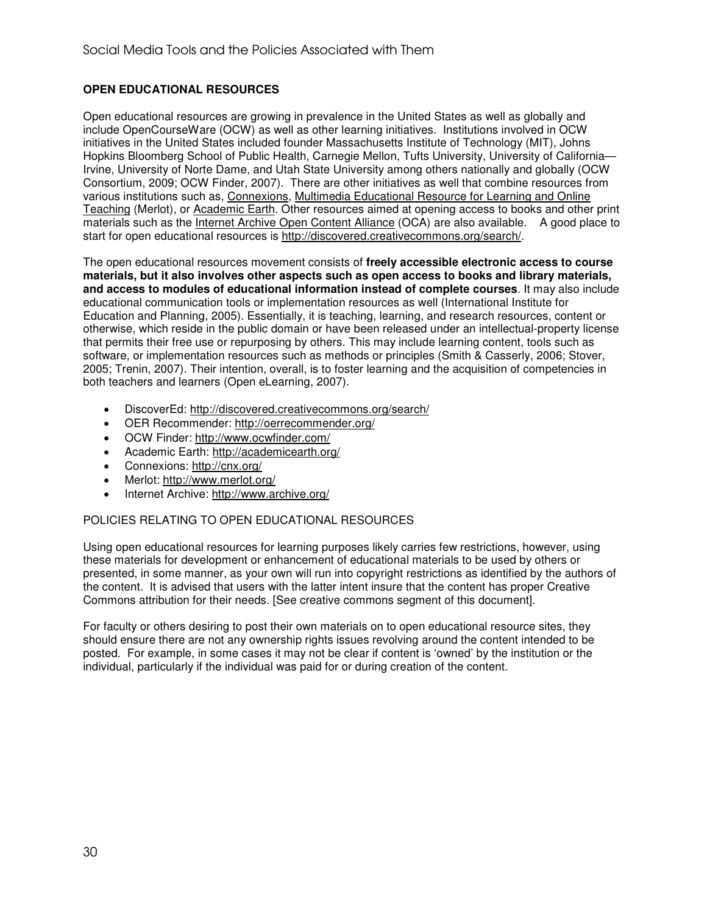## OPEN EDUCATIONAL RESOURCES

Open educational resources are growing in prevalence in the United States as well as globally and include OpenCourseWare (OCW) as well as other learning initiatives. Institutions involved in OCW initiatives in the United States included founder Massachusetts Institute of Technology (MIT), Johns Hopkins Bloomberg School of Public Health, Carnegie Mellon, Tufts University, University of California—Irvine, University of Norte Dame, and Utah State University among others nationally and globally (OCW Consortium, 2009; OCW Finder, 2007). There are other initiatives as well that combine resources from various institutions such as, Connexions, Multimedia Educational Resource for Learning and Online Teaching (Merlot), or Academic Earth. Other resources aimed at opening access to books and other print materials such as the Internet Archive Open Content Alliance (OCA) are also available. A good place to start for open educational resources is http://discovered.creativecommons.org/search/.

The open educational resources movement consists of **freely accessible electronic access to course materials, but it also involves other aspects such as open access to books and library materials, and access to modules of educational information instead of complete courses**. It may also include educational communication tools or implementation resources as well (International Institute for Education and Planning, 2005). Essentially, it is teaching, learning, and research resources, content or otherwise, which reside in the public domain or have been released under an intellectual-property license that permits their free use or repurposing by others. This may include learning content, tools such as software, or implementation resources such as methods or principles (Smith & Casserly, 2006; Stover, 2005; Trenin, 2007). Their intention, overall, is to foster learning and the acquisition of competencies in both teachers and learners (Open eLearning, 2007).

- DiscoverEd: http://discovered.creativecommons.org/search/
- OER Recommender: http://oerrecommender.org/
- OCW Finder: http://www.ocwfinder.com/
- Academic Earth: http://academicearth.org/
- Connexions: http://cnx.org/
- Merlot: http://www.merlot.org/
- Internet Archive: http://www.archive.org/

### POLICIES RELATING TO OPEN EDUCATIONAL RESOURCES

Using open educational resources for learning purposes likely carries few restrictions, however, using these materials for development or enhancement of educational materials to be used by others or presented, in some manner, as your own will run into copyright restrictions as identified by the authors of the content. It is advised that users with the latter intent insure that the content has proper Creative Commons attribution for their needs. [See creative commons segment of this document].

For faculty or others desiring to post their own materials on to open educational resource sites, they should ensure there are not any ownership rights issues revolving around the content intended to be posted. For example, in some cases it may not be clear if content is 'owned' by the institution or the individual, particularly if the individual was paid for or during creation of the content.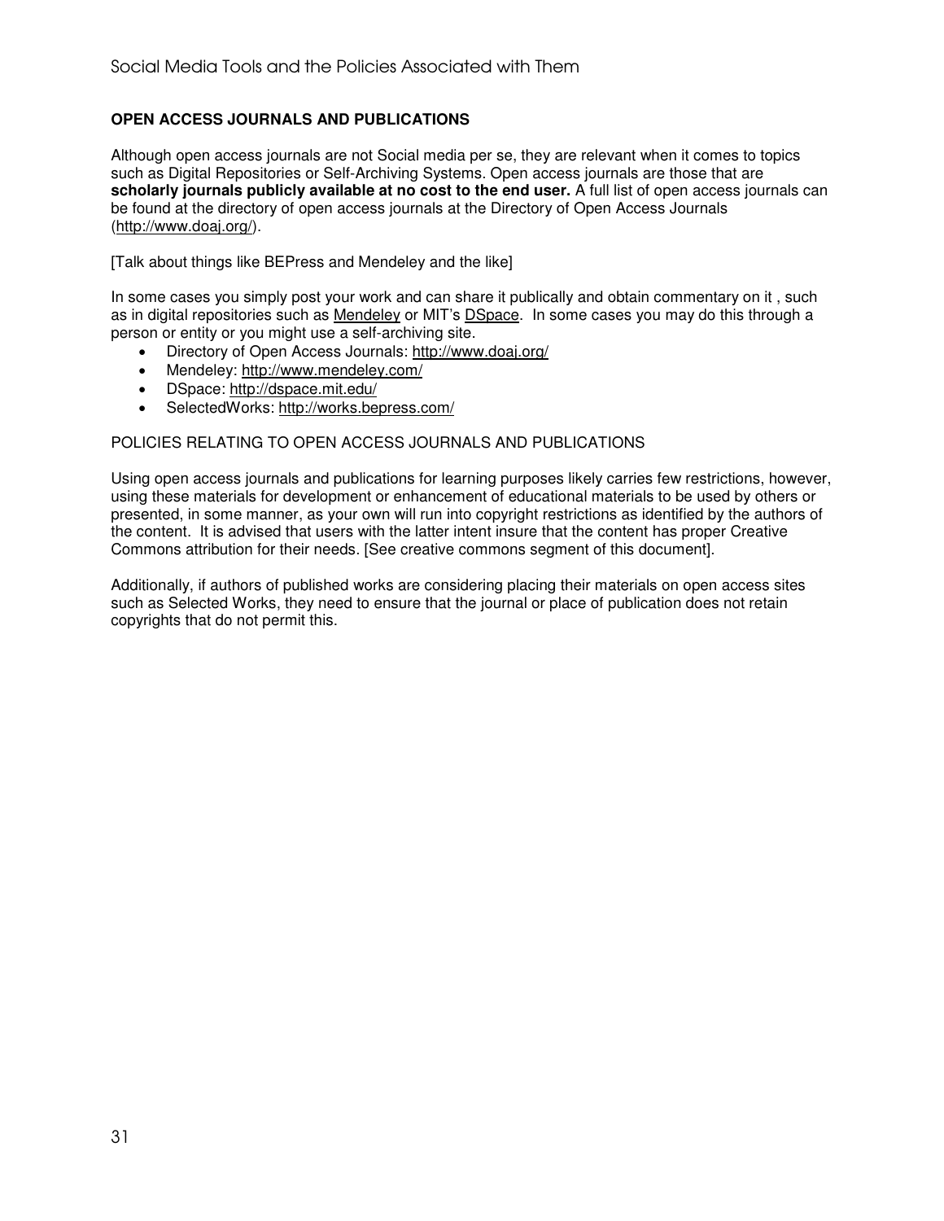## OPEN ACCESS JOURNALS AND PUBLICATIONS

Although open access journals are not Social media per se, they are relevant when it comes to topics such as Digital Repositories or Self-Archiving Systems. Open access journals are those that are **scholarly journals publicly available at no cost to the end user.** A full list of open access journals can be found at the directory of open access journals at the Directory of Open Access Journals (http://www.doaj.org/).

[Talk about things like BEPress and Mendeley and the like]

In some cases you simply post your work and can share it publically and obtain commentary on it , such as in digital repositories such as Mendeley or MIT's DSpace. In some cases you may do this through a person or entity or you might use a self-archiving site.

- Directory of Open Access Journals: http://www.doaj.org/
- Mendeley: http://www.mendeley.com/
- DSpace: http://dspace.mit.edu/
- SelectedWorks: http://works.bepress.com/

### POLICIES RELATING TO OPEN ACCESS JOURNALS AND PUBLICATIONS

Using open access journals and publications for learning purposes likely carries few restrictions, however, using these materials for development or enhancement of educational materials to be used by others or presented, in some manner, as your own will run into copyright restrictions as identified by the authors of the content. It is advised that users with the latter intent insure that the content has proper Creative Commons attribution for their needs. [See creative commons segment of this document].

Additionally, if authors of published works are considering placing their materials on open access sites such as Selected Works, they need to ensure that the journal or place of publication does not retain copyrights that do not permit this.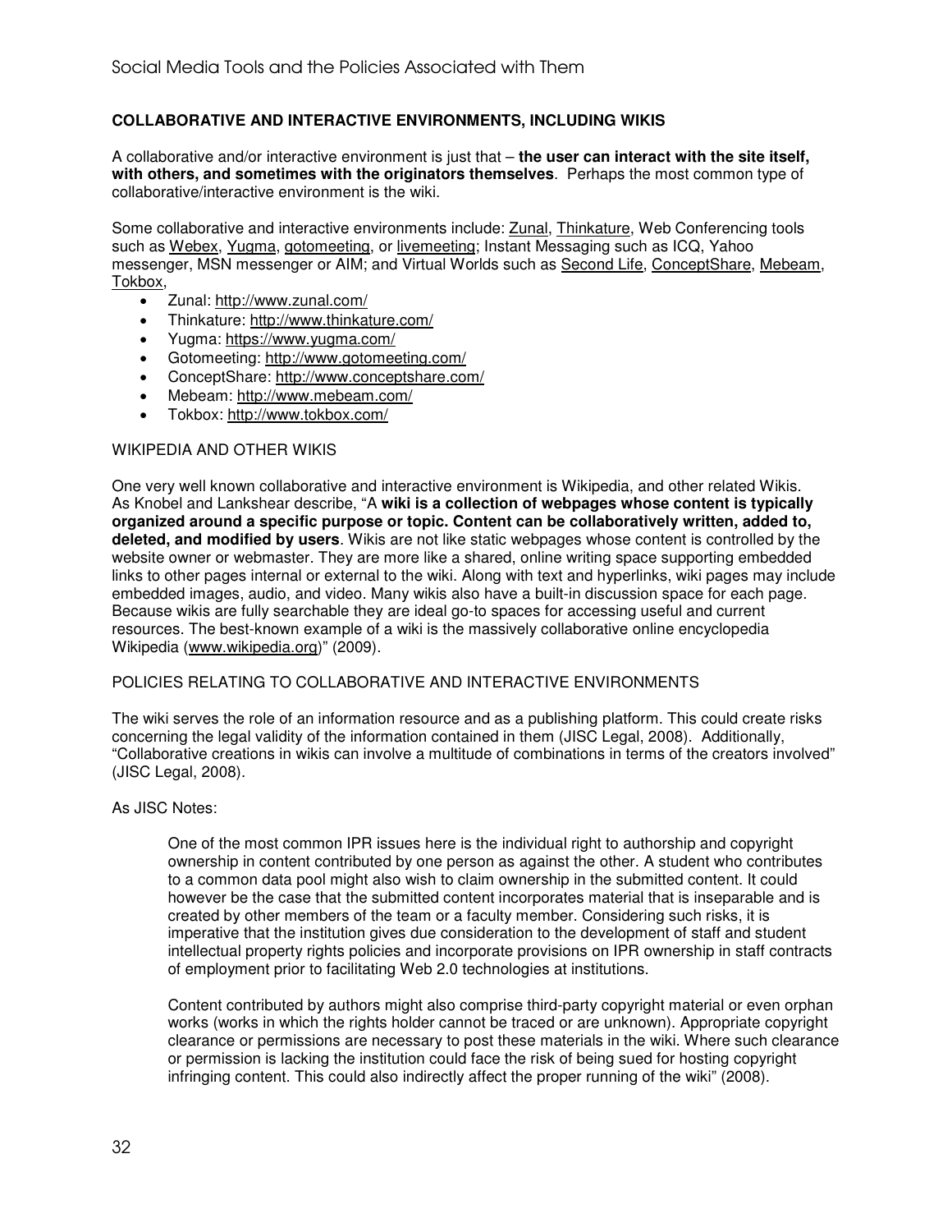## COLLABORATIVE AND INTERACTIVE ENVIRONMENTS, INCLUDING WIKIS

A collaborative and/or interactive environment is just that – **the user can interact with the site itself, with others, and sometimes with the originators themselves**. Perhaps the most common type of collaborative/interactive environment is the wiki.

Some collaborative and interactive environments include: Zunal, Thinkature, Web Conferencing tools such as Webex, Yugma, gotomeeting, or livemeeting; Instant Messaging such as ICQ, Yahoo messenger, MSN messenger or AIM; and Virtual Worlds such as Second Life, ConceptShare, Mebeam, Tokbox,

- Zunal: http://www.zunal.com/
- Thinkature: http://www.thinkature.com/
- Yugma: https://www.yugma.com/
- Gotomeeting: http://www.gotomeeting.com/
- ConceptShare: http://www.conceptshare.com/
- Mebeam: http://www.mebeam.com/
- Tokbox: http://www.tokbox.com/

### WIKIPEDIA AND OTHER WIKIS

One very well known collaborative and interactive environment is Wikipedia, and other related Wikis. As Knobel and Lankshear describe, "A **wiki is a collection of webpages whose content is typically organized around a specific purpose or topic. Content can be collaboratively written, added to, deleted, and modified by users**. Wikis are not like static webpages whose content is controlled by the website owner or webmaster. They are more like a shared, online writing space supporting embedded links to other pages internal or external to the wiki. Along with text and hyperlinks, wiki pages may include embedded images, audio, and video. Many wikis also have a built-in discussion space for each page. Because wikis are fully searchable they are ideal go-to spaces for accessing useful and current resources. The best-known example of a wiki is the massively collaborative online encyclopedia Wikipedia (www.wikipedia.org)" (2009).

### POLICIES RELATING TO COLLABORATIVE AND INTERACTIVE ENVIRONMENTS

The wiki serves the role of an information resource and as a publishing platform. This could create risks concerning the legal validity of the information contained in them (JISC Legal, 2008). Additionally, "Collaborative creations in wikis can involve a multitude of combinations in terms of the creators involved" (JISC Legal, 2008).

As JISC Notes:

> One of the most common IPR issues here is the individual right to authorship and copyright ownership in content contributed by one person as against the other. A student who contributes to a common data pool might also wish to claim ownership in the submitted content. It could however be the case that the submitted content incorporates material that is inseparable and is created by other members of the team or a faculty member. Considering such risks, it is imperative that the institution gives due consideration to the development of staff and student intellectual property rights policies and incorporate provisions on IPR ownership in staff contracts of employment prior to facilitating Web 2.0 technologies at institutions.
>
> Content contributed by authors might also comprise third-party copyright material or even orphan works (works in which the rights holder cannot be traced or are unknown). Appropriate copyright clearance or permissions are necessary to post these materials in the wiki. Where such clearance or permission is lacking the institution could face the risk of being sued for hosting copyright infringing content. This could also indirectly affect the proper running of the wiki" (2008).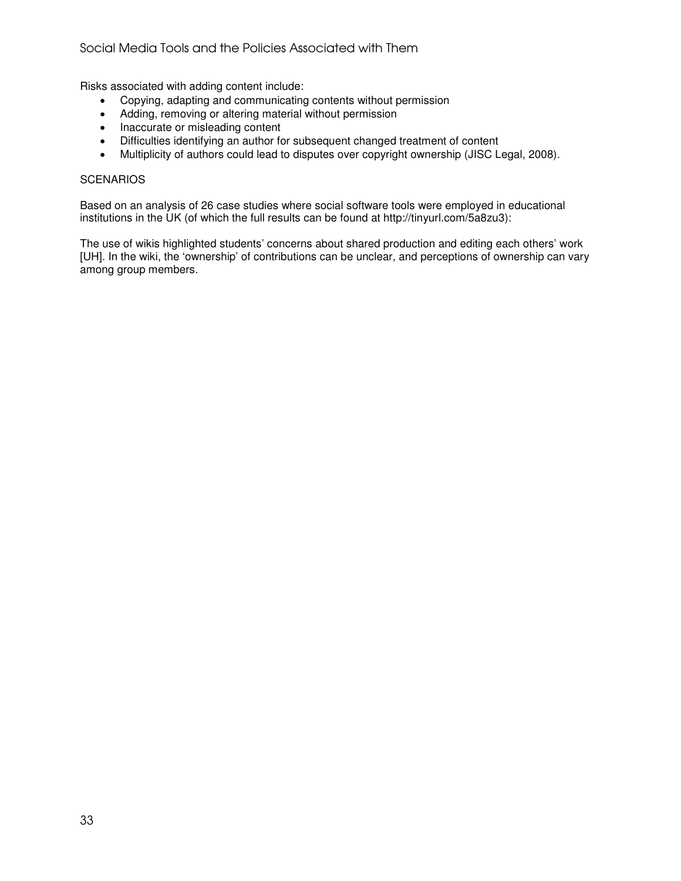Risks associated with adding content include:

- Copying, adapting and communicating contents without permission
- Adding, removing or altering material without permission
- Inaccurate or misleading content
- Difficulties identifying an author for subsequent changed treatment of content
- Multiplicity of authors could lead to disputes over copyright ownership (JISC Legal, 2008).

SCENARIOS

Based on an analysis of 26 case studies where social software tools were employed in educational institutions in the UK (of which the full results can be found at http://tinyurl.com/5a8zu3):

The use of wikis highlighted students' concerns about shared production and editing each others' work [UH]. In the wiki, the 'ownership' of contributions can be unclear, and perceptions of ownership can vary among group members.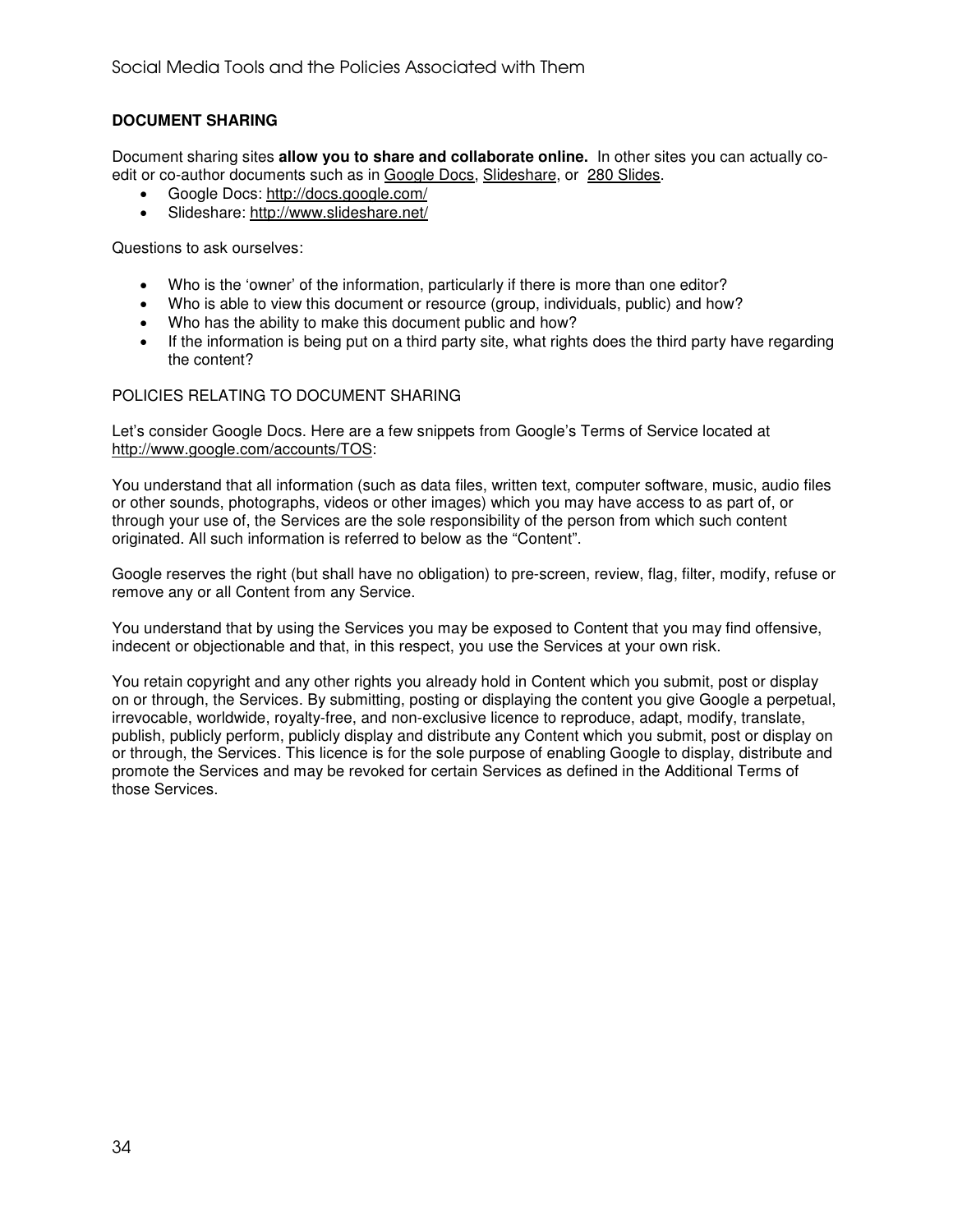## DOCUMENT SHARING

Document sharing sites **allow you to share and collaborate online.** In other sites you can actually co-edit or co-author documents such as in Google Docs, Slideshare, or 280 Slides.

- Google Docs: http://docs.google.com/
- Slideshare: http://www.slideshare.net/

Questions to ask ourselves:

- Who is the 'owner' of the information, particularly if there is more than one editor?
- Who is able to view this document or resource (group, individuals, public) and how?
- Who has the ability to make this document public and how?
- If the information is being put on a third party site, what rights does the third party have regarding the content?

### POLICIES RELATING TO DOCUMENT SHARING

Let's consider Google Docs. Here are a few snippets from Google's Terms of Service located at http://www.google.com/accounts/TOS:

You understand that all information (such as data files, written text, computer software, music, audio files or other sounds, photographs, videos or other images) which you may have access to as part of, or through your use of, the Services are the sole responsibility of the person from which such content originated. All such information is referred to below as the "Content".

Google reserves the right (but shall have no obligation) to pre-screen, review, flag, filter, modify, refuse or remove any or all Content from any Service.

You understand that by using the Services you may be exposed to Content that you may find offensive, indecent or objectionable and that, in this respect, you use the Services at your own risk.

You retain copyright and any other rights you already hold in Content which you submit, post or display on or through, the Services. By submitting, posting or displaying the content you give Google a perpetual, irrevocable, worldwide, royalty-free, and non-exclusive licence to reproduce, adapt, modify, translate, publish, publicly perform, publicly display and distribute any Content which you submit, post or display on or through, the Services. This licence is for the sole purpose of enabling Google to display, distribute and promote the Services and may be revoked for certain Services as defined in the Additional Terms of those Services.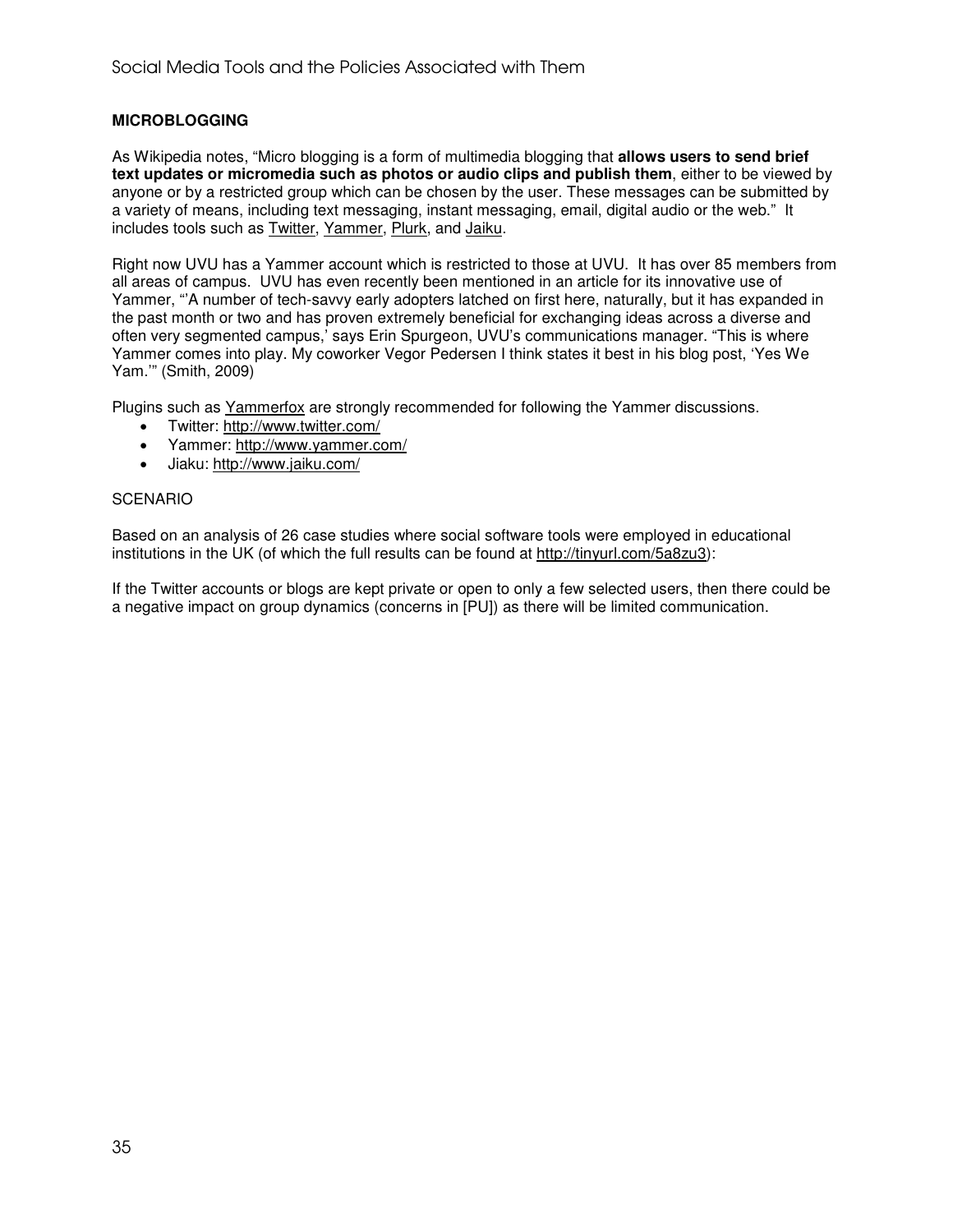## MICROBLOGGING

As Wikipedia notes, "Micro blogging is a form of multimedia blogging that **allows users to send brief text updates or micromedia such as photos or audio clips and publish them**, either to be viewed by anyone or by a restricted group which can be chosen by the user. These messages can be submitted by a variety of means, including text messaging, instant messaging, email, digital audio or the web." It includes tools such as Twitter, Yammer, Plurk, and Jaiku.

Right now UVU has a Yammer account which is restricted to those at UVU. It has over 85 members from all areas of campus. UVU has even recently been mentioned in an article for its innovative use of Yammer, "'A number of tech-savvy early adopters latched on first here, naturally, but it has expanded in the past month or two and has proven extremely beneficial for exchanging ideas across a diverse and often very segmented campus,' says Erin Spurgeon, UVU's communications manager. "This is where Yammer comes into play. My coworker Vegor Pedersen I think states it best in his blog post, 'Yes We Yam.'" (Smith, 2009)

Plugins such as Yammerfox are strongly recommended for following the Yammer discussions.

- Twitter: http://www.twitter.com/
- Yammer: http://www.yammer.com/
- Jiaku: http://www.jaiku.com/

SCENARIO

Based on an analysis of 26 case studies where social software tools were employed in educational institutions in the UK (of which the full results can be found at http://tinyurl.com/5a8zu3):

If the Twitter accounts or blogs are kept private or open to only a few selected users, then there could be a negative impact on group dynamics (concerns in [PU]) as there will be limited communication.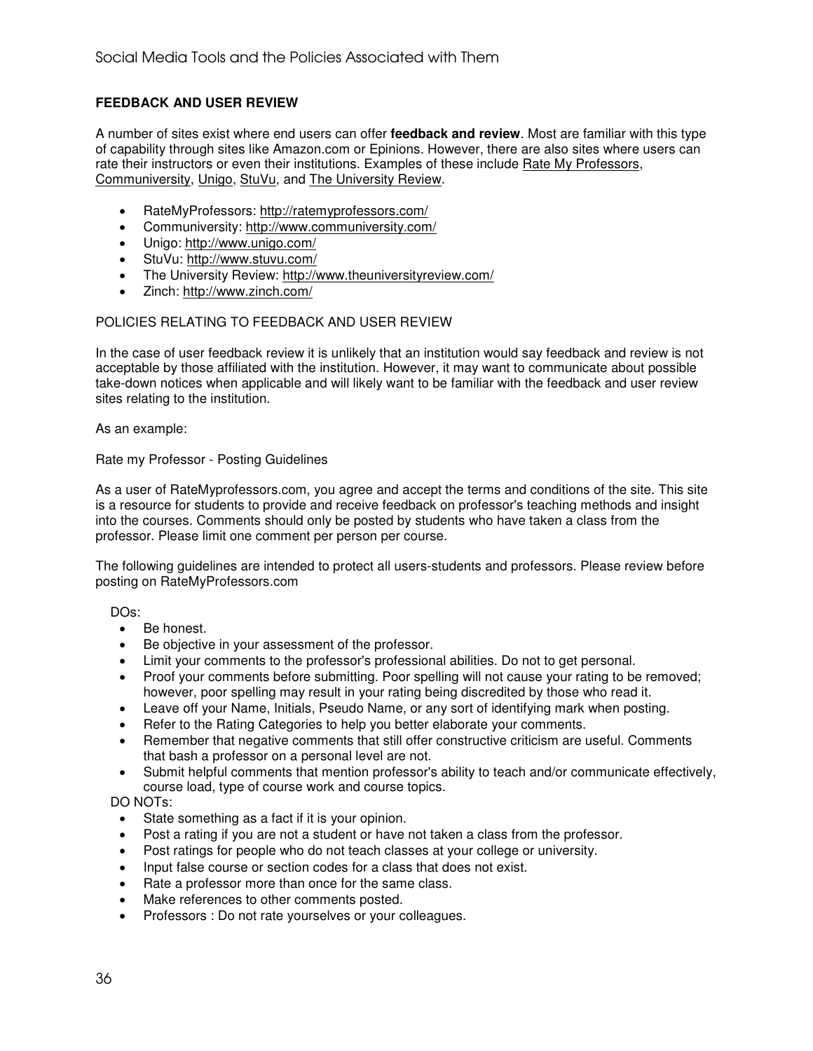### FEEDBACK AND USER REVIEW

A number of sites exist where end users can offer **feedback and review**. Most are familiar with this type of capability through sites like Amazon.com or Epinions. However, there are also sites where users can rate their instructors or even their institutions. Examples of these include Rate My Professors, Communiversity, Unigo, StuVu, and The University Review.

- RateMyProfessors: http://ratemyprofessors.com/
- Communiversity: http://www.communiversity.com/
- Unigo: http://www.unigo.com/
- StuVu: http://www.stuvu.com/
- The University Review: http://www.theuniversityreview.com/
- Zinch: http://www.zinch.com/

POLICIES RELATING TO FEEDBACK AND USER REVIEW

In the case of user feedback review it is unlikely that an institution would say feedback and review is not acceptable by those affiliated with the institution. However, it may want to communicate about possible take-down notices when applicable and will likely want to be familiar with the feedback and user review sites relating to the institution.

As an example:

Rate my Professor - Posting Guidelines

As a user of RateMyprofessors.com, you agree and accept the terms and conditions of the site. This site is a resource for students to provide and receive feedback on professor's teaching methods and insight into the courses. Comments should only be posted by students who have taken a class from the professor. Please limit one comment per person per course.

The following guidelines are intended to protect all users-students and professors. Please review before posting on RateMyProfessors.com

DOs:

- Be honest.
- Be objective in your assessment of the professor.
- Limit your comments to the professor's professional abilities. Do not to get personal.
- Proof your comments before submitting. Poor spelling will not cause your rating to be removed; however, poor spelling may result in your rating being discredited by those who read it.
- Leave off your Name, Initials, Pseudo Name, or any sort of identifying mark when posting.
- Refer to the Rating Categories to help you better elaborate your comments.
- Remember that negative comments that still offer constructive criticism are useful. Comments that bash a professor on a personal level are not.
- Submit helpful comments that mention professor's ability to teach and/or communicate effectively, course load, type of course work and course topics.

DO NOTs:

- State something as a fact if it is your opinion.
- Post a rating if you are not a student or have not taken a class from the professor.
- Post ratings for people who do not teach classes at your college or university.
- Input false course or section codes for a class that does not exist.
- Rate a professor more than once for the same class.
- Make references to other comments posted.
- Professors : Do not rate yourselves or your colleagues.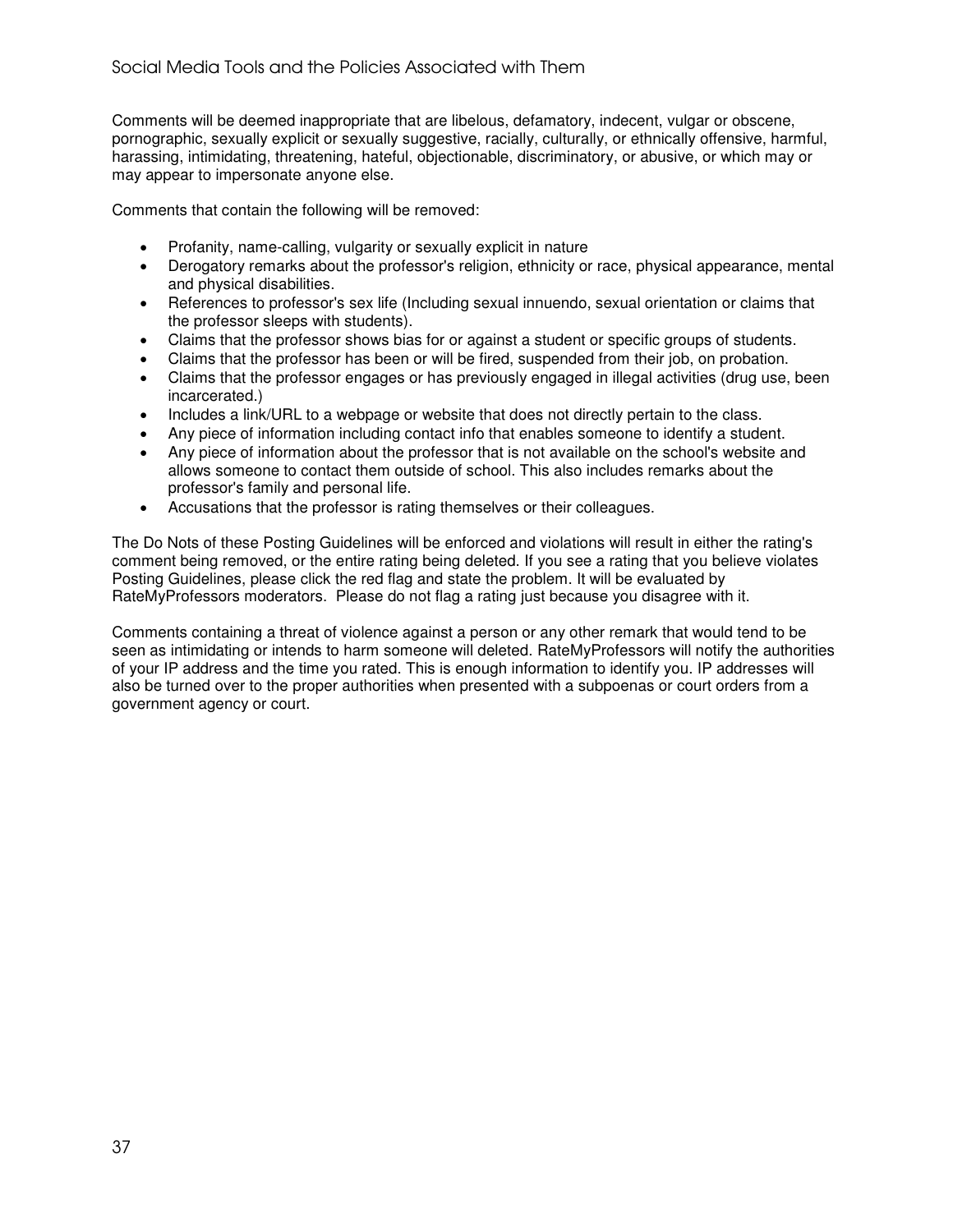Comments will be deemed inappropriate that are libelous, defamatory, indecent, vulgar or obscene, pornographic, sexually explicit or sexually suggestive, racially, culturally, or ethnically offensive, harmful, harassing, intimidating, threatening, hateful, objectionable, discriminatory, or abusive, or which may or may appear to impersonate anyone else.

Comments that contain the following will be removed:

- Profanity, name-calling, vulgarity or sexually explicit in nature
- Derogatory remarks about the professor's religion, ethnicity or race, physical appearance, mental and physical disabilities.
- References to professor's sex life (Including sexual innuendo, sexual orientation or claims that the professor sleeps with students).
- Claims that the professor shows bias for or against a student or specific groups of students.
- Claims that the professor has been or will be fired, suspended from their job, on probation.
- Claims that the professor engages or has previously engaged in illegal activities (drug use, been incarcerated.)
- Includes a link/URL to a webpage or website that does not directly pertain to the class.
- Any piece of information including contact info that enables someone to identify a student.
- Any piece of information about the professor that is not available on the school's website and allows someone to contact them outside of school. This also includes remarks about the professor's family and personal life.
- Accusations that the professor is rating themselves or their colleagues.

The Do Nots of these Posting Guidelines will be enforced and violations will result in either the rating's comment being removed, or the entire rating being deleted. If you see a rating that you believe violates Posting Guidelines, please click the red flag and state the problem. It will be evaluated by RateMyProfessors moderators. Please do not flag a rating just because you disagree with it.

Comments containing a threat of violence against a person or any other remark that would tend to be seen as intimidating or intends to harm someone will deleted. RateMyProfessors will notify the authorities of your IP address and the time you rated. This is enough information to identify you. IP addresses will also be turned over to the proper authorities when presented with a subpoenas or court orders from a government agency or court.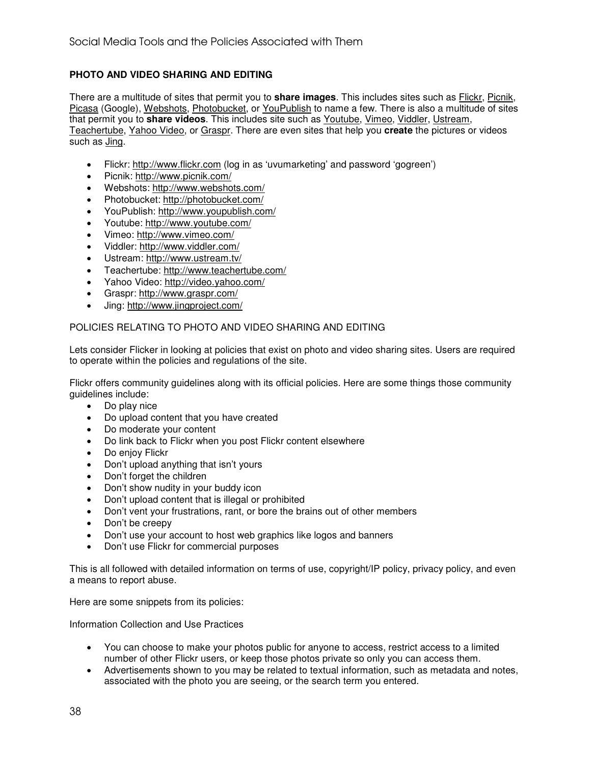## PHOTO AND VIDEO SHARING AND EDITING

There are a multitude of sites that permit you to **share images**. This includes sites such as Flickr, Picnik, Picasa (Google), Webshots, Photobucket, or YouPublish to name a few. There is also a multitude of sites that permit you to **share videos**. This includes site such as Youtube, Vimeo, Viddler, Ustream, Teachertube, Yahoo Video, or Graspr. There are even sites that help you **create** the pictures or videos such as Jing.

- Flickr: http://www.flickr.com (log in as 'uvumarketing' and password 'gogreen')
- Picnik: http://www.picnik.com/
- Webshots: http://www.webshots.com/
- Photobucket: http://photobucket.com/
- YouPublish: http://www.youpublish.com/
- Youtube: http://www.youtube.com/
- Vimeo: http://www.vimeo.com/
- Viddler: http://www.viddler.com/
- Ustream: http://www.ustream.tv/
- Teachertube: http://www.teachertube.com/
- Yahoo Video: http://video.yahoo.com/
- Graspr: http://www.graspr.com/
- Jing: http://www.jingproject.com/

POLICIES RELATING TO PHOTO AND VIDEO SHARING AND EDITING

Lets consider Flicker in looking at policies that exist on photo and video sharing sites. Users are required to operate within the policies and regulations of the site.

Flickr offers community guidelines along with its official policies. Here are some things those community guidelines include:

- Do play nice
- Do upload content that you have created
- Do moderate your content
- Do link back to Flickr when you post Flickr content elsewhere
- Do enjoy Flickr
- Don't upload anything that isn't yours
- Don't forget the children
- Don't show nudity in your buddy icon
- Don't upload content that is illegal or prohibited
- Don't vent your frustrations, rant, or bore the brains out of other members
- Don't be creepy
- Don't use your account to host web graphics like logos and banners
- Don't use Flickr for commercial purposes

This is all followed with detailed information on terms of use, copyright/IP policy, privacy policy, and even a means to report abuse.

Here are some snippets from its policies:

Information Collection and Use Practices

- You can choose to make your photos public for anyone to access, restrict access to a limited number of other Flickr users, or keep those photos private so only you can access them.
- Advertisements shown to you may be related to textual information, such as metadata and notes, associated with the photo you are seeing, or the search term you entered.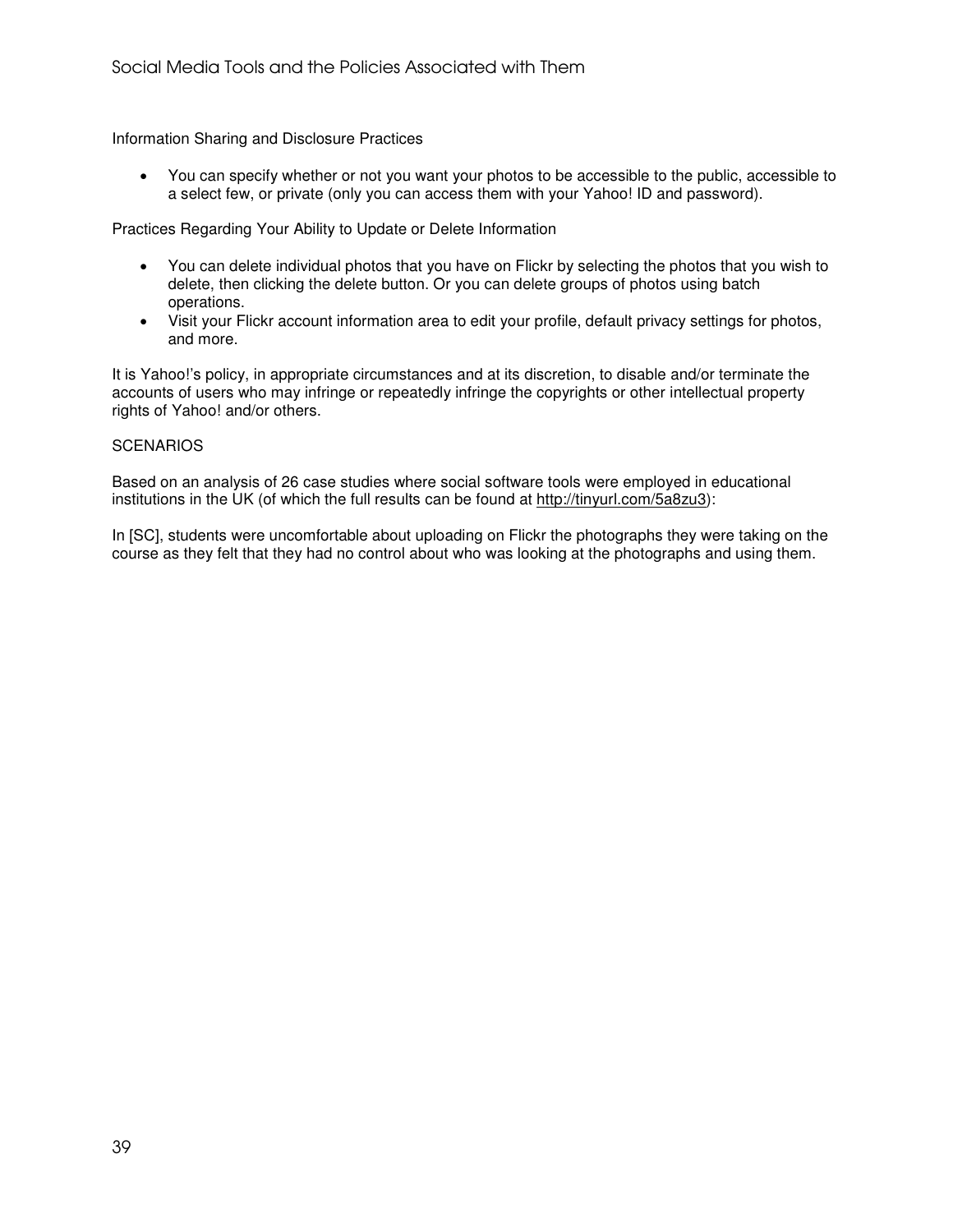Information Sharing and Disclosure Practices

- You can specify whether or not you want your photos to be accessible to the public, accessible to a select few, or private (only you can access them with your Yahoo! ID and password).

Practices Regarding Your Ability to Update or Delete Information

- You can delete individual photos that you have on Flickr by selecting the photos that you wish to delete, then clicking the delete button. Or you can delete groups of photos using batch operations.
- Visit your Flickr account information area to edit your profile, default privacy settings for photos, and more.

It is Yahoo!'s policy, in appropriate circumstances and at its discretion, to disable and/or terminate the accounts of users who may infringe or repeatedly infringe the copyrights or other intellectual property rights of Yahoo! and/or others.

SCENARIOS

Based on an analysis of 26 case studies where social software tools were employed in educational institutions in the UK (of which the full results can be found at http://tinyurl.com/5a8zu3):

In [SC], students were uncomfortable about uploading on Flickr the photographs they were taking on the course as they felt that they had no control about who was looking at the photographs and using them.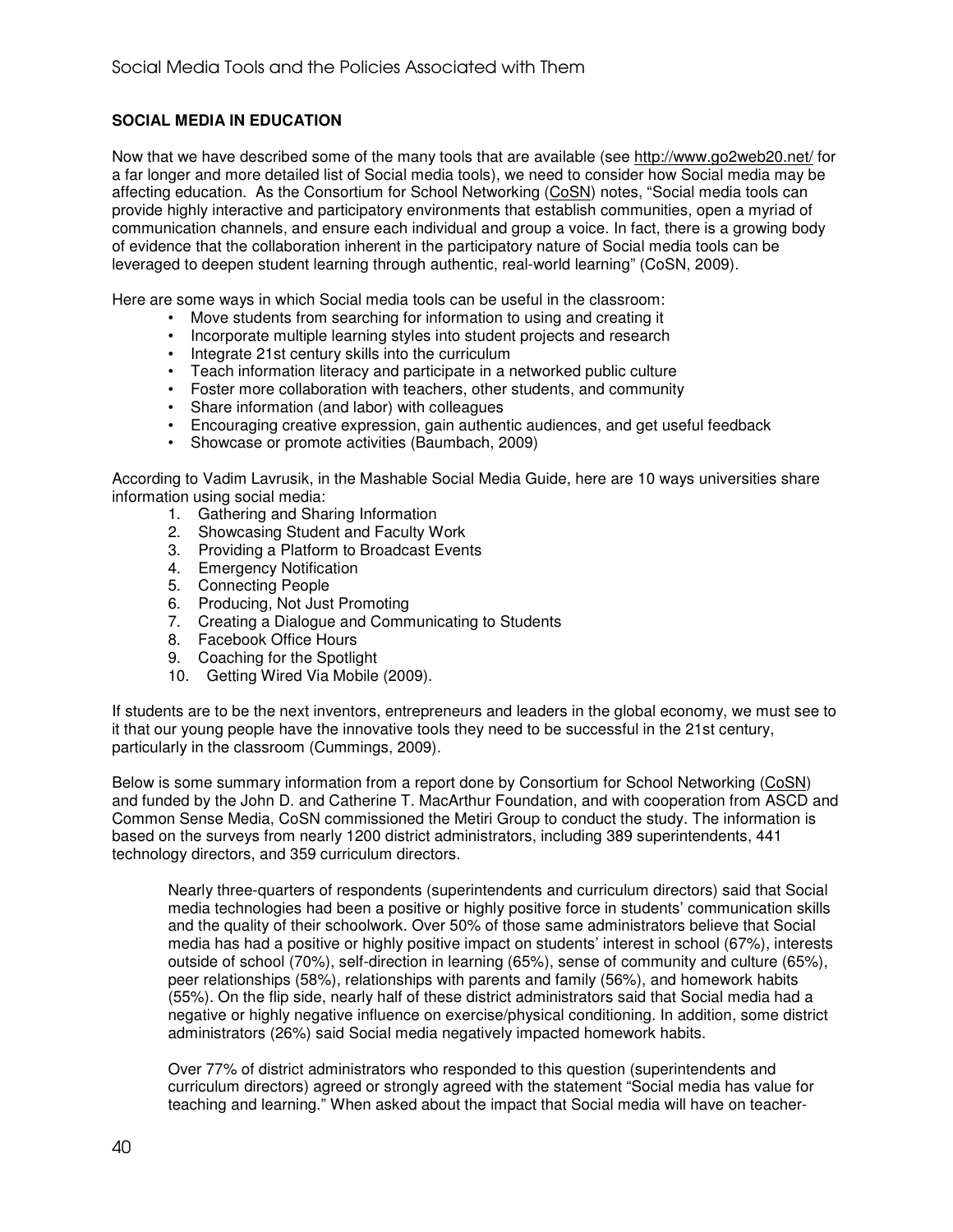## SOCIAL MEDIA IN EDUCATION

Now that we have described some of the many tools that are available (see http://www.go2web20.net/ for a far longer and more detailed list of Social media tools), we need to consider how Social media may be affecting education. As the Consortium for School Networking (CoSN) notes, "Social media tools can provide highly interactive and participatory environments that establish communities, open a myriad of communication channels, and ensure each individual and group a voice. In fact, there is a growing body of evidence that the collaboration inherent in the participatory nature of Social media tools can be leveraged to deepen student learning through authentic, real-world learning" (CoSN, 2009).

Here are some ways in which Social media tools can be useful in the classroom:

- Move students from searching for information to using and creating it
- Incorporate multiple learning styles into student projects and research
- Integrate 21st century skills into the curriculum
- Teach information literacy and participate in a networked public culture
- Foster more collaboration with teachers, other students, and community
- Share information (and labor) with colleagues
- Encouraging creative expression, gain authentic audiences, and get useful feedback
- Showcase or promote activities (Baumbach, 2009)

According to Vadim Lavrusik, in the Mashable Social Media Guide, here are 10 ways universities share information using social media:

1. Gathering and Sharing Information
2. Showcasing Student and Faculty Work
3. Providing a Platform to Broadcast Events
4. Emergency Notification
5. Connecting People
6. Producing, Not Just Promoting
7. Creating a Dialogue and Communicating to Students
8. Facebook Office Hours
9. Coaching for the Spotlight
10. Getting Wired Via Mobile (2009).

If students are to be the next inventors, entrepreneurs and leaders in the global economy, we must see to it that our young people have the innovative tools they need to be successful in the 21st century, particularly in the classroom (Cummings, 2009).

Below is some summary information from a report done by Consortium for School Networking (CoSN) and funded by the John D. and Catherine T. MacArthur Foundation, and with cooperation from ASCD and Common Sense Media, CoSN commissioned the Metiri Group to conduct the study. The information is based on the surveys from nearly 1200 district administrators, including 389 superintendents, 441 technology directors, and 359 curriculum directors.

> Nearly three-quarters of respondents (superintendents and curriculum directors) said that Social media technologies had been a positive or highly positive force in students' communication skills and the quality of their schoolwork. Over 50% of those same administrators believe that Social media has had a positive or highly positive impact on students' interest in school (67%), interests outside of school (70%), self-direction in learning (65%), sense of community and culture (65%), peer relationships (58%), relationships with parents and family (56%), and homework habits (55%). On the flip side, nearly half of these district administrators said that Social media had a negative or highly negative influence on exercise/physical conditioning. In addition, some district administrators (26%) said Social media negatively impacted homework habits.
>
> Over 77% of district administrators who responded to this question (superintendents and curriculum directors) agreed or strongly agreed with the statement "Social media has value for teaching and learning." When asked about the impact that Social media will have on teacher-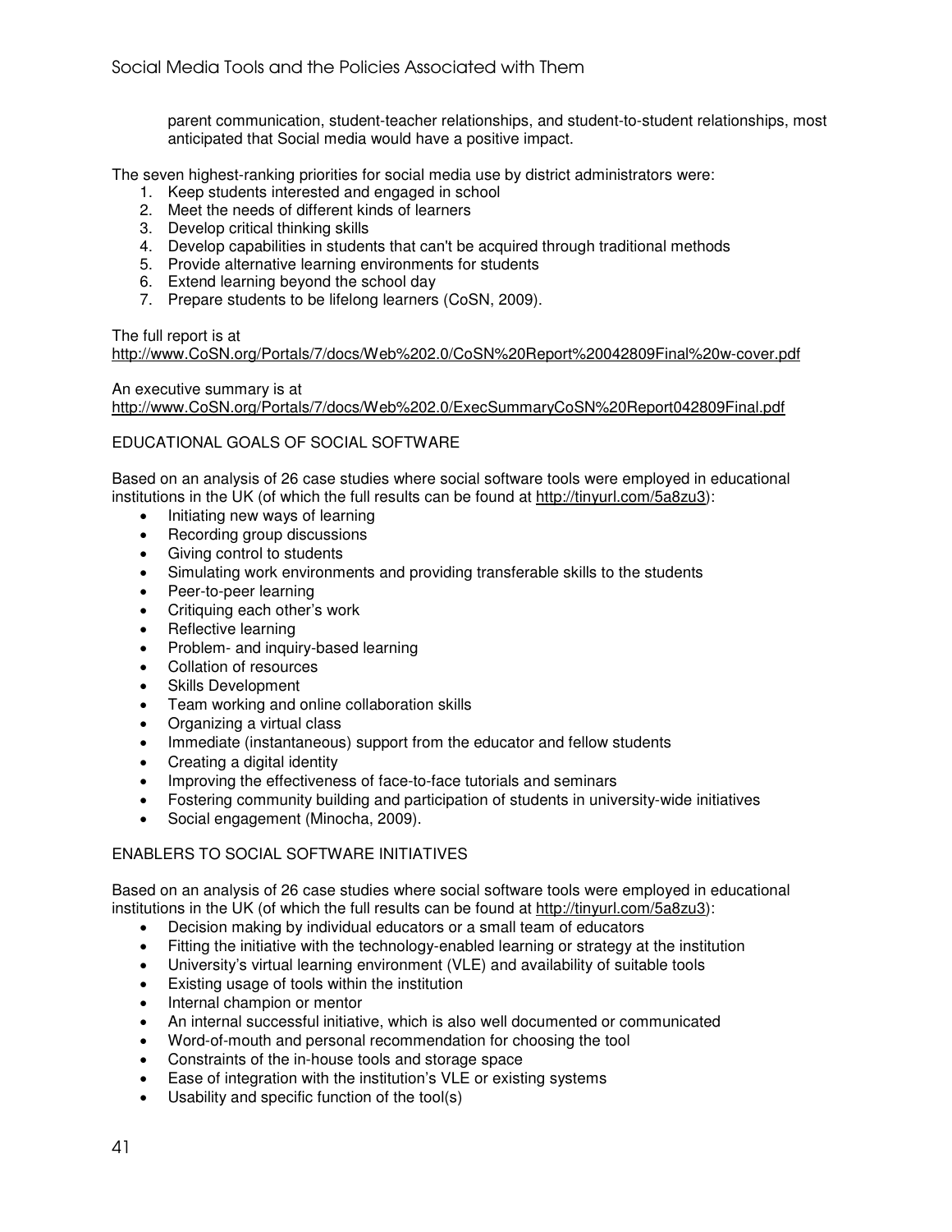parent communication, student-teacher relationships, and student-to-student relationships, most anticipated that Social media would have a positive impact.

The seven highest-ranking priorities for social media use by district administrators were:

1. Keep students interested and engaged in school
2. Meet the needs of different kinds of learners
3. Develop critical thinking skills
4. Develop capabilities in students that can't be acquired through traditional methods
5. Provide alternative learning environments for students
6. Extend learning beyond the school day
7. Prepare students to be lifelong learners (CoSN, 2009).

The full report is at
http://www.CoSN.org/Portals/7/docs/Web%202.0/CoSN%20Report%20042809Final%20w-cover.pdf

An executive summary is at
http://www.CoSN.org/Portals/7/docs/Web%202.0/ExecSummaryCoSN%20Report042809Final.pdf

## EDUCATIONAL GOALS OF SOCIAL SOFTWARE

Based on an analysis of 26 case studies where social software tools were employed in educational institutions in the UK (of which the full results can be found at http://tinyurl.com/5a8zu3):

- Initiating new ways of learning
- Recording group discussions
- Giving control to students
- Simulating work environments and providing transferable skills to the students
- Peer-to-peer learning
- Critiquing each other's work
- Reflective learning
- Problem- and inquiry-based learning
- Collation of resources
- Skills Development
- Team working and online collaboration skills
- Organizing a virtual class
- Immediate (instantaneous) support from the educator and fellow students
- Creating a digital identity
- Improving the effectiveness of face-to-face tutorials and seminars
- Fostering community building and participation of students in university-wide initiatives
- Social engagement (Minocha, 2009).

## ENABLERS TO SOCIAL SOFTWARE INITIATIVES

Based on an analysis of 26 case studies where social software tools were employed in educational institutions in the UK (of which the full results can be found at http://tinyurl.com/5a8zu3):

- Decision making by individual educators or a small team of educators
- Fitting the initiative with the technology-enabled learning or strategy at the institution
- University's virtual learning environment (VLE) and availability of suitable tools
- Existing usage of tools within the institution
- Internal champion or mentor
- An internal successful initiative, which is also well documented or communicated
- Word-of-mouth and personal recommendation for choosing the tool
- Constraints of the in-house tools and storage space
- Ease of integration with the institution's VLE or existing systems
- Usability and specific function of the tool(s)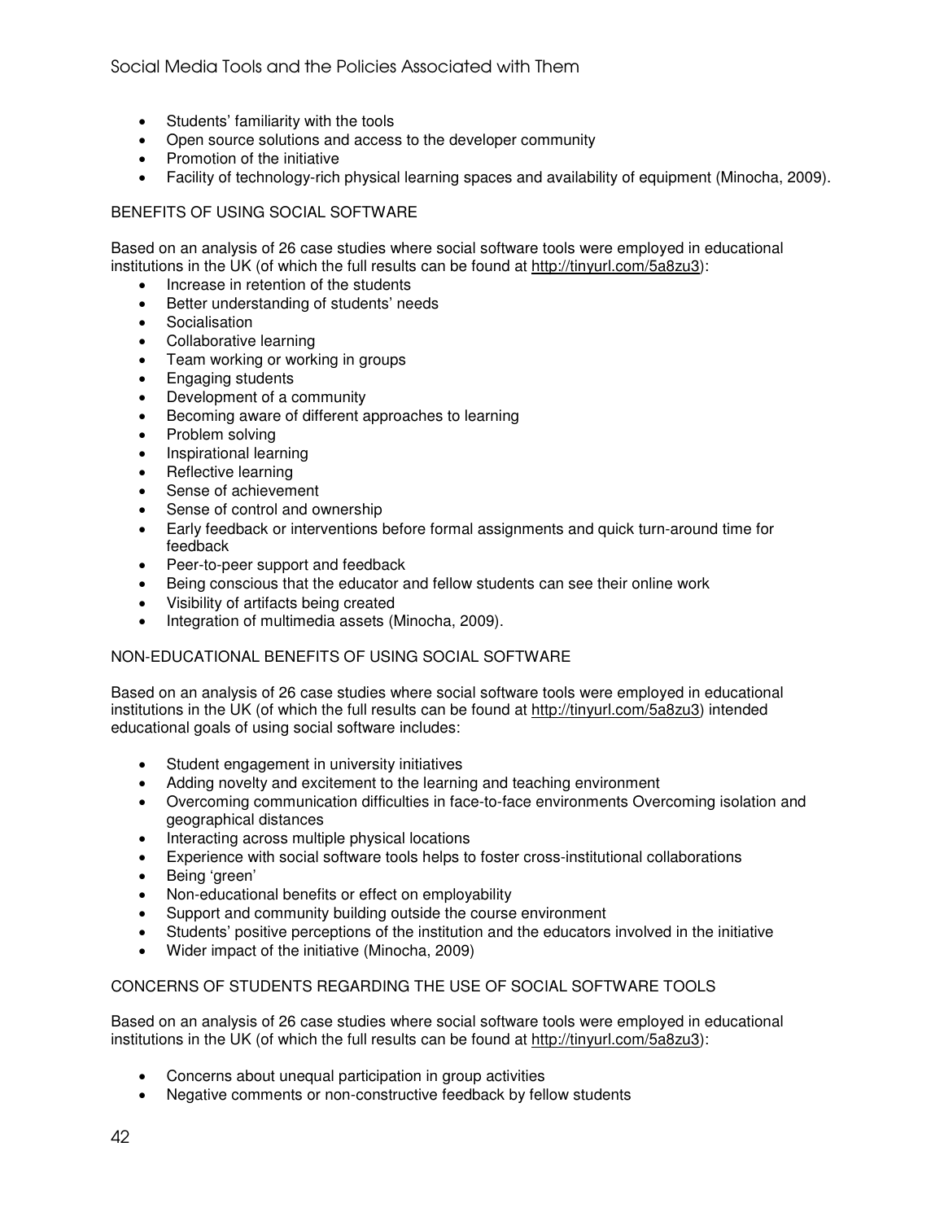- Students' familiarity with the tools
- Open source solutions and access to the developer community
- Promotion of the initiative
- Facility of technology-rich physical learning spaces and availability of equipment (Minocha, 2009).

## BENEFITS OF USING SOCIAL SOFTWARE

Based on an analysis of 26 case studies where social software tools were employed in educational institutions in the UK (of which the full results can be found at http://tinyurl.com/5a8zu3):

- Increase in retention of the students
- Better understanding of students' needs
- Socialisation
- Collaborative learning
- Team working or working in groups
- Engaging students
- Development of a community
- Becoming aware of different approaches to learning
- Problem solving
- Inspirational learning
- Reflective learning
- Sense of achievement
- Sense of control and ownership
- Early feedback or interventions before formal assignments and quick turn-around time for feedback
- Peer-to-peer support and feedback
- Being conscious that the educator and fellow students can see their online work
- Visibility of artifacts being created
- Integration of multimedia assets (Minocha, 2009).

## NON-EDUCATIONAL BENEFITS OF USING SOCIAL SOFTWARE

Based on an analysis of 26 case studies where social software tools were employed in educational institutions in the UK (of which the full results can be found at http://tinyurl.com/5a8zu3) intended educational goals of using social software includes:

- Student engagement in university initiatives
- Adding novelty and excitement to the learning and teaching environment
- Overcoming communication difficulties in face-to-face environments Overcoming isolation and geographical distances
- Interacting across multiple physical locations
- Experience with social software tools helps to foster cross-institutional collaborations
- Being 'green'
- Non-educational benefits or effect on employability
- Support and community building outside the course environment
- Students' positive perceptions of the institution and the educators involved in the initiative
- Wider impact of the initiative (Minocha, 2009)

## CONCERNS OF STUDENTS REGARDING THE USE OF SOCIAL SOFTWARE TOOLS

Based on an analysis of 26 case studies where social software tools were employed in educational institutions in the UK (of which the full results can be found at http://tinyurl.com/5a8zu3):

- Concerns about unequal participation in group activities
- Negative comments or non-constructive feedback by fellow students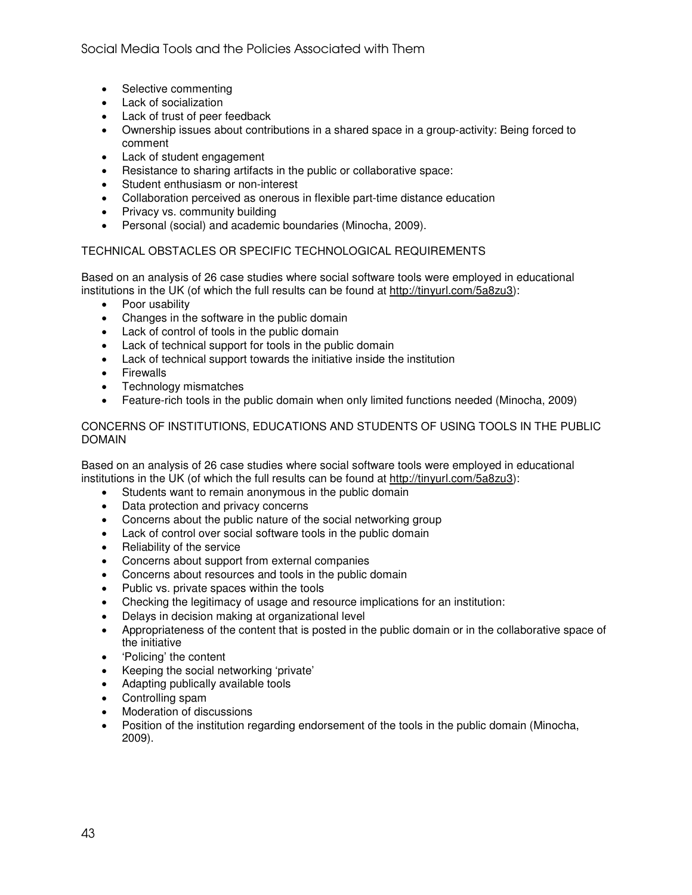- Selective commenting
- Lack of socialization
- Lack of trust of peer feedback
- Ownership issues about contributions in a shared space in a group-activity: Being forced to comment
- Lack of student engagement
- Resistance to sharing artifacts in the public or collaborative space:
- Student enthusiasm or non-interest
- Collaboration perceived as onerous in flexible part-time distance education
- Privacy vs. community building
- Personal (social) and academic boundaries (Minocha, 2009).

TECHNICAL OBSTACLES OR SPECIFIC TECHNOLOGICAL REQUIREMENTS

Based on an analysis of 26 case studies where social software tools were employed in educational institutions in the UK (of which the full results can be found at http://tinyurl.com/5a8zu3):

- Poor usability
- Changes in the software in the public domain
- Lack of control of tools in the public domain
- Lack of technical support for tools in the public domain
- Lack of technical support towards the initiative inside the institution
- Firewalls
- Technology mismatches
- Feature-rich tools in the public domain when only limited functions needed (Minocha, 2009)

CONCERNS OF INSTITUTIONS, EDUCATIONS AND STUDENTS OF USING TOOLS IN THE PUBLIC DOMAIN

Based on an analysis of 26 case studies where social software tools were employed in educational institutions in the UK (of which the full results can be found at http://tinyurl.com/5a8zu3):

- Students want to remain anonymous in the public domain
- Data protection and privacy concerns
- Concerns about the public nature of the social networking group
- Lack of control over social software tools in the public domain
- Reliability of the service
- Concerns about support from external companies
- Concerns about resources and tools in the public domain
- Public vs. private spaces within the tools
- Checking the legitimacy of usage and resource implications for an institution:
- Delays in decision making at organizational level
- Appropriateness of the content that is posted in the public domain or in the collaborative space of the initiative
- 'Policing' the content
- Keeping the social networking 'private'
- Adapting publically available tools
- Controlling spam
- Moderation of discussions
- Position of the institution regarding endorsement of the tools in the public domain (Minocha, 2009).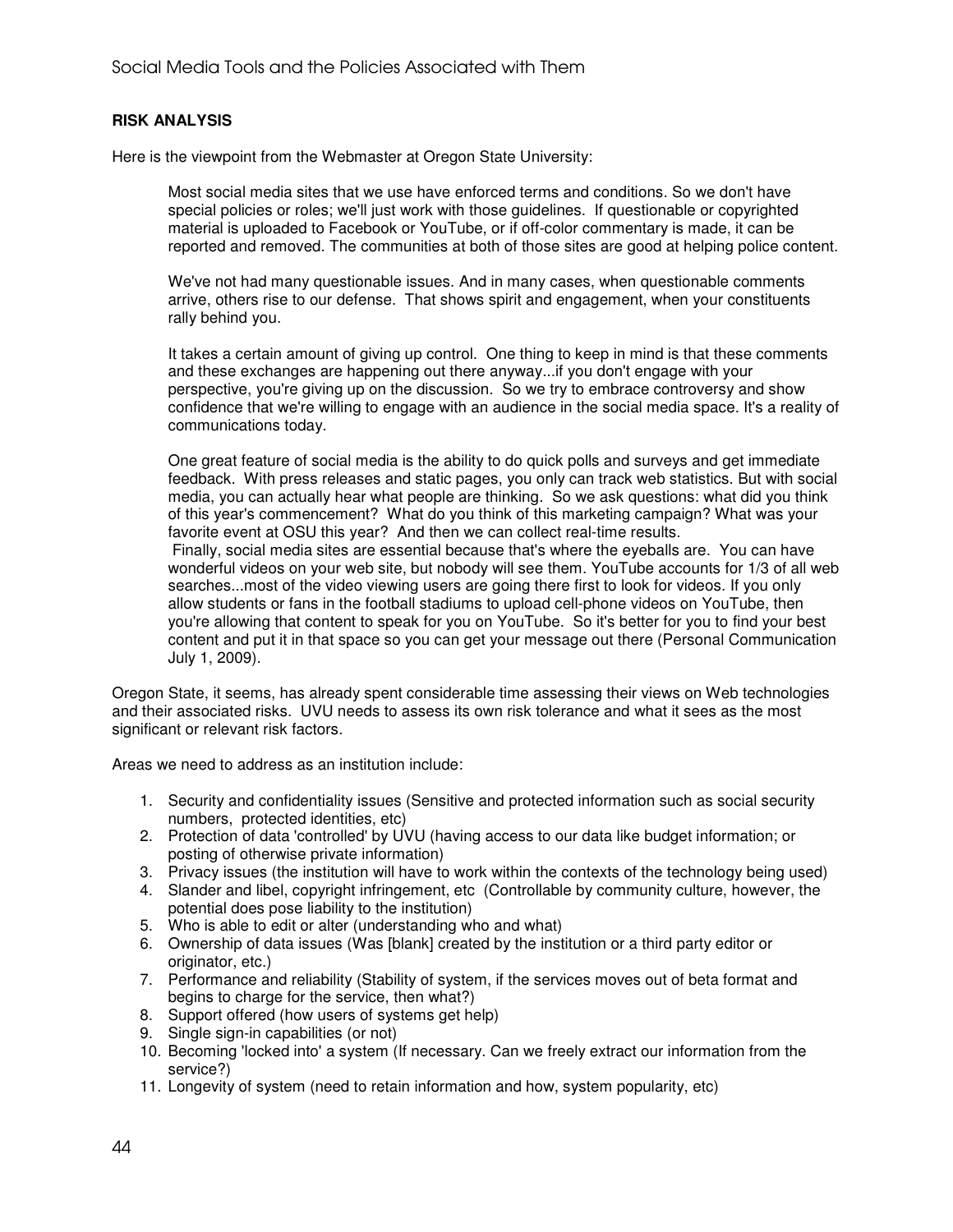## RISK ANALYSIS

Here is the viewpoint from the Webmaster at Oregon State University:

> Most social media sites that we use have enforced terms and conditions. So we don't have special policies or roles; we'll just work with those guidelines. If questionable or copyrighted material is uploaded to Facebook or YouTube, or if off-color commentary is made, it can be reported and removed. The communities at both of those sites are good at helping police content.
>
> We've not had many questionable issues. And in many cases, when questionable comments arrive, others rise to our defense. That shows spirit and engagement, when your constituents rally behind you.
>
> It takes a certain amount of giving up control. One thing to keep in mind is that these comments and these exchanges are happening out there anyway...if you don't engage with your perspective, you're giving up on the discussion. So we try to embrace controversy and show confidence that we're willing to engage with an audience in the social media space. It's a reality of communications today.
>
> One great feature of social media is the ability to do quick polls and surveys and get immediate feedback. With press releases and static pages, you only can track web statistics. But with social media, you can actually hear what people are thinking. So we ask questions: what did you think of this year's commencement? What do you think of this marketing campaign? What was your favorite event at OSU this year? And then we can collect real-time results.
> Finally, social media sites are essential because that's where the eyeballs are. You can have wonderful videos on your web site, but nobody will see them. YouTube accounts for 1/3 of all web searches...most of the video viewing users are going there first to look for videos. If you only allow students or fans in the football stadiums to upload cell-phone videos on YouTube, then you're allowing that content to speak for you on YouTube. So it's better for you to find your best content and put it in that space so you can get your message out there (Personal Communication July 1, 2009).

Oregon State, it seems, has already spent considerable time assessing their views on Web technologies and their associated risks. UVU needs to assess its own risk tolerance and what it sees as the most significant or relevant risk factors.

Areas we need to address as an institution include:

1. Security and confidentiality issues (Sensitive and protected information such as social security numbers, protected identities, etc)
2. Protection of data 'controlled' by UVU (having access to our data like budget information; or posting of otherwise private information)
3. Privacy issues (the institution will have to work within the contexts of the technology being used)
4. Slander and libel, copyright infringement, etc (Controllable by community culture, however, the potential does pose liability to the institution)
5. Who is able to edit or alter (understanding who and what)
6. Ownership of data issues (Was [blank] created by the institution or a third party editor or originator, etc.)
7. Performance and reliability (Stability of system, if the services moves out of beta format and begins to charge for the service, then what?)
8. Support offered (how users of systems get help)
9. Single sign-in capabilities (or not)
10. Becoming 'locked into' a system (If necessary. Can we freely extract our information from the service?)
11. Longevity of system (need to retain information and how, system popularity, etc)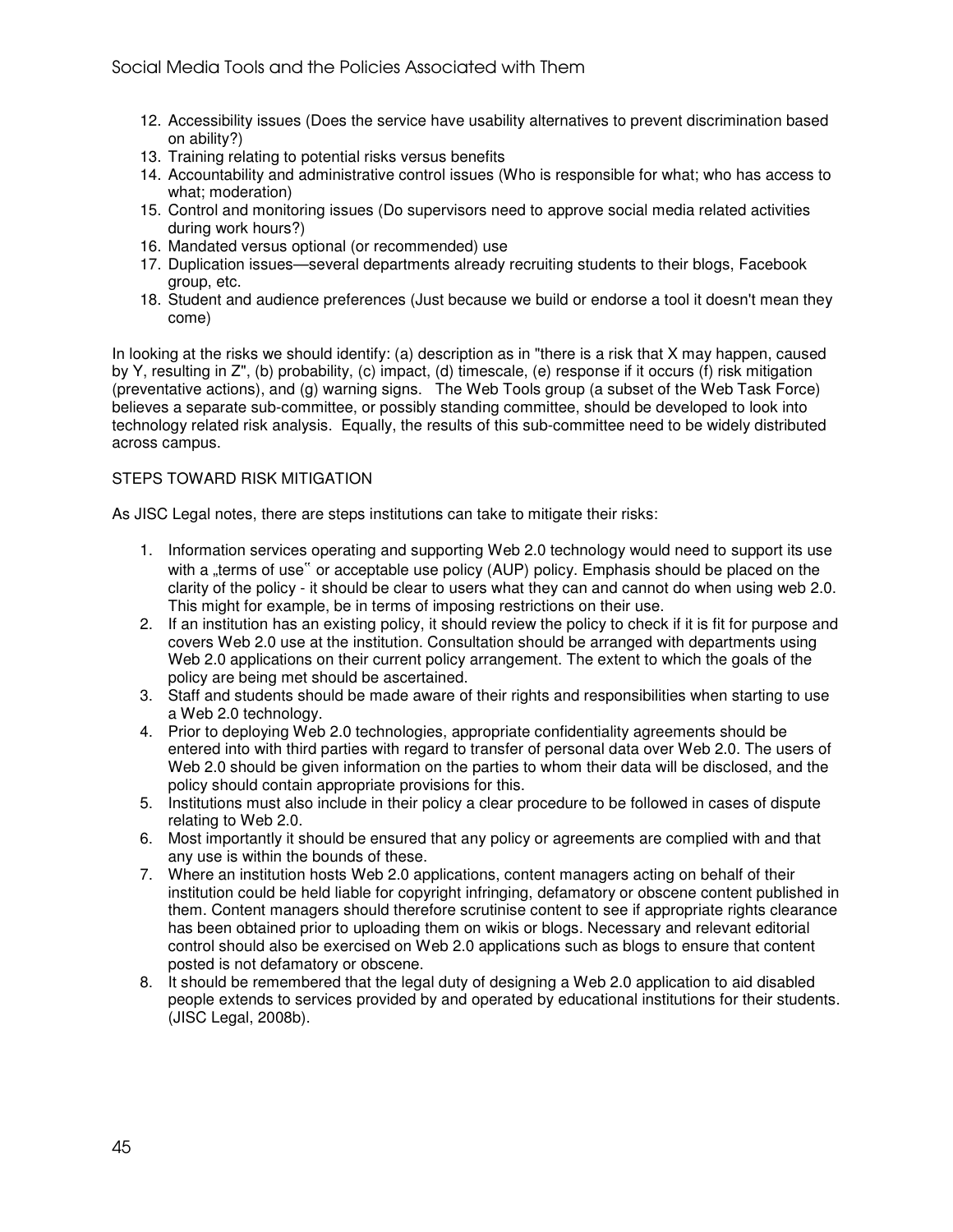12. Accessibility issues (Does the service have usability alternatives to prevent discrimination based on ability?)
13. Training relating to potential risks versus benefits
14. Accountability and administrative control issues (Who is responsible for what; who has access to what; moderation)
15. Control and monitoring issues (Do supervisors need to approve social media related activities during work hours?)
16. Mandated versus optional (or recommended) use
17. Duplication issues—several departments already recruiting students to their blogs, Facebook group, etc.
18. Student and audience preferences (Just because we build or endorse a tool it doesn't mean they come)

In looking at the risks we should identify: (a) description as in "there is a risk that X may happen, caused by Y, resulting in Z", (b) probability, (c) impact, (d) timescale, (e) response if it occurs (f) risk mitigation (preventative actions), and (g) warning signs. The Web Tools group (a subset of the Web Task Force) believes a separate sub-committee, or possibly standing committee, should be developed to look into technology related risk analysis. Equally, the results of this sub-committee need to be widely distributed across campus.

STEPS TOWARD RISK MITIGATION

As JISC Legal notes, there are steps institutions can take to mitigate their risks:

1. Information services operating and supporting Web 2.0 technology would need to support its use with a „terms of use" or acceptable use policy (AUP) policy. Emphasis should be placed on the clarity of the policy - it should be clear to users what they can and cannot do when using web 2.0. This might for example, be in terms of imposing restrictions on their use.
2. If an institution has an existing policy, it should review the policy to check if it is fit for purpose and covers Web 2.0 use at the institution. Consultation should be arranged with departments using Web 2.0 applications on their current policy arrangement. The extent to which the goals of the policy are being met should be ascertained.
3. Staff and students should be made aware of their rights and responsibilities when starting to use a Web 2.0 technology.
4. Prior to deploying Web 2.0 technologies, appropriate confidentiality agreements should be entered into with third parties with regard to transfer of personal data over Web 2.0. The users of Web 2.0 should be given information on the parties to whom their data will be disclosed, and the policy should contain appropriate provisions for this.
5. Institutions must also include in their policy a clear procedure to be followed in cases of dispute relating to Web 2.0.
6. Most importantly it should be ensured that any policy or agreements are complied with and that any use is within the bounds of these.
7. Where an institution hosts Web 2.0 applications, content managers acting on behalf of their institution could be held liable for copyright infringing, defamatory or obscene content published in them. Content managers should therefore scrutinise content to see if appropriate rights clearance has been obtained prior to uploading them on wikis or blogs. Necessary and relevant editorial control should also be exercised on Web 2.0 applications such as blogs to ensure that content posted is not defamatory or obscene.
8. It should be remembered that the legal duty of designing a Web 2.0 application to aid disabled people extends to services provided by and operated by educational institutions for their students. (JISC Legal, 2008b).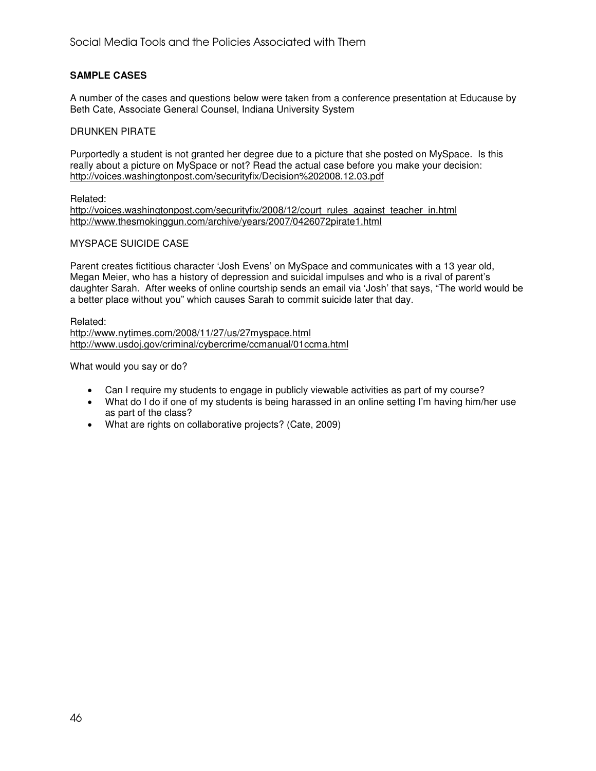## SAMPLE CASES

A number of the cases and questions below were taken from a conference presentation at Educause by Beth Cate, Associate General Counsel, Indiana University System

### DRUNKEN PIRATE

Purportedly a student is not granted her degree due to a picture that she posted on MySpace. Is this really about a picture on MySpace or not? Read the actual case before you make your decision: http://voices.washingtonpost.com/securityfix/Decision%202008.12.03.pdf

Related:
http://voices.washingtonpost.com/securityfix/2008/12/court_rules_against_teacher_in.html
http://www.thesmokinggun.com/archive/years/2007/0426072pirate1.html

### MYSPACE SUICIDE CASE

Parent creates fictitious character 'Josh Evens' on MySpace and communicates with a 13 year old, Megan Meier, who has a history of depression and suicidal impulses and who is a rival of parent's daughter Sarah. After weeks of online courtship sends an email via 'Josh' that says, "The world would be a better place without you" which causes Sarah to commit suicide later that day.

Related:
http://www.nytimes.com/2008/11/27/us/27myspace.html
http://www.usdoj.gov/criminal/cybercrime/ccmanual/01ccma.html

What would you say or do?

- Can I require my students to engage in publicly viewable activities as part of my course?
- What do I do if one of my students is being harassed in an online setting I'm having him/her use as part of the class?
- What are rights on collaborative projects? (Cate, 2009)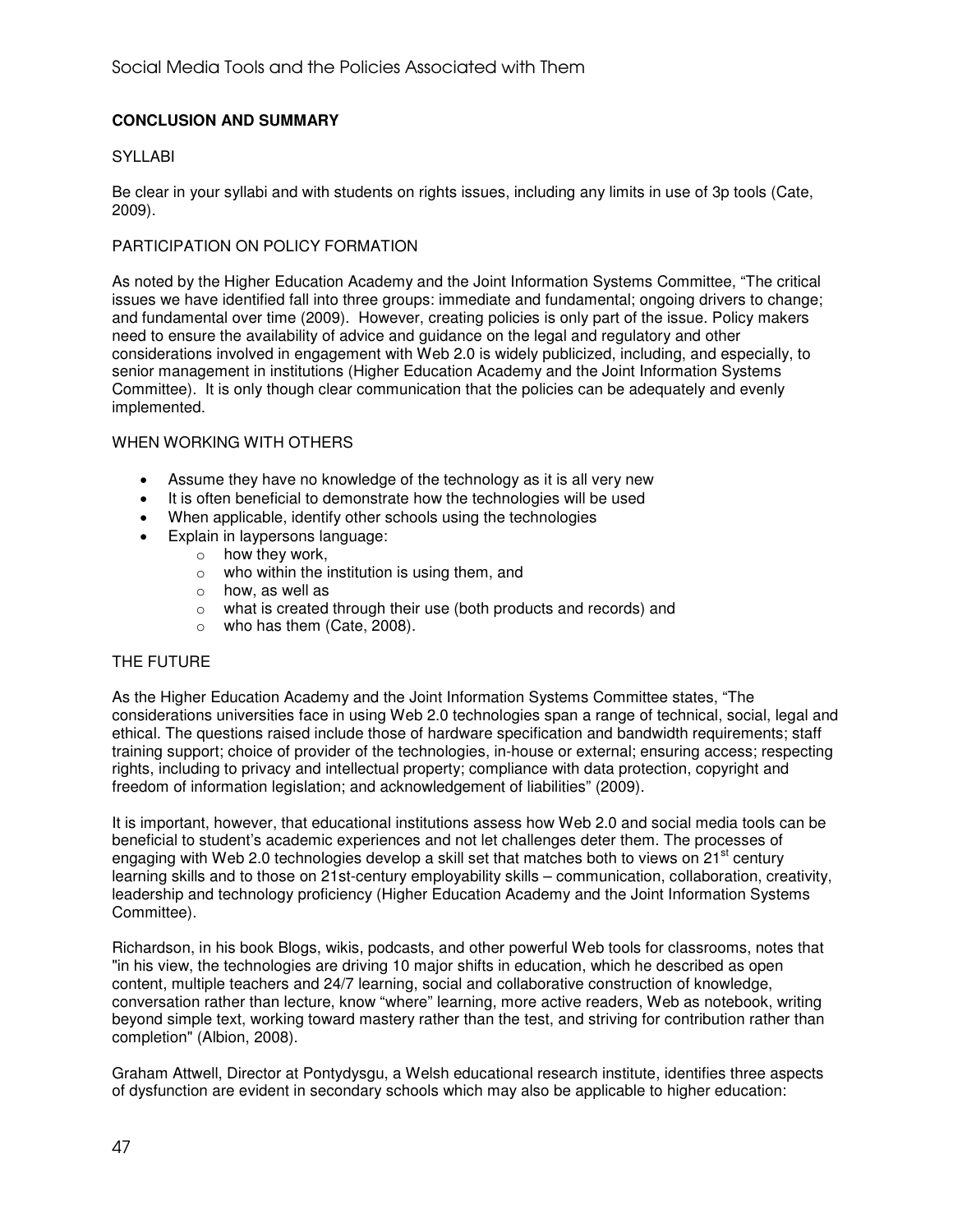## CONCLUSION AND SUMMARY

### SYLLABI

Be clear in your syllabi and with students on rights issues, including any limits in use of 3p tools (Cate, 2009).

### PARTICIPATION ON POLICY FORMATION

As noted by the Higher Education Academy and the Joint Information Systems Committee, "The critical issues we have identified fall into three groups: immediate and fundamental; ongoing drivers to change; and fundamental over time (2009). However, creating policies is only part of the issue. Policy makers need to ensure the availability of advice and guidance on the legal and regulatory and other considerations involved in engagement with Web 2.0 is widely publicized, including, and especially, to senior management in institutions (Higher Education Academy and the Joint Information Systems Committee). It is only though clear communication that the policies can be adequately and evenly implemented.

### WHEN WORKING WITH OTHERS

- Assume they have no knowledge of the technology as it is all very new
- It is often beneficial to demonstrate how the technologies will be used
- When applicable, identify other schools using the technologies
- Explain in laypersons language:
  - how they work,
  - who within the institution is using them, and
  - how, as well as
  - what is created through their use (both products and records) and
  - who has them (Cate, 2008).

### THE FUTURE

As the Higher Education Academy and the Joint Information Systems Committee states, "The considerations universities face in using Web 2.0 technologies span a range of technical, social, legal and ethical. The questions raised include those of hardware specification and bandwidth requirements; staff training support; choice of provider of the technologies, in-house or external; ensuring access; respecting rights, including to privacy and intellectual property; compliance with data protection, copyright and freedom of information legislation; and acknowledgement of liabilities" (2009).

It is important, however, that educational institutions assess how Web 2.0 and social media tools can be beneficial to student's academic experiences and not let challenges deter them. The processes of engaging with Web 2.0 technologies develop a skill set that matches both to views on 21st century learning skills and to those on 21st-century employability skills – communication, collaboration, creativity, leadership and technology proficiency (Higher Education Academy and the Joint Information Systems Committee).

Richardson, in his book Blogs, wikis, podcasts, and other powerful Web tools for classrooms, notes that "in his view, the technologies are driving 10 major shifts in education, which he described as open content, multiple teachers and 24/7 learning, social and collaborative construction of knowledge, conversation rather than lecture, know "where" learning, more active readers, Web as notebook, writing beyond simple text, working toward mastery rather than the test, and striving for contribution rather than completion" (Albion, 2008).

Graham Attwell, Director at Pontydysgu, a Welsh educational research institute, identifies three aspects of dysfunction are evident in secondary schools which may also be applicable to higher education: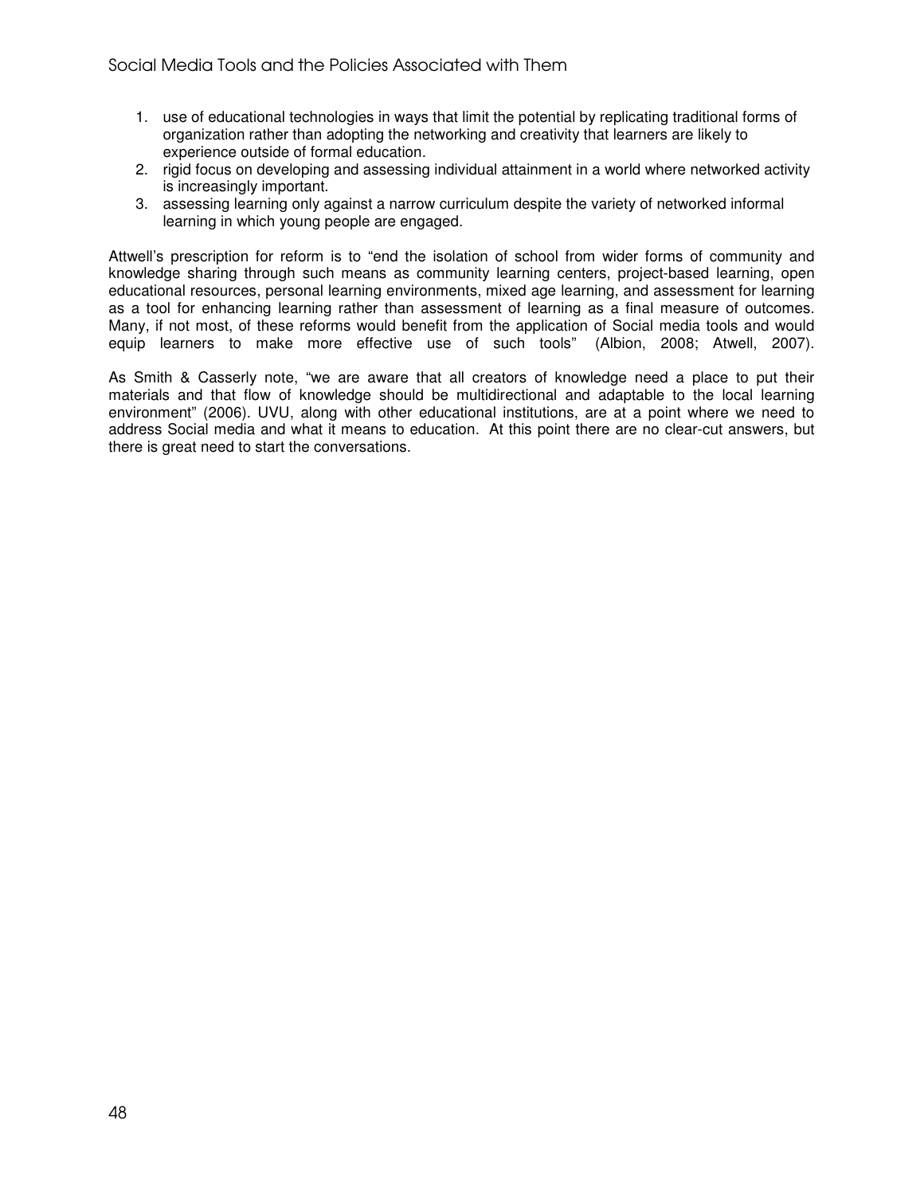1. use of educational technologies in ways that limit the potential by replicating traditional forms of organization rather than adopting the networking and creativity that learners are likely to experience outside of formal education.
2. rigid focus on developing and assessing individual attainment in a world where networked activity is increasingly important.
3. assessing learning only against a narrow curriculum despite the variety of networked informal learning in which young people are engaged.

Attwell's prescription for reform is to "end the isolation of school from wider forms of community and knowledge sharing through such means as community learning centers, project-based learning, open educational resources, personal learning environments, mixed age learning, and assessment for learning as a tool for enhancing learning rather than assessment of learning as a final measure of outcomes. Many, if not most, of these reforms would benefit from the application of Social media tools and would equip learners to make more effective use of such tools" (Albion, 2008; Atwell, 2007).

As Smith & Casserly note, "we are aware that all creators of knowledge need a place to put their materials and that flow of knowledge should be multidirectional and adaptable to the local learning environment" (2006). UVU, along with other educational institutions, are at a point where we need to address Social media and what it means to education. At this point there are no clear-cut answers, but there is great need to start the conversations.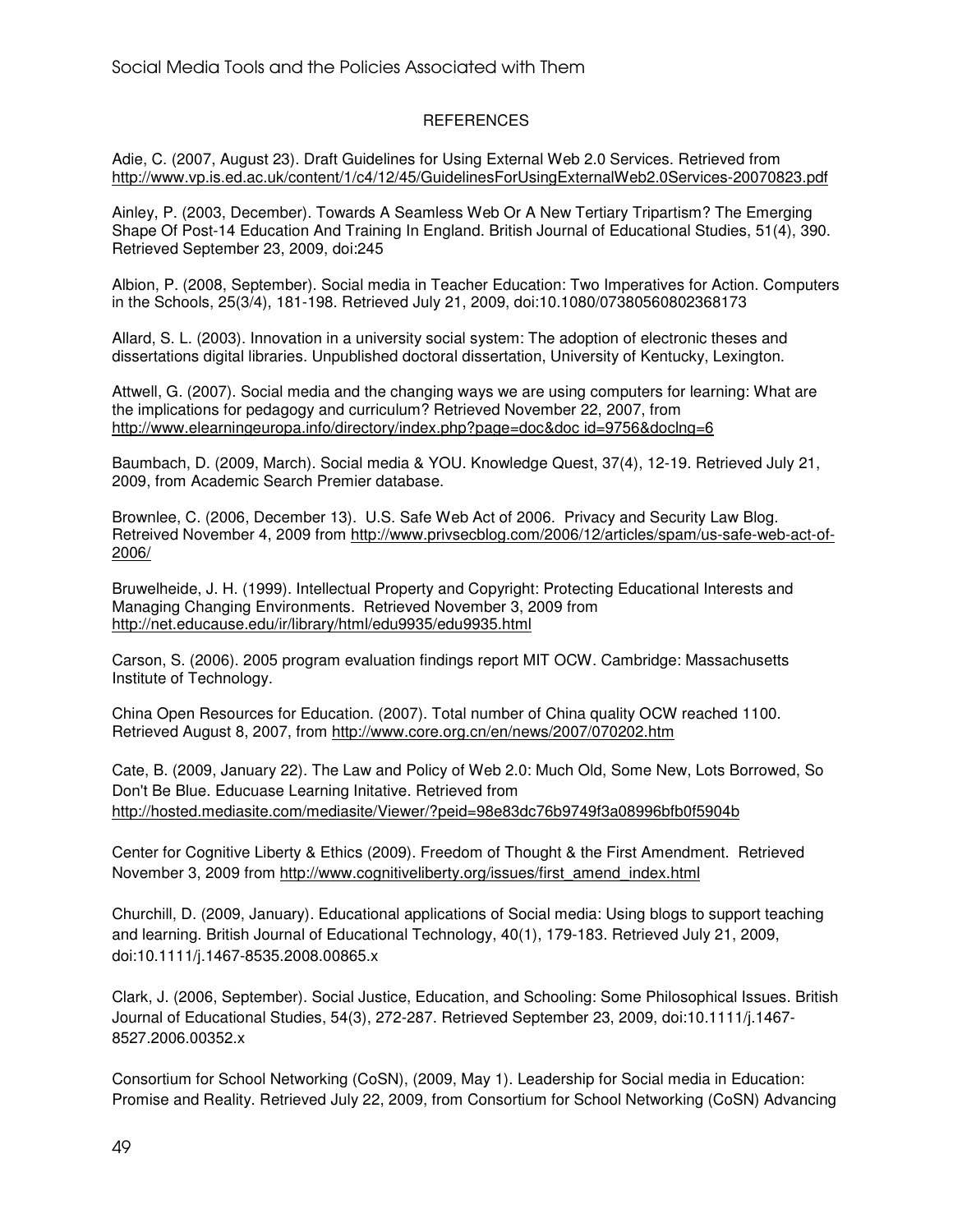## REFERENCES

Adie, C. (2007, August 23). Draft Guidelines for Using External Web 2.0 Services. Retrieved from http://www.vp.is.ed.ac.uk/content/1/c4/12/45/GuidelinesForUsingExternalWeb2.0Services-20070823.pdf

Ainley, P. (2003, December). Towards A Seamless Web Or A New Tertiary Tripartism? The Emerging Shape Of Post-14 Education And Training In England. British Journal of Educational Studies, 51(4), 390. Retrieved September 23, 2009, doi:245

Albion, P. (2008, September). Social media in Teacher Education: Two Imperatives for Action. Computers in the Schools, 25(3/4), 181-198. Retrieved July 21, 2009, doi:10.1080/07380560802368173

Allard, S. L. (2003). Innovation in a university social system: The adoption of electronic theses and dissertations digital libraries. Unpublished doctoral dissertation, University of Kentucky, Lexington.

Attwell, G. (2007). Social media and the changing ways we are using computers for learning: What are the implications for pedagogy and curriculum? Retrieved November 22, 2007, from http://www.elearningeuropa.info/directory/index.php?page=doc&doc id=9756&doclng=6

Baumbach, D. (2009, March). Social media & YOU. Knowledge Quest, 37(4), 12-19. Retrieved July 21, 2009, from Academic Search Premier database.

Brownlee, C. (2006, December 13). U.S. Safe Web Act of 2006. Privacy and Security Law Blog. Retreived November 4, 2009 from http://www.privsecblog.com/2006/12/articles/spam/us-safe-web-act-of-2006/

Bruwelheide, J. H. (1999). Intellectual Property and Copyright: Protecting Educational Interests and Managing Changing Environments. Retrieved November 3, 2009 from http://net.educause.edu/ir/library/html/edu9935/edu9935.html

Carson, S. (2006). 2005 program evaluation findings report MIT OCW. Cambridge: Massachusetts Institute of Technology.

China Open Resources for Education. (2007). Total number of China quality OCW reached 1100. Retrieved August 8, 2007, from http://www.core.org.cn/en/news/2007/070202.htm

Cate, B. (2009, January 22). The Law and Policy of Web 2.0: Much Old, Some New, Lots Borrowed, So Don't Be Blue. Educuase Learning Initative. Retrieved from http://hosted.mediasite.com/mediasite/Viewer/?peid=98e83dc76b9749f3a08996bfb0f5904b

Center for Cognitive Liberty & Ethics (2009). Freedom of Thought & the First Amendment. Retrieved November 3, 2009 from http://www.cognitiveliberty.org/issues/first_amend_index.html

Churchill, D. (2009, January). Educational applications of Social media: Using blogs to support teaching and learning. British Journal of Educational Technology, 40(1), 179-183. Retrieved July 21, 2009, doi:10.1111/j.1467-8535.2008.00865.x

Clark, J. (2006, September). Social Justice, Education, and Schooling: Some Philosophical Issues. British Journal of Educational Studies, 54(3), 272-287. Retrieved September 23, 2009, doi:10.1111/j.1467-8527.2006.00352.x

Consortium for School Networking (CoSN), (2009, May 1). Leadership for Social media in Education: Promise and Reality. Retrieved July 22, 2009, from Consortium for School Networking (CoSN) Advancing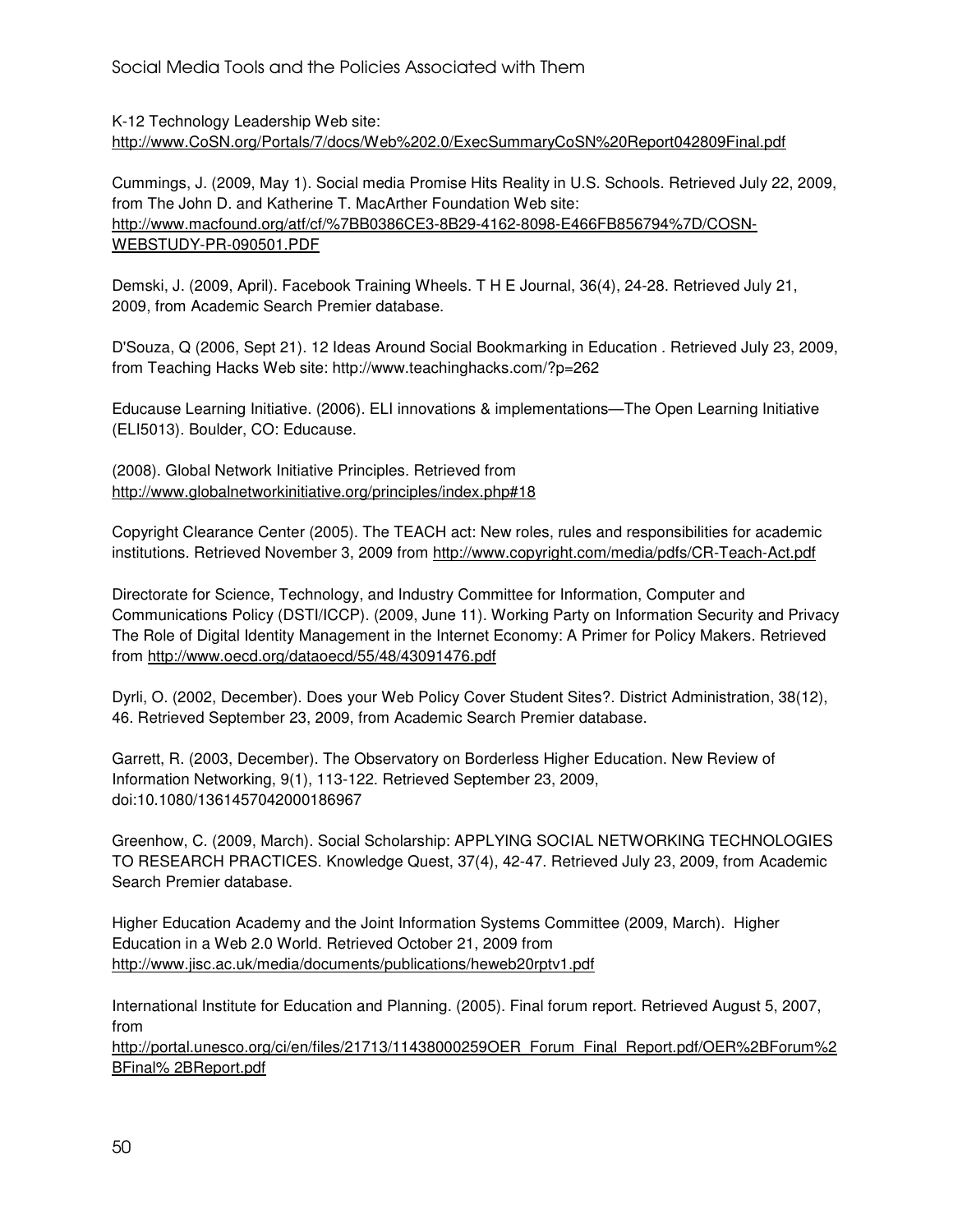K-12 Technology Leadership Web site:
http://www.CoSN.org/Portals/7/docs/Web%202.0/ExecSummaryCoSN%20Report042809Final.pdf

Cummings, J. (2009, May 1). Social media Promise Hits Reality in U.S. Schools. Retrieved July 22, 2009, from The John D. and Katherine T. MacArther Foundation Web site:
http://www.macfound.org/atf/cf/%7BB0386CE3-8B29-4162-8098-E466FB856794%7D/COSN-WEBSTUDY-PR-090501.PDF

Demski, J. (2009, April). Facebook Training Wheels. T H E Journal, 36(4), 24-28. Retrieved July 21, 2009, from Academic Search Premier database.

D'Souza, Q (2006, Sept 21). 12 Ideas Around Social Bookmarking in Education . Retrieved July 23, 2009, from Teaching Hacks Web site: http://www.teachinghacks.com/?p=262

Educause Learning Initiative. (2006). ELI innovations & implementations—The Open Learning Initiative (ELI5013). Boulder, CO: Educause.

(2008). Global Network Initiative Principles. Retrieved from
http://www.globalnetworkinitiative.org/principles/index.php#18

Copyright Clearance Center (2005). The TEACH act: New roles, rules and responsibilities for academic institutions. Retrieved November 3, 2009 from http://www.copyright.com/media/pdfs/CR-Teach-Act.pdf

Directorate for Science, Technology, and Industry Committee for Information, Computer and Communications Policy (DSTI/ICCP). (2009, June 11). Working Party on Information Security and Privacy The Role of Digital Identity Management in the Internet Economy: A Primer for Policy Makers. Retrieved from http://www.oecd.org/dataoecd/55/48/43091476.pdf

Dyrli, O. (2002, December). Does your Web Policy Cover Student Sites?. District Administration, 38(12), 46. Retrieved September 23, 2009, from Academic Search Premier database.

Garrett, R. (2003, December). The Observatory on Borderless Higher Education. New Review of Information Networking, 9(1), 113-122. Retrieved September 23, 2009,
doi:10.1080/1361457042000186967

Greenhow, C. (2009, March). Social Scholarship: APPLYING SOCIAL NETWORKING TECHNOLOGIES TO RESEARCH PRACTICES. Knowledge Quest, 37(4), 42-47. Retrieved July 23, 2009, from Academic Search Premier database.

Higher Education Academy and the Joint Information Systems Committee (2009, March). Higher Education in a Web 2.0 World. Retrieved October 21, 2009 from
http://www.jisc.ac.uk/media/documents/publications/heweb20rptv1.pdf

International Institute for Education and Planning. (2005). Final forum report. Retrieved August 5, 2007, from
http://portal.unesco.org/ci/en/files/21713/11438000259OER_Forum_Final_Report.pdf/OER%2BForum%2BFinal% 2BReport.pdf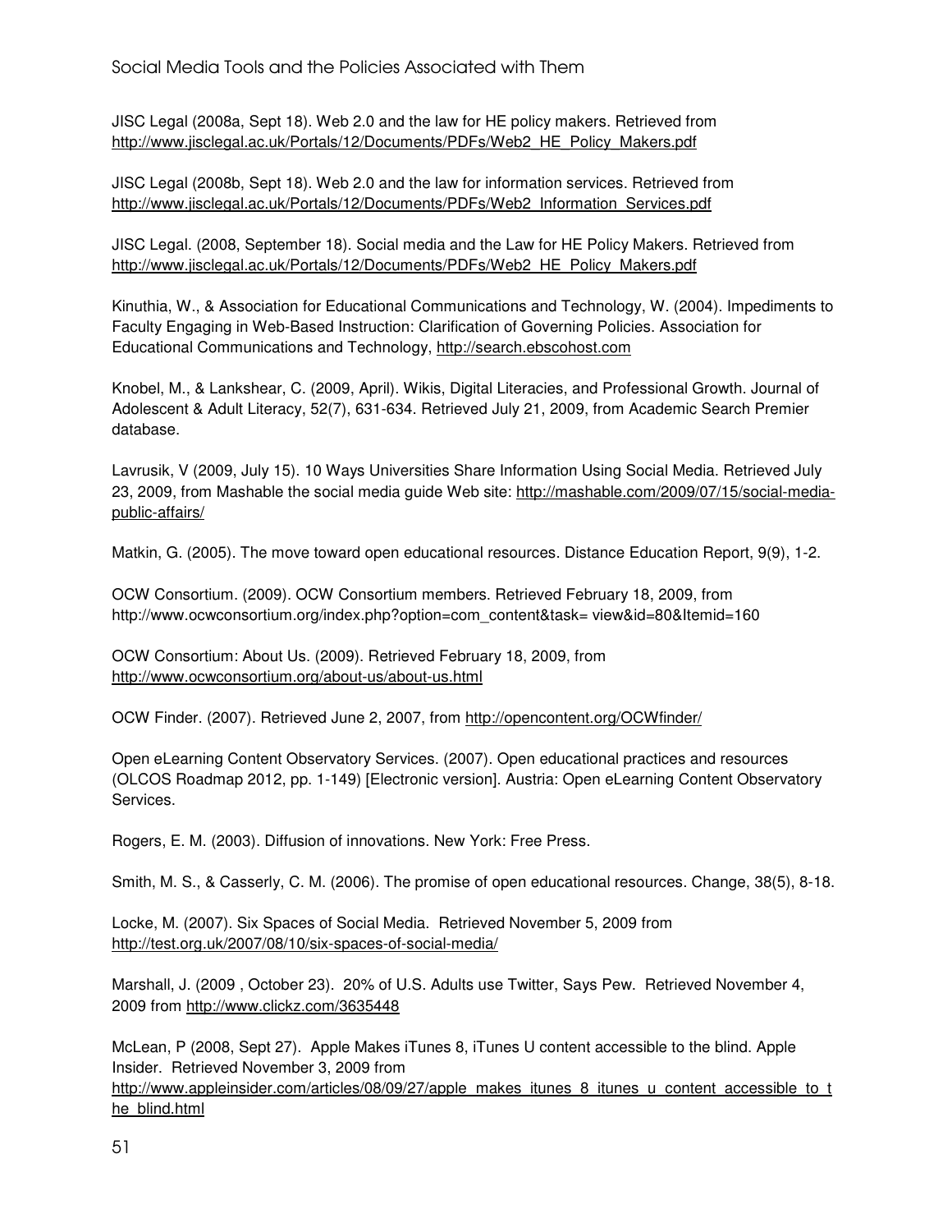JISC Legal (2008a, Sept 18). Web 2.0 and the law for HE policy makers. Retrieved from http://www.jisclegal.ac.uk/Portals/12/Documents/PDFs/Web2_HE_Policy_Makers.pdf

JISC Legal (2008b, Sept 18). Web 2.0 and the law for information services. Retrieved from http://www.jisclegal.ac.uk/Portals/12/Documents/PDFs/Web2_Information_Services.pdf

JISC Legal. (2008, September 18). Social media and the Law for HE Policy Makers. Retrieved from http://www.jisclegal.ac.uk/Portals/12/Documents/PDFs/Web2_HE_Policy_Makers.pdf

Kinuthia, W., & Association for Educational Communications and Technology, W. (2004). Impediments to Faculty Engaging in Web-Based Instruction: Clarification of Governing Policies. Association for Educational Communications and Technology, http://search.ebscohost.com

Knobel, M., & Lankshear, C. (2009, April). Wikis, Digital Literacies, and Professional Growth. Journal of Adolescent & Adult Literacy, 52(7), 631-634. Retrieved July 21, 2009, from Academic Search Premier database.

Lavrusik, V (2009, July 15). 10 Ways Universities Share Information Using Social Media. Retrieved July 23, 2009, from Mashable the social media guide Web site: http://mashable.com/2009/07/15/social-media-public-affairs/

Matkin, G. (2005). The move toward open educational resources. Distance Education Report, 9(9), 1-2.

OCW Consortium. (2009). OCW Consortium members. Retrieved February 18, 2009, from http://www.ocwconsortium.org/index.php?option=com_content&task= view&id=80&Itemid=160

OCW Consortium: About Us. (2009). Retrieved February 18, 2009, from http://www.ocwconsortium.org/about-us/about-us.html

OCW Finder. (2007). Retrieved June 2, 2007, from http://opencontent.org/OCWfinder/

Open eLearning Content Observatory Services. (2007). Open educational practices and resources (OLCOS Roadmap 2012, pp. 1-149) [Electronic version]. Austria: Open eLearning Content Observatory Services.

Rogers, E. M. (2003). Diffusion of innovations. New York: Free Press.

Smith, M. S., & Casserly, C. M. (2006). The promise of open educational resources. Change, 38(5), 8-18.

Locke, M. (2007). Six Spaces of Social Media. Retrieved November 5, 2009 from http://test.org.uk/2007/08/10/six-spaces-of-social-media/

Marshall, J. (2009 , October 23). 20% of U.S. Adults use Twitter, Says Pew. Retrieved November 4, 2009 from http://www.clickz.com/3635448

McLean, P (2008, Sept 27). Apple Makes iTunes 8, iTunes U content accessible to the blind. Apple Insider. Retrieved November 3, 2009 from http://www.appleinsider.com/articles/08/09/27/apple_makes_itunes_8_itunes_u_content_accessible_to_the_blind.html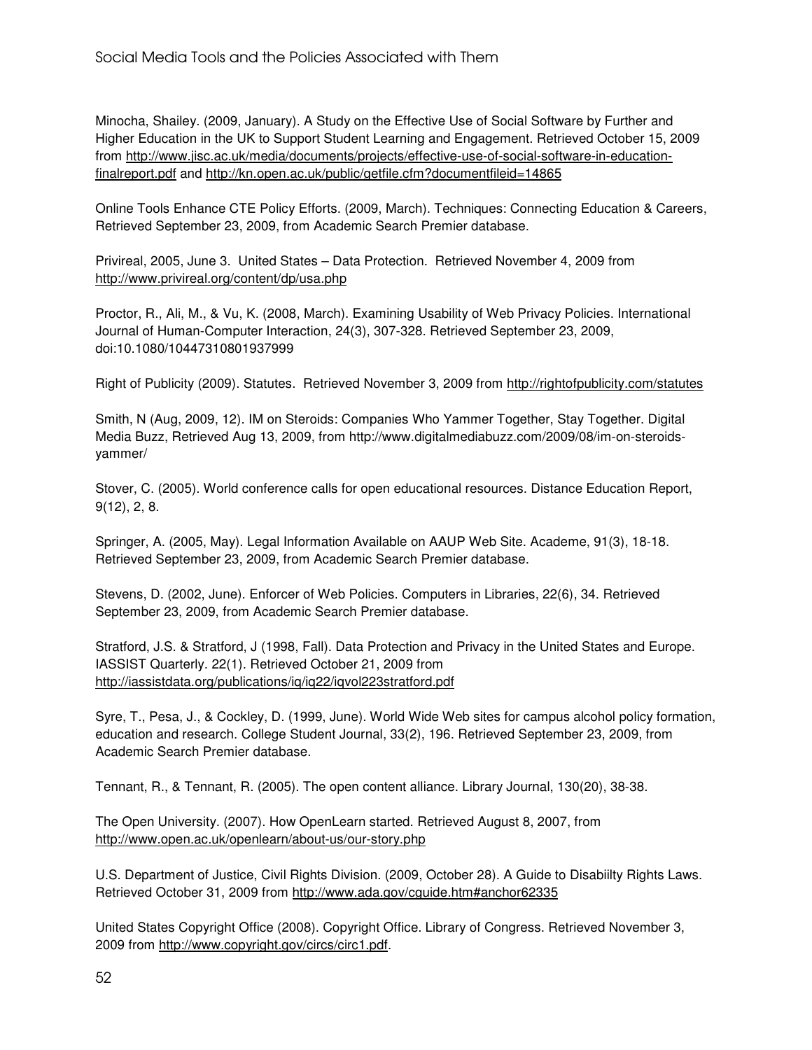Minocha, Shailey. (2009, January). A Study on the Effective Use of Social Software by Further and Higher Education in the UK to Support Student Learning and Engagement. Retrieved October 15, 2009 from http://www.jisc.ac.uk/media/documents/projects/effective-use-of-social-software-in-education-finalreport.pdf and http://kn.open.ac.uk/public/getfile.cfm?documentfileid=14865

Online Tools Enhance CTE Policy Efforts. (2009, March). Techniques: Connecting Education & Careers, Retrieved September 23, 2009, from Academic Search Premier database.

Privireal, 2005, June 3. United States – Data Protection. Retrieved November 4, 2009 from http://www.privireal.org/content/dp/usa.php

Proctor, R., Ali, M., & Vu, K. (2008, March). Examining Usability of Web Privacy Policies. International Journal of Human-Computer Interaction, 24(3), 307-328. Retrieved September 23, 2009, doi:10.1080/10447310801937999

Right of Publicity (2009). Statutes. Retrieved November 3, 2009 from http://rightofpublicity.com/statutes

Smith, N (Aug, 2009, 12). IM on Steroids: Companies Who Yammer Together, Stay Together. Digital Media Buzz, Retrieved Aug 13, 2009, from http://www.digitalmediabuzz.com/2009/08/im-on-steroids-yammer/

Stover, C. (2005). World conference calls for open educational resources. Distance Education Report, 9(12), 2, 8.

Springer, A. (2005, May). Legal Information Available on AAUP Web Site. Academe, 91(3), 18-18. Retrieved September 23, 2009, from Academic Search Premier database.

Stevens, D. (2002, June). Enforcer of Web Policies. Computers in Libraries, 22(6), 34. Retrieved September 23, 2009, from Academic Search Premier database.

Stratford, J.S. & Stratford, J (1998, Fall). Data Protection and Privacy in the United States and Europe. IASSIST Quarterly. 22(1). Retrieved October 21, 2009 from http://iassistdata.org/publications/iq/iq22/iqvol223stratford.pdf

Syre, T., Pesa, J., & Cockley, D. (1999, June). World Wide Web sites for campus alcohol policy formation, education and research. College Student Journal, 33(2), 196. Retrieved September 23, 2009, from Academic Search Premier database.

Tennant, R., & Tennant, R. (2005). The open content alliance. Library Journal, 130(20), 38-38.

The Open University. (2007). How OpenLearn started. Retrieved August 8, 2007, from http://www.open.ac.uk/openlearn/about-us/our-story.php

U.S. Department of Justice, Civil Rights Division. (2009, October 28). A Guide to Disabiilty Rights Laws. Retrieved October 31, 2009 from http://www.ada.gov/cguide.htm#anchor62335

United States Copyright Office (2008). Copyright Office. Library of Congress. Retrieved November 3, 2009 from http://www.copyright.gov/circs/circ1.pdf.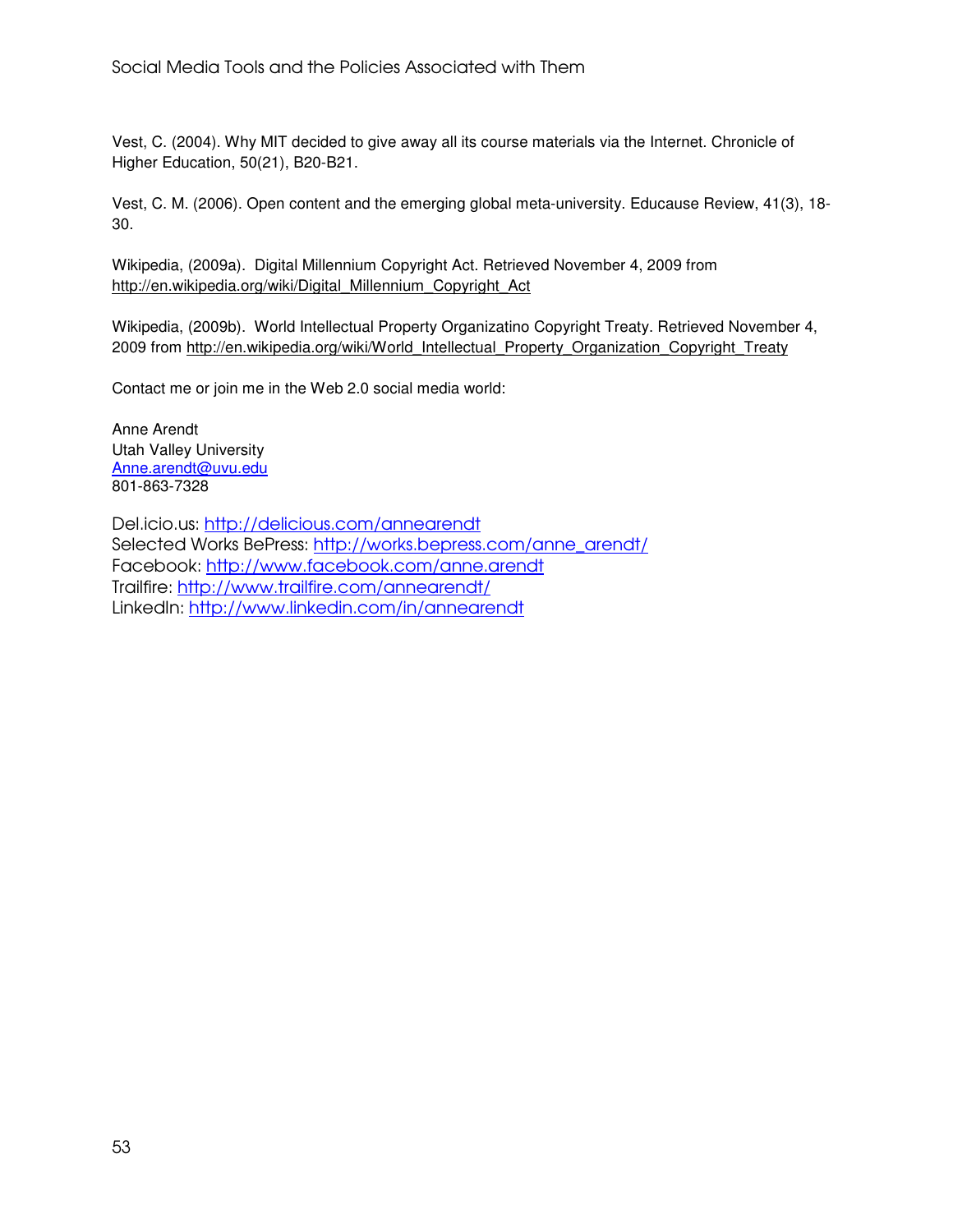Vest, C. (2004). Why MIT decided to give away all its course materials via the Internet. Chronicle of Higher Education, 50(21), B20-B21.

Vest, C. M. (2006). Open content and the emerging global meta-university. Educause Review, 41(3), 18-30.

Wikipedia, (2009a). Digital Millennium Copyright Act. Retrieved November 4, 2009 from http://en.wikipedia.org/wiki/Digital_Millennium_Copyright_Act

Wikipedia, (2009b). World Intellectual Property Organizatino Copyright Treaty. Retrieved November 4, 2009 from http://en.wikipedia.org/wiki/World_Intellectual_Property_Organization_Copyright_Treaty

Contact me or join me in the Web 2.0 social media world:

Anne Arendt  
Utah Valley University  
Anne.arendt@uvu.edu  
801-863-7328

Del.icio.us: http://delicious.com/annearendt  
Selected Works BePress: http://works.bepress.com/anne_arendt/  
Facebook: http://www.facebook.com/anne.arendt  
Trailfire: http://www.trailfire.com/annearendt/  
LinkedIn: http://www.linkedin.com/in/annearendt